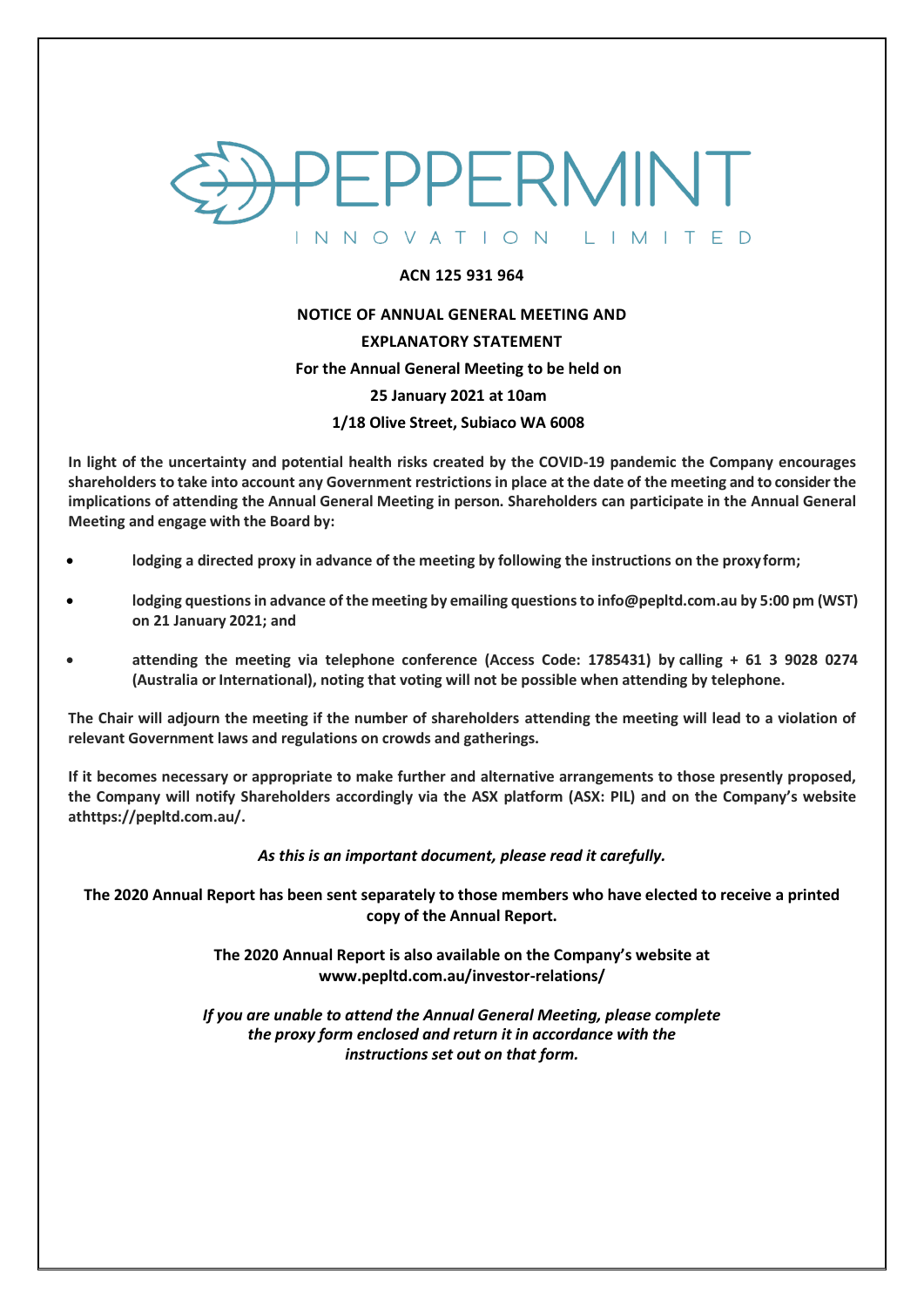# PEPPERMINT

INNOVATION LIMITED

**ACN 125 931 964**

**NOTICE OF ANNUAL GENERAL MEETING AND**

**EXPLANATORY STATEMENT**

**For the Annual General Meeting to be held on**

**25 January 2021 at 10am**

**1/18 Olive Street, Subiaco WA 6008**

**In light of the uncertainty and potential health risks created by the COVID-19 pandemic the Company encourages shareholders to take into account any Government restrictions in place at the date of the meeting and to consider the implications of attending the Annual General Meeting in person. Shareholders can participate in the Annual General Meeting and engage with the Board by:**

- **lodging a directed proxy in advance of the meeting by following the instructions on the proxy form;**
- **lodging questions in advance of the meeting by emailing questions to info@pepltd.com.au by 5:00 pm (WST) on 21 January 2021; and**
- **attending the meeting via telephone conference (Access Code: 1785431) by calling + 61 3 9028 0274 (Australia or International), noting that voting will not be possible when attending by telephone.**

**The Chair will adjourn the meeting if the number of shareholders attending the meeting will lead to a violation of relevant Government laws and regulations on crowds and gatherings.**

**If it becomes necessary or appropriate to make further and alternative arrangements to those presently proposed, the Company will notify Shareholders accordingly via the ASX platform (ASX: PIL) and on the Company's website athttps://pepltd.com.au/.**

***As this is an important document, please read it carefully.***

**The 2020 Annual Report has been sent separately to those members who have elected to receive a printed copy of the Annual Report.**

**The 2020 Annual Report is also available on the Company's website at www.pepltd.com.au/investor-relations/**

***If you are unable to attend the Annual General Meeting, please complete the proxy form enclosed and return it in accordance with the instructions set out on that form.***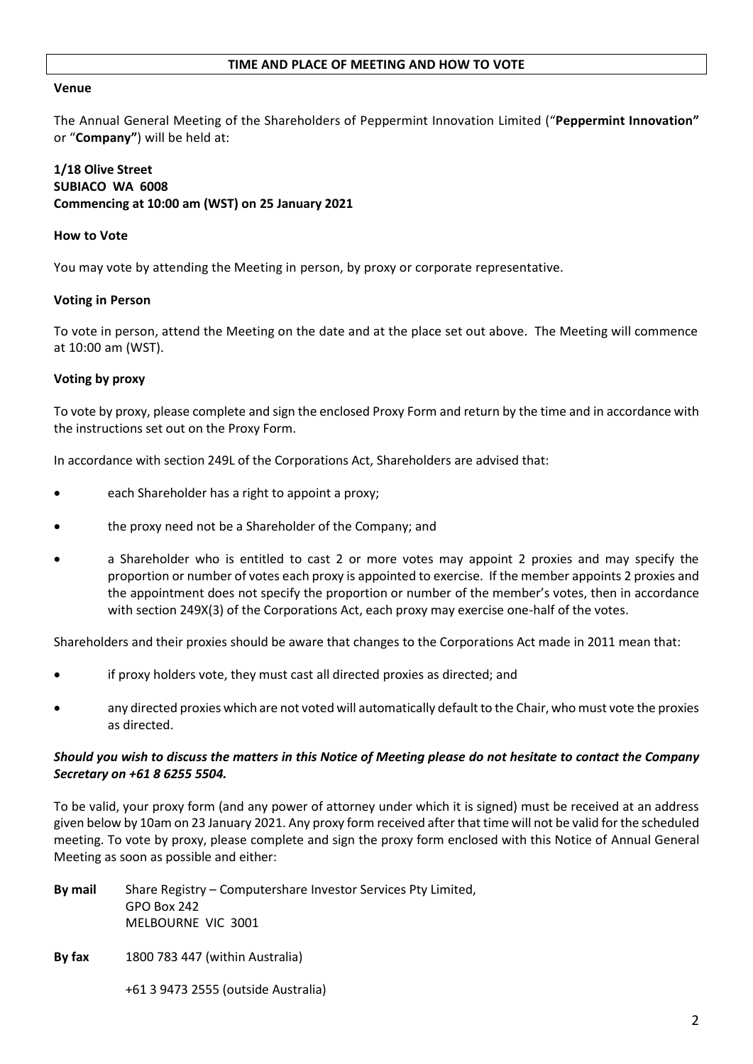## TIME AND PLACE OF MEETING AND HOW TO VOTE

**Venue**

The Annual General Meeting of the Shareholders of Peppermint Innovation Limited ("**Peppermint Innovation"** or "**Company"**) will be held at:

**1/18 Olive Street**
**SUBIACO WA 6008**
**Commencing at 10:00 am (WST) on 25 January 2021**

**How to Vote**

You may vote by attending the Meeting in person, by proxy or corporate representative.

**Voting in Person**

To vote in person, attend the Meeting on the date and at the place set out above. The Meeting will commence at 10:00 am (WST).

**Voting by proxy**

To vote by proxy, please complete and sign the enclosed Proxy Form and return by the time and in accordance with the instructions set out on the Proxy Form.

In accordance with section 249L of the Corporations Act, Shareholders are advised that:

- each Shareholder has a right to appoint a proxy;
- the proxy need not be a Shareholder of the Company; and
- a Shareholder who is entitled to cast 2 or more votes may appoint 2 proxies and may specify the proportion or number of votes each proxy is appointed to exercise. If the member appoints 2 proxies and the appointment does not specify the proportion or number of the member's votes, then in accordance with section 249X(3) of the Corporations Act, each proxy may exercise one-half of the votes.

Shareholders and their proxies should be aware that changes to the Corporations Act made in 2011 mean that:

- if proxy holders vote, they must cast all directed proxies as directed; and
- any directed proxies which are not voted will automatically default to the Chair, who must vote the proxies as directed.

***Should you wish to discuss the matters in this Notice of Meeting please do not hesitate to contact the Company Secretary on +61 8 6255 5504.***

To be valid, your proxy form (and any power of attorney under which it is signed) must be received at an address given below by 10am on 23 January 2021. Any proxy form received after that time will not be valid for the scheduled meeting. To vote by proxy, please complete and sign the proxy form enclosed with this Notice of Annual General Meeting as soon as possible and either:

**By mail** Share Registry – Computershare Investor Services Pty Limited,
GPO Box 242
MELBOURNE VIC 3001

**By fax** 1800 783 447 (within Australia)

+61 3 9473 2555 (outside Australia)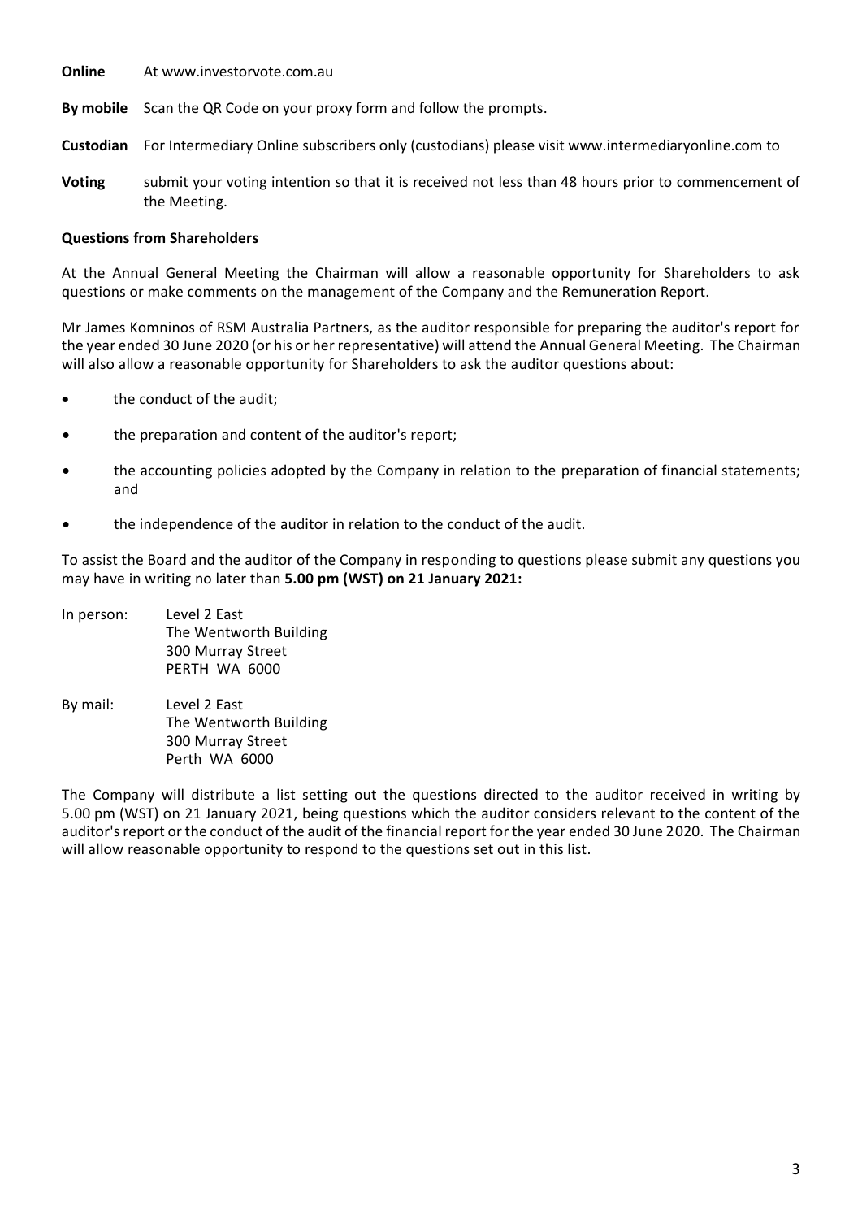**Online** At www.investorvote.com.au

**By mobile** Scan the QR Code on your proxy form and follow the prompts.

**Custodian Voting** For Intermediary Online subscribers only (custodians) please visit www.intermediaryonline.com to submit your voting intention so that it is received not less than 48 hours prior to commencement of the Meeting.

**Questions from Shareholders**

At the Annual General Meeting the Chairman will allow a reasonable opportunity for Shareholders to ask questions or make comments on the management of the Company and the Remuneration Report.

Mr James Komninos of RSM Australia Partners, as the auditor responsible for preparing the auditor's report for the year ended 30 June 2020 (or his or her representative) will attend the Annual General Meeting. The Chairman will also allow a reasonable opportunity for Shareholders to ask the auditor questions about:

- the conduct of the audit;
- the preparation and content of the auditor's report;
- the accounting policies adopted by the Company in relation to the preparation of financial statements; and
- the independence of the auditor in relation to the conduct of the audit.

To assist the Board and the auditor of the Company in responding to questions please submit any questions you may have in writing no later than **5.00 pm (WST) on 21 January 2021:**

In person: Level 2 East
The Wentworth Building
300 Murray Street
PERTH WA 6000

By mail: Level 2 East
The Wentworth Building
300 Murray Street
Perth WA 6000

The Company will distribute a list setting out the questions directed to the auditor received in writing by 5.00 pm (WST) on 21 January 2021, being questions which the auditor considers relevant to the content of the auditor's report or the conduct of the audit of the financial report for the year ended 30 June 2020. The Chairman will allow reasonable opportunity to respond to the questions set out in this list.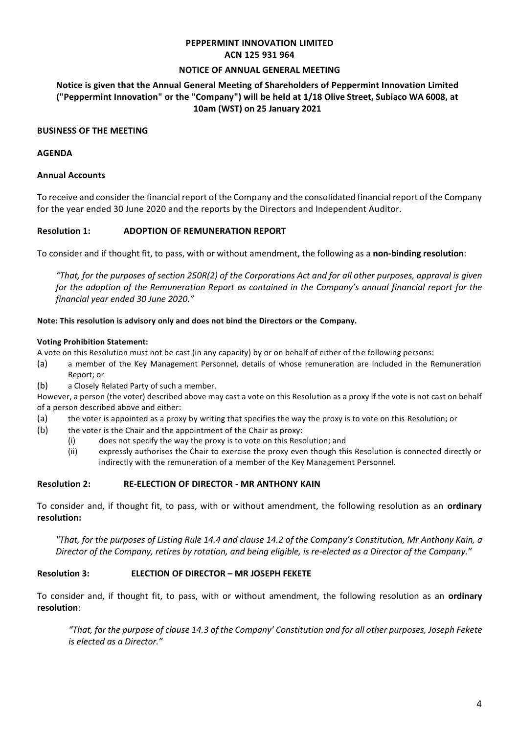**PEPPERMINT INNOVATION LIMITED**
**ACN 125 931 964**

**NOTICE OF ANNUAL GENERAL MEETING**

**Notice is given that the Annual General Meeting of Shareholders of Peppermint Innovation Limited ("Peppermint Innovation" or the "Company") will be held at 1/18 Olive Street, Subiaco WA 6008, at 10am (WST) on 25 January 2021**

## BUSINESS OF THE MEETING

## AGENDA

### Annual Accounts

To receive and consider the financial report of the Company and the consolidated financial report of the Company for the year ended 30 June 2020 and the reports by the Directors and Independent Auditor.

### Resolution 1: ADOPTION OF REMUNERATION REPORT

To consider and if thought fit, to pass, with or without amendment, the following as a **non-binding resolution**:

*"That, for the purposes of section 250R(2) of the Corporations Act and for all other purposes, approval is given for the adoption of the Remuneration Report as contained in the Company's annual financial report for the financial year ended 30 June 2020."*

**Note: This resolution is advisory only and does not bind the Directors or the Company.**

**Voting Prohibition Statement:**

A vote on this Resolution must not be cast (in any capacity) by or on behalf of either of the following persons:

(a) a member of the Key Management Personnel, details of whose remuneration are included in the Remuneration Report; or

(b) a Closely Related Party of such a member.

However, a person (the voter) described above may cast a vote on this Resolution as a proxy if the vote is not cast on behalf of a person described above and either:

(a) the voter is appointed as a proxy by writing that specifies the way the proxy is to vote on this Resolution; or

(b) the voter is the Chair and the appointment of the Chair as proxy:

   (i) does not specify the way the proxy is to vote on this Resolution; and

   (ii) expressly authorises the Chair to exercise the proxy even though this Resolution is connected directly or indirectly with the remuneration of a member of the Key Management Personnel.

### Resolution 2: RE-ELECTION OF DIRECTOR - MR ANTHONY KAIN

To consider and, if thought fit, to pass, with or without amendment, the following resolution as an **ordinary resolution:**

*"That, for the purposes of Listing Rule 14.4 and clause 14.2 of the Company's Constitution, Mr Anthony Kain, a Director of the Company, retires by rotation, and being eligible, is re-elected as a Director of the Company."*

### Resolution 3: ELECTION OF DIRECTOR – MR JOSEPH FEKETE

To consider and, if thought fit, to pass, with or without amendment, the following resolution as an **ordinary resolution**:

*"That, for the purpose of clause 14.3 of the Company' Constitution and for all other purposes, Joseph Fekete is elected as a Director."*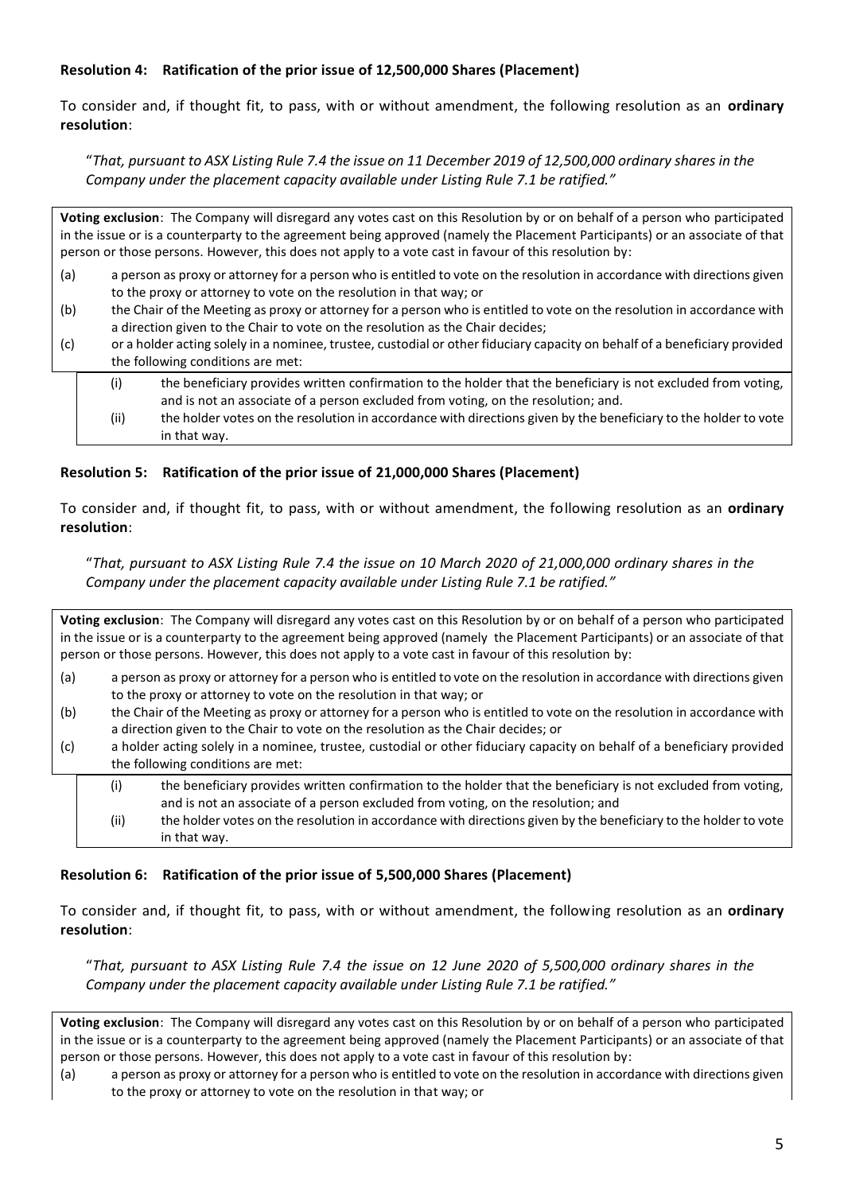**Resolution 4: Ratification of the prior issue of 12,500,000 Shares (Placement)**

To consider and, if thought fit, to pass, with or without amendment, the following resolution as an **ordinary resolution**:

"*That, pursuant to ASX Listing Rule 7.4 the issue on 11 December 2019 of 12,500,000 ordinary shares in the Company under the placement capacity available under Listing Rule 7.1 be ratified.*"

**Voting exclusion**: The Company will disregard any votes cast on this Resolution by or on behalf of a person who participated in the issue or is a counterparty to the agreement being approved (namely the Placement Participants) or an associate of that person or those persons. However, this does not apply to a vote cast in favour of this resolution by:

(a) a person as proxy or attorney for a person who is entitled to vote on the resolution in accordance with directions given to the proxy or attorney to vote on the resolution in that way; or

(b) the Chair of the Meeting as proxy or attorney for a person who is entitled to vote on the resolution in accordance with a direction given to the Chair to vote on the resolution as the Chair decides;

(c) or a holder acting solely in a nominee, trustee, custodial or other fiduciary capacity on behalf of a beneficiary provided the following conditions are met:

(i) the beneficiary provides written confirmation to the holder that the beneficiary is not excluded from voting, and is not an associate of a person excluded from voting, on the resolution; and.

(ii) the holder votes on the resolution in accordance with directions given by the beneficiary to the holder to vote in that way.

**Resolution 5: Ratification of the prior issue of 21,000,000 Shares (Placement)**

To consider and, if thought fit, to pass, with or without amendment, the following resolution as an **ordinary resolution**:

"*That, pursuant to ASX Listing Rule 7.4 the issue on 10 March 2020 of 21,000,000 ordinary shares in the Company under the placement capacity available under Listing Rule 7.1 be ratified.*"

**Voting exclusion**: The Company will disregard any votes cast on this Resolution by or on behalf of a person who participated in the issue or is a counterparty to the agreement being approved (namely the Placement Participants) or an associate of that person or those persons. However, this does not apply to a vote cast in favour of this resolution by:

(a) a person as proxy or attorney for a person who is entitled to vote on the resolution in accordance with directions given to the proxy or attorney to vote on the resolution in that way; or

(b) the Chair of the Meeting as proxy or attorney for a person who is entitled to vote on the resolution in accordance with a direction given to the Chair to vote on the resolution as the Chair decides; or

(c) a holder acting solely in a nominee, trustee, custodial or other fiduciary capacity on behalf of a beneficiary provided the following conditions are met:

(i) the beneficiary provides written confirmation to the holder that the beneficiary is not excluded from voting, and is not an associate of a person excluded from voting, on the resolution; and

(ii) the holder votes on the resolution in accordance with directions given by the beneficiary to the holder to vote in that way.

**Resolution 6: Ratification of the prior issue of 5,500,000 Shares (Placement)**

To consider and, if thought fit, to pass, with or without amendment, the following resolution as an **ordinary resolution**:

"*That, pursuant to ASX Listing Rule 7.4 the issue on 12 June 2020 of 5,500,000 ordinary shares in the Company under the placement capacity available under Listing Rule 7.1 be ratified.*"

**Voting exclusion**: The Company will disregard any votes cast on this Resolution by or on behalf of a person who participated in the issue or is a counterparty to the agreement being approved (namely the Placement Participants) or an associate of that person or those persons. However, this does not apply to a vote cast in favour of this resolution by:

(a) a person as proxy or attorney for a person who is entitled to vote on the resolution in accordance with directions given to the proxy or attorney to vote on the resolution in that way; or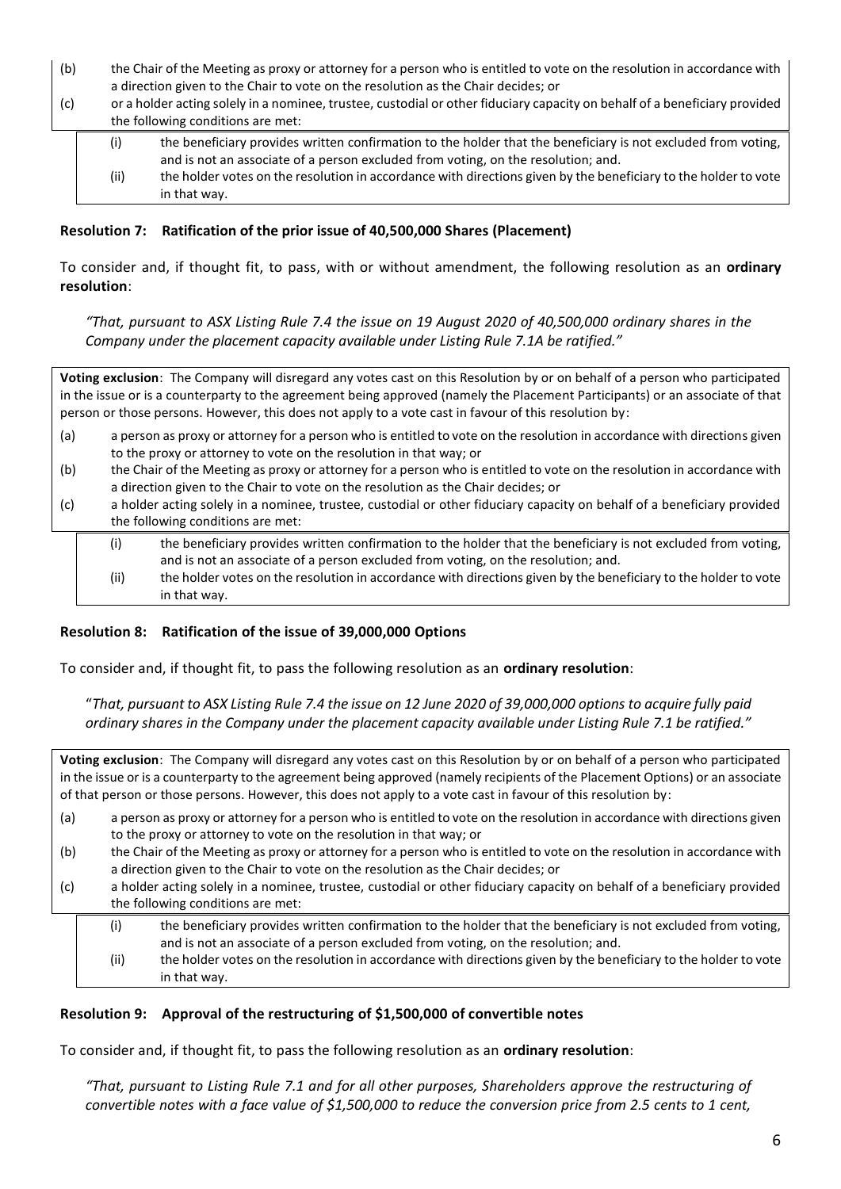(b) the Chair of the Meeting as proxy or attorney for a person who is entitled to vote on the resolution in accordance with a direction given to the Chair to vote on the resolution as the Chair decides; or

(c) or a holder acting solely in a nominee, trustee, custodial or other fiduciary capacity on behalf of a beneficiary provided the following conditions are met:

  (i) the beneficiary provides written confirmation to the holder that the beneficiary is not excluded from voting, and is not an associate of a person excluded from voting, on the resolution; and.

  (ii) the holder votes on the resolution in accordance with directions given by the beneficiary to the holder to vote in that way.

### Resolution 7: Ratification of the prior issue of 40,500,000 Shares (Placement)

To consider and, if thought fit, to pass, with or without amendment, the following resolution as an **ordinary resolution**:

*"That, pursuant to ASX Listing Rule 7.4 the issue on 19 August 2020 of 40,500,000 ordinary shares in the Company under the placement capacity available under Listing Rule 7.1A be ratified."*

**Voting exclusion**: The Company will disregard any votes cast on this Resolution by or on behalf of a person who participated in the issue or is a counterparty to the agreement being approved (namely the Placement Participants) or an associate of that person or those persons. However, this does not apply to a vote cast in favour of this resolution by:

(a) a person as proxy or attorney for a person who is entitled to vote on the resolution in accordance with directions given to the proxy or attorney to vote on the resolution in that way; or

(b) the Chair of the Meeting as proxy or attorney for a person who is entitled to vote on the resolution in accordance with a direction given to the Chair to vote on the resolution as the Chair decides; or

(c) a holder acting solely in a nominee, trustee, custodial or other fiduciary capacity on behalf of a beneficiary provided the following conditions are met:

  (i) the beneficiary provides written confirmation to the holder that the beneficiary is not excluded from voting, and is not an associate of a person excluded from voting, on the resolution; and.

  (ii) the holder votes on the resolution in accordance with directions given by the beneficiary to the holder to vote in that way.

### Resolution 8: Ratification of the issue of 39,000,000 Options

To consider and, if thought fit, to pass the following resolution as an **ordinary resolution**:

"*That, pursuant to ASX Listing Rule 7.4 the issue on 12 June 2020 of 39,000,000 options to acquire fully paid ordinary shares in the Company under the placement capacity available under Listing Rule 7.1 be ratified.*"

**Voting exclusion**: The Company will disregard any votes cast on this Resolution by or on behalf of a person who participated in the issue or is a counterparty to the agreement being approved (namely recipients of the Placement Options) or an associate of that person or those persons. However, this does not apply to a vote cast in favour of this resolution by:

(a) a person as proxy or attorney for a person who is entitled to vote on the resolution in accordance with directions given to the proxy or attorney to vote on the resolution in that way; or

(b) the Chair of the Meeting as proxy or attorney for a person who is entitled to vote on the resolution in accordance with a direction given to the Chair to vote on the resolution as the Chair decides; or

(c) a holder acting solely in a nominee, trustee, custodial or other fiduciary capacity on behalf of a beneficiary provided the following conditions are met:

  (i) the beneficiary provides written confirmation to the holder that the beneficiary is not excluded from voting, and is not an associate of a person excluded from voting, on the resolution; and.

  (ii) the holder votes on the resolution in accordance with directions given by the beneficiary to the holder to vote in that way.

### Resolution 9: Approval of the restructuring of $1,500,000 of convertible notes

To consider and, if thought fit, to pass the following resolution as an **ordinary resolution**:

*"That, pursuant to Listing Rule 7.1 and for all other purposes, Shareholders approve the restructuring of convertible notes with a face value of $1,500,000 to reduce the conversion price from 2.5 cents to 1 cent,*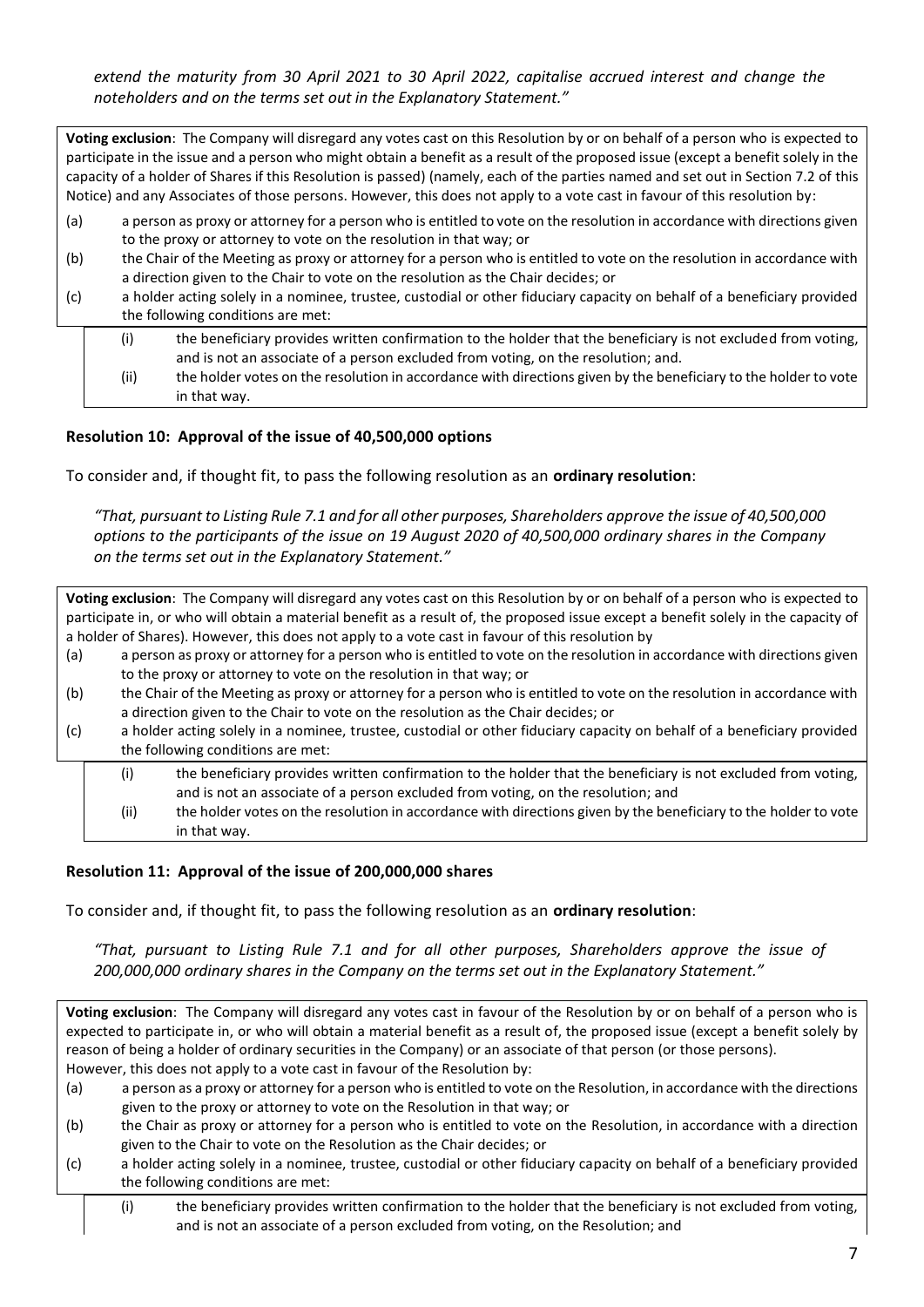*extend the maturity from 30 April 2021 to 30 April 2022, capitalise accrued interest and change the noteholders and on the terms set out in the Explanatory Statement."*

> **Voting exclusion**: The Company will disregard any votes cast on this Resolution by or on behalf of a person who is expected to participate in the issue and a person who might obtain a benefit as a result of the proposed issue (except a benefit solely in the capacity of a holder of Shares if this Resolution is passed) (namely, each of the parties named and set out in Section 7.2 of this Notice) and any Associates of those persons. However, this does not apply to a vote cast in favour of this resolution by:
>
> (a) a person as proxy or attorney for a person who is entitled to vote on the resolution in accordance with directions given to the proxy or attorney to vote on the resolution in that way; or
>
> (b) the Chair of the Meeting as proxy or attorney for a person who is entitled to vote on the resolution in accordance with a direction given to the Chair to vote on the resolution as the Chair decides; or
>
> (c) a holder acting solely in a nominee, trustee, custodial or other fiduciary capacity on behalf of a beneficiary provided the following conditions are met:
>
> (i) the beneficiary provides written confirmation to the holder that the beneficiary is not excluded from voting, and is not an associate of a person excluded from voting, on the resolution; and.
>
> (ii) the holder votes on the resolution in accordance with directions given by the beneficiary to the holder to vote in that way.

**Resolution 10: Approval of the issue of 40,500,000 options**

To consider and, if thought fit, to pass the following resolution as an **ordinary resolution**:

*"That, pursuant to Listing Rule 7.1 and for all other purposes, Shareholders approve the issue of 40,500,000 options to the participants of the issue on 19 August 2020 of 40,500,000 ordinary shares in the Company on the terms set out in the Explanatory Statement."*

> **Voting exclusion**: The Company will disregard any votes cast on this Resolution by or on behalf of a person who is expected to participate in, or who will obtain a material benefit as a result of, the proposed issue except a benefit solely in the capacity of a holder of Shares). However, this does not apply to a vote cast in favour of this resolution by
>
> (a) a person as proxy or attorney for a person who is entitled to vote on the resolution in accordance with directions given to the proxy or attorney to vote on the resolution in that way; or
>
> (b) the Chair of the Meeting as proxy or attorney for a person who is entitled to vote on the resolution in accordance with a direction given to the Chair to vote on the resolution as the Chair decides; or
>
> (c) a holder acting solely in a nominee, trustee, custodial or other fiduciary capacity on behalf of a beneficiary provided the following conditions are met:
>
> (i) the beneficiary provides written confirmation to the holder that the beneficiary is not excluded from voting, and is not an associate of a person excluded from voting, on the resolution; and
>
> (ii) the holder votes on the resolution in accordance with directions given by the beneficiary to the holder to vote in that way.

**Resolution 11: Approval of the issue of 200,000,000 shares**

To consider and, if thought fit, to pass the following resolution as an **ordinary resolution**:

*"That, pursuant to Listing Rule 7.1 and for all other purposes, Shareholders approve the issue of 200,000,000 ordinary shares in the Company on the terms set out in the Explanatory Statement."*

> **Voting exclusion**: The Company will disregard any votes cast in favour of the Resolution by or on behalf of a person who is expected to participate in, or who will obtain a material benefit as a result of, the proposed issue (except a benefit solely by reason of being a holder of ordinary securities in the Company) or an associate of that person (or those persons).
> However, this does not apply to a vote cast in favour of the Resolution by:
>
> (a) a person as a proxy or attorney for a person who is entitled to vote on the Resolution, in accordance with the directions given to the proxy or attorney to vote on the Resolution in that way; or
>
> (b) the Chair as proxy or attorney for a person who is entitled to vote on the Resolution, in accordance with a direction given to the Chair to vote on the Resolution as the Chair decides; or
>
> (c) a holder acting solely in a nominee, trustee, custodial or other fiduciary capacity on behalf of a beneficiary provided the following conditions are met:
>
> (i) the beneficiary provides written confirmation to the holder that the beneficiary is not excluded from voting, and is not an associate of a person excluded from voting, on the Resolution; and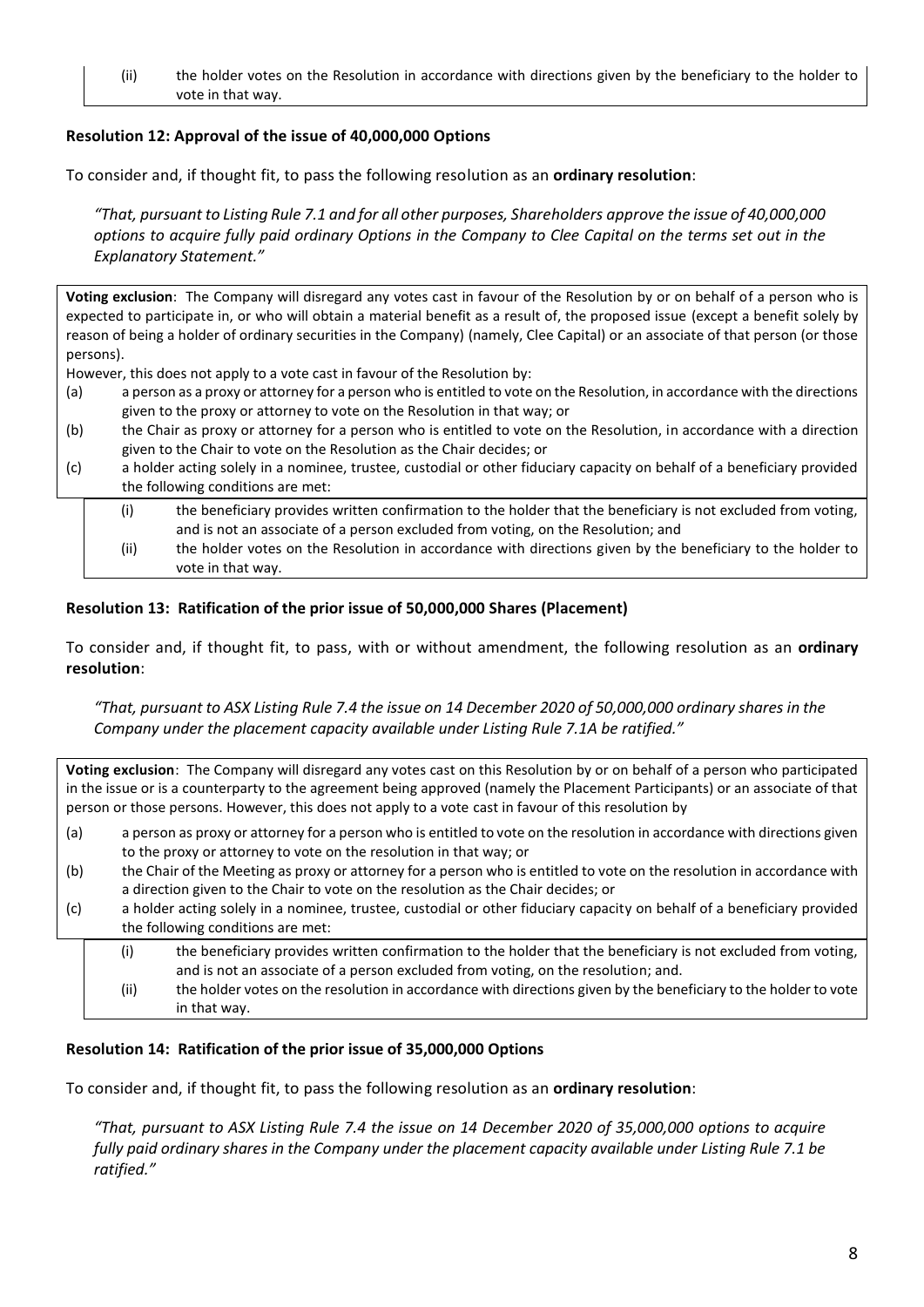(ii) the holder votes on the Resolution in accordance with directions given by the beneficiary to the holder to vote in that way.

**Resolution 12: Approval of the issue of 40,000,000 Options**

To consider and, if thought fit, to pass the following resolution as an **ordinary resolution**:

*"That, pursuant to Listing Rule 7.1 and for all other purposes, Shareholders approve the issue of 40,000,000 options to acquire fully paid ordinary Options in the Company to Clee Capital on the terms set out in the Explanatory Statement."*

**Voting exclusion**: The Company will disregard any votes cast in favour of the Resolution by or on behalf of a person who is expected to participate in, or who will obtain a material benefit as a result of, the proposed issue (except a benefit solely by reason of being a holder of ordinary securities in the Company) (namely, Clee Capital) or an associate of that person (or those persons).

However, this does not apply to a vote cast in favour of the Resolution by:

(a) a person as a proxy or attorney for a person who is entitled to vote on the Resolution, in accordance with the directions given to the proxy or attorney to vote on the Resolution in that way; or

(b) the Chair as proxy or attorney for a person who is entitled to vote on the Resolution, in accordance with a direction given to the Chair to vote on the Resolution as the Chair decides; or

(c) a holder acting solely in a nominee, trustee, custodial or other fiduciary capacity on behalf of a beneficiary provided the following conditions are met:

(i) the beneficiary provides written confirmation to the holder that the beneficiary is not excluded from voting, and is not an associate of a person excluded from voting, on the Resolution; and

(ii) the holder votes on the Resolution in accordance with directions given by the beneficiary to the holder to vote in that way.

**Resolution 13: Ratification of the prior issue of 50,000,000 Shares (Placement)**

To consider and, if thought fit, to pass, with or without amendment, the following resolution as an **ordinary resolution**:

*"That, pursuant to ASX Listing Rule 7.4 the issue on 14 December 2020 of 50,000,000 ordinary shares in the Company under the placement capacity available under Listing Rule 7.1A be ratified."*

**Voting exclusion**: The Company will disregard any votes cast on this Resolution by or on behalf of a person who participated in the issue or is a counterparty to the agreement being approved (namely the Placement Participants) or an associate of that person or those persons. However, this does not apply to a vote cast in favour of this resolution by

(a) a person as proxy or attorney for a person who is entitled to vote on the resolution in accordance with directions given to the proxy or attorney to vote on the resolution in that way; or

(b) the Chair of the Meeting as proxy or attorney for a person who is entitled to vote on the resolution in accordance with a direction given to the Chair to vote on the resolution as the Chair decides; or

(c) a holder acting solely in a nominee, trustee, custodial or other fiduciary capacity on behalf of a beneficiary provided the following conditions are met:

(i) the beneficiary provides written confirmation to the holder that the beneficiary is not excluded from voting, and is not an associate of a person excluded from voting, on the resolution; and.

(ii) the holder votes on the resolution in accordance with directions given by the beneficiary to the holder to vote in that way.

**Resolution 14: Ratification of the prior issue of 35,000,000 Options**

To consider and, if thought fit, to pass the following resolution as an **ordinary resolution**:

*"That, pursuant to ASX Listing Rule 7.4 the issue on 14 December 2020 of 35,000,000 options to acquire fully paid ordinary shares in the Company under the placement capacity available under Listing Rule 7.1 be ratified."*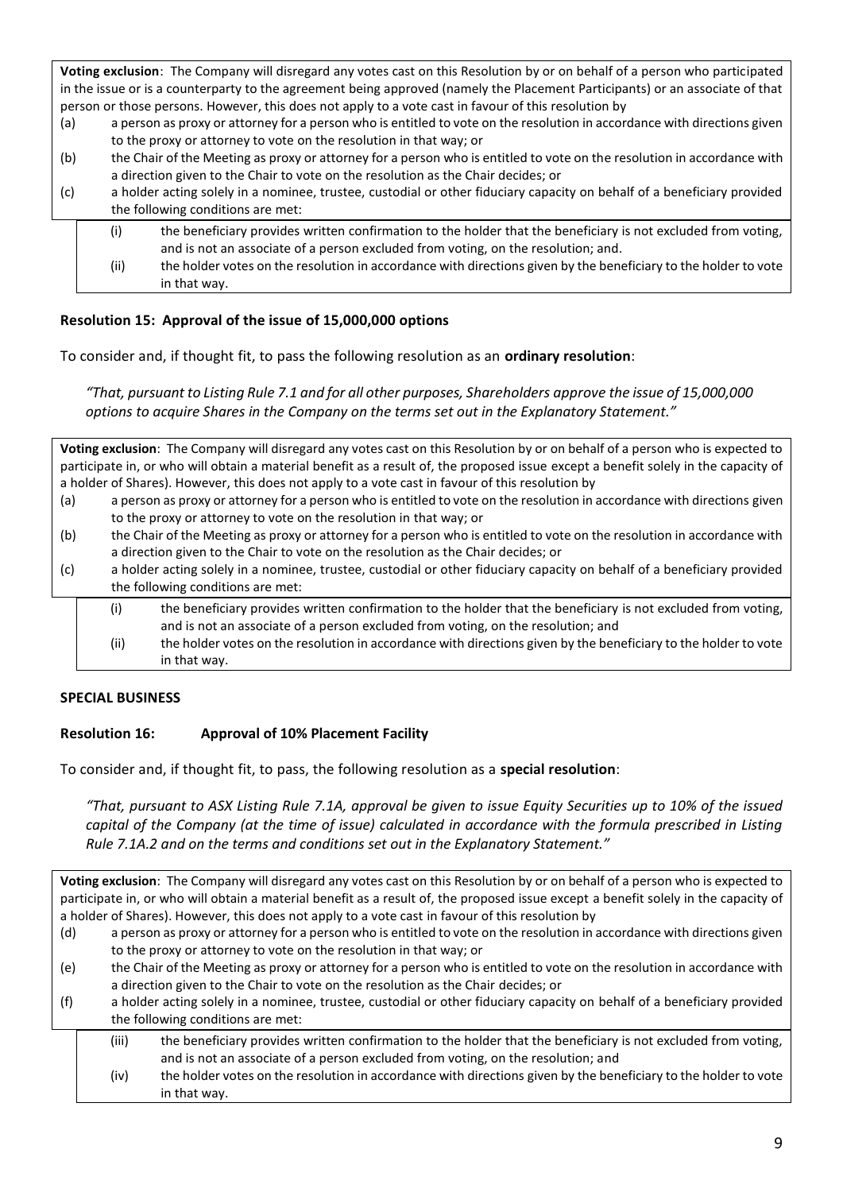**Voting exclusion**: The Company will disregard any votes cast on this Resolution by or on behalf of a person who participated in the issue or is a counterparty to the agreement being approved (namely the Placement Participants) or an associate of that person or those persons. However, this does not apply to a vote cast in favour of this resolution by

(a) a person as proxy or attorney for a person who is entitled to vote on the resolution in accordance with directions given to the proxy or attorney to vote on the resolution in that way; or

(b) the Chair of the Meeting as proxy or attorney for a person who is entitled to vote on the resolution in accordance with a direction given to the Chair to vote on the resolution as the Chair decides; or

(c) a holder acting solely in a nominee, trustee, custodial or other fiduciary capacity on behalf of a beneficiary provided the following conditions are met:

  (i) the beneficiary provides written confirmation to the holder that the beneficiary is not excluded from voting, and is not an associate of a person excluded from voting, on the resolution; and.

  (ii) the holder votes on the resolution in accordance with directions given by the beneficiary to the holder to vote in that way.

**Resolution 15: Approval of the issue of 15,000,000 options**

To consider and, if thought fit, to pass the following resolution as an **ordinary resolution**:

*"That, pursuant to Listing Rule 7.1 and for all other purposes, Shareholders approve the issue of 15,000,000 options to acquire Shares in the Company on the terms set out in the Explanatory Statement."*

**Voting exclusion**: The Company will disregard any votes cast on this Resolution by or on behalf of a person who is expected to participate in, or who will obtain a material benefit as a result of, the proposed issue except a benefit solely in the capacity of a holder of Shares). However, this does not apply to a vote cast in favour of this resolution by

(a) a person as proxy or attorney for a person who is entitled to vote on the resolution in accordance with directions given to the proxy or attorney to vote on the resolution in that way; or

(b) the Chair of the Meeting as proxy or attorney for a person who is entitled to vote on the resolution in accordance with a direction given to the Chair to vote on the resolution as the Chair decides; or

(c) a holder acting solely in a nominee, trustee, custodial or other fiduciary capacity on behalf of a beneficiary provided the following conditions are met:

  (i) the beneficiary provides written confirmation to the holder that the beneficiary is not excluded from voting, and is not an associate of a person excluded from voting, on the resolution; and

  (ii) the holder votes on the resolution in accordance with directions given by the beneficiary to the holder to vote in that way.

**SPECIAL BUSINESS**

**Resolution 16: Approval of 10% Placement Facility**

To consider and, if thought fit, to pass, the following resolution as a **special resolution**:

*"That, pursuant to ASX Listing Rule 7.1A, approval be given to issue Equity Securities up to 10% of the issued capital of the Company (at the time of issue) calculated in accordance with the formula prescribed in Listing Rule 7.1A.2 and on the terms and conditions set out in the Explanatory Statement."*

**Voting exclusion**: The Company will disregard any votes cast on this Resolution by or on behalf of a person who is expected to participate in, or who will obtain a material benefit as a result of, the proposed issue except a benefit solely in the capacity of a holder of Shares). However, this does not apply to a vote cast in favour of this resolution by

(d) a person as proxy or attorney for a person who is entitled to vote on the resolution in accordance with directions given to the proxy or attorney to vote on the resolution in that way; or

(e) the Chair of the Meeting as proxy or attorney for a person who is entitled to vote on the resolution in accordance with a direction given to the Chair to vote on the resolution as the Chair decides; or

(f) a holder acting solely in a nominee, trustee, custodial or other fiduciary capacity on behalf of a beneficiary provided the following conditions are met:

  (iii) the beneficiary provides written confirmation to the holder that the beneficiary is not excluded from voting, and is not an associate of a person excluded from voting, on the resolution; and

  (iv) the holder votes on the resolution in accordance with directions given by the beneficiary to the holder to vote in that way.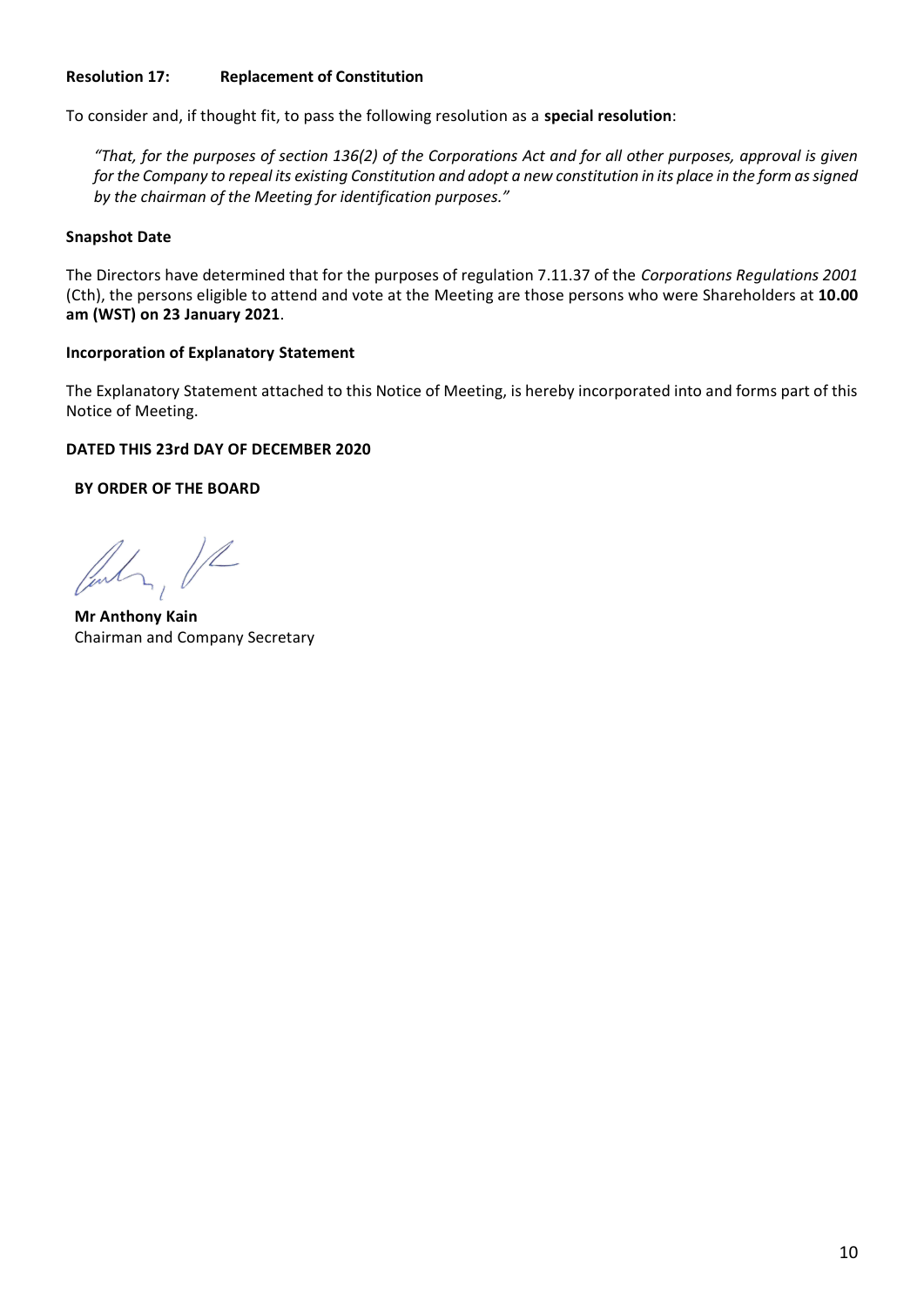**Resolution 17: Replacement of Constitution**

To consider and, if thought fit, to pass the following resolution as a **special resolution**:

*"That, for the purposes of section 136(2) of the Corporations Act and for all other purposes, approval is given for the Company to repeal its existing Constitution and adopt a new constitution in its place in the form as signed by the chairman of the Meeting for identification purposes."*

**Snapshot Date**

The Directors have determined that for the purposes of regulation 7.11.37 of the *Corporations Regulations 2001* (Cth), the persons eligible to attend and vote at the Meeting are those persons who were Shareholders at **10.00 am (WST) on 23 January 2021**.

**Incorporation of Explanatory Statement**

The Explanatory Statement attached to this Notice of Meeting, is hereby incorporated into and forms part of this Notice of Meeting.

**DATED THIS 23rd DAY OF DECEMBER 2020**

**BY ORDER OF THE BOARD**

**Mr Anthony Kain**
Chairman and Company Secretary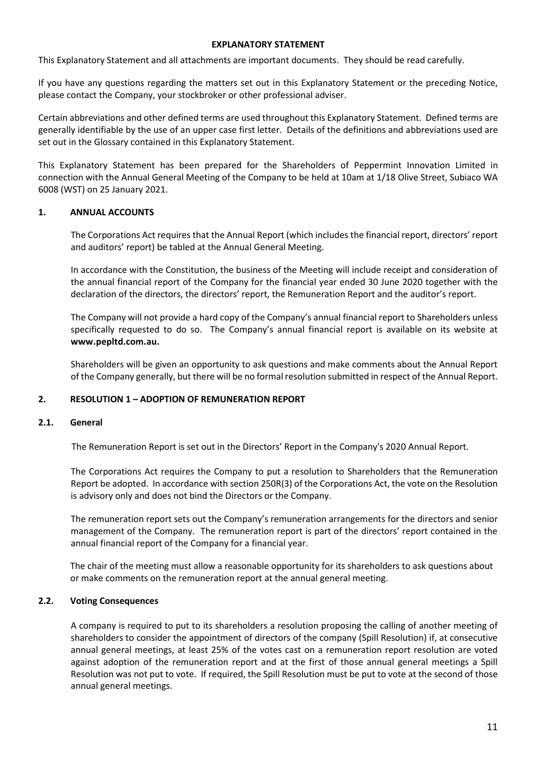# EXPLANATORY STATEMENT

This Explanatory Statement and all attachments are important documents. They should be read carefully.

If you have any questions regarding the matters set out in this Explanatory Statement or the preceding Notice, please contact the Company, your stockbroker or other professional adviser.

Certain abbreviations and other defined terms are used throughout this Explanatory Statement. Defined terms are generally identifiable by the use of an upper case first letter. Details of the definitions and abbreviations used are set out in the Glossary contained in this Explanatory Statement.

This Explanatory Statement has been prepared for the Shareholders of Peppermint Innovation Limited in connection with the Annual General Meeting of the Company to be held at 10am at 1/18 Olive Street, Subiaco WA 6008 (WST) on 25 January 2021.

## 1. ANNUAL ACCOUNTS

The Corporations Act requires that the Annual Report (which includes the financial report, directors' report and auditors' report) be tabled at the Annual General Meeting.

In accordance with the Constitution, the business of the Meeting will include receipt and consideration of the annual financial report of the Company for the financial year ended 30 June 2020 together with the declaration of the directors, the directors' report, the Remuneration Report and the auditor's report.

The Company will not provide a hard copy of the Company's annual financial report to Shareholders unless specifically requested to do so. The Company's annual financial report is available on its website at **www.pepltd.com.au.**

Shareholders will be given an opportunity to ask questions and make comments about the Annual Report of the Company generally, but there will be no formal resolution submitted in respect of the Annual Report.

## 2. RESOLUTION 1 – ADOPTION OF REMUNERATION REPORT

### 2.1. General

The Remuneration Report is set out in the Directors' Report in the Company's 2020 Annual Report.

The Corporations Act requires the Company to put a resolution to Shareholders that the Remuneration Report be adopted. In accordance with section 250R(3) of the Corporations Act, the vote on the Resolution is advisory only and does not bind the Directors or the Company.

The remuneration report sets out the Company's remuneration arrangements for the directors and senior management of the Company. The remuneration report is part of the directors' report contained in the annual financial report of the Company for a financial year.

The chair of the meeting must allow a reasonable opportunity for its shareholders to ask questions about or make comments on the remuneration report at the annual general meeting.

### 2.2. Voting Consequences

A company is required to put to its shareholders a resolution proposing the calling of another meeting of shareholders to consider the appointment of directors of the company (Spill Resolution) if, at consecutive annual general meetings, at least 25% of the votes cast on a remuneration report resolution are voted against adoption of the remuneration report and at the first of those annual general meetings a Spill Resolution was not put to vote. If required, the Spill Resolution must be put to vote at the second of those annual general meetings.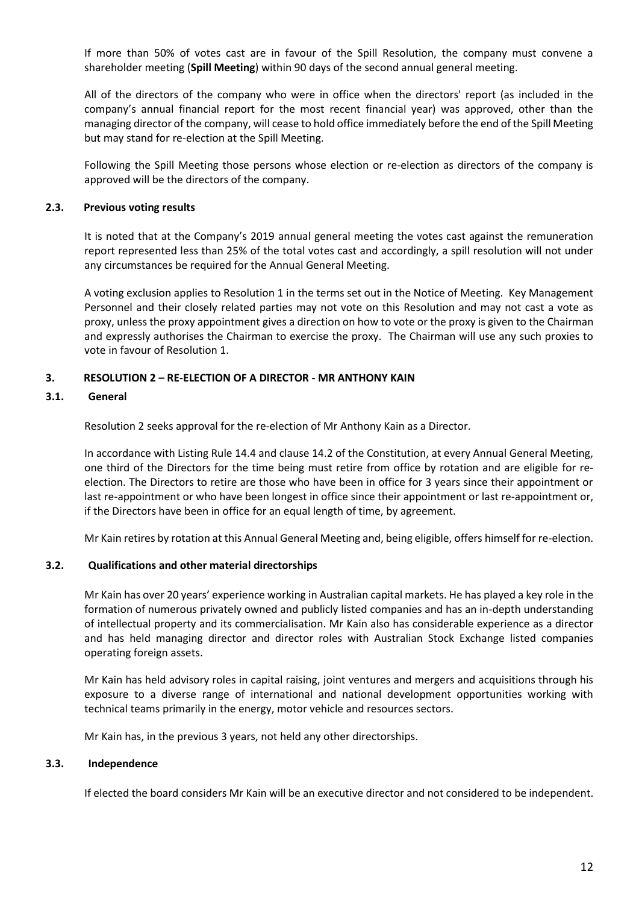If more than 50% of votes cast are in favour of the Spill Resolution, the company must convene a shareholder meeting (**Spill Meeting**) within 90 days of the second annual general meeting.

All of the directors of the company who were in office when the directors' report (as included in the company's annual financial report for the most recent financial year) was approved, other than the managing director of the company, will cease to hold office immediately before the end of the Spill Meeting but may stand for re-election at the Spill Meeting.

Following the Spill Meeting those persons whose election or re-election as directors of the company is approved will be the directors of the company.

### 2.3. Previous voting results

It is noted that at the Company's 2019 annual general meeting the votes cast against the remuneration report represented less than 25% of the total votes cast and accordingly, a spill resolution will not under any circumstances be required for the Annual General Meeting.

A voting exclusion applies to Resolution 1 in the terms set out in the Notice of Meeting. Key Management Personnel and their closely related parties may not vote on this Resolution and may not cast a vote as proxy, unless the proxy appointment gives a direction on how to vote or the proxy is given to the Chairman and expressly authorises the Chairman to exercise the proxy. The Chairman will use any such proxies to vote in favour of Resolution 1.

## 3. RESOLUTION 2 – RE-ELECTION OF A DIRECTOR - MR ANTHONY KAIN

### 3.1. General

Resolution 2 seeks approval for the re-election of Mr Anthony Kain as a Director.

In accordance with Listing Rule 14.4 and clause 14.2 of the Constitution, at every Annual General Meeting, one third of the Directors for the time being must retire from office by rotation and are eligible for re-election. The Directors to retire are those who have been in office for 3 years since their appointment or last re-appointment or who have been longest in office since their appointment or last re-appointment or, if the Directors have been in office for an equal length of time, by agreement.

Mr Kain retires by rotation at this Annual General Meeting and, being eligible, offers himself for re-election.

### 3.2. Qualifications and other material directorships

Mr Kain has over 20 years' experience working in Australian capital markets. He has played a key role in the formation of numerous privately owned and publicly listed companies and has an in-depth understanding of intellectual property and its commercialisation. Mr Kain also has considerable experience as a director and has held managing director and director roles with Australian Stock Exchange listed companies operating foreign assets.

Mr Kain has held advisory roles in capital raising, joint ventures and mergers and acquisitions through his exposure to a diverse range of international and national development opportunities working with technical teams primarily in the energy, motor vehicle and resources sectors.

Mr Kain has, in the previous 3 years, not held any other directorships.

### 3.3. Independence

If elected the board considers Mr Kain will be an executive director and not considered to be independent.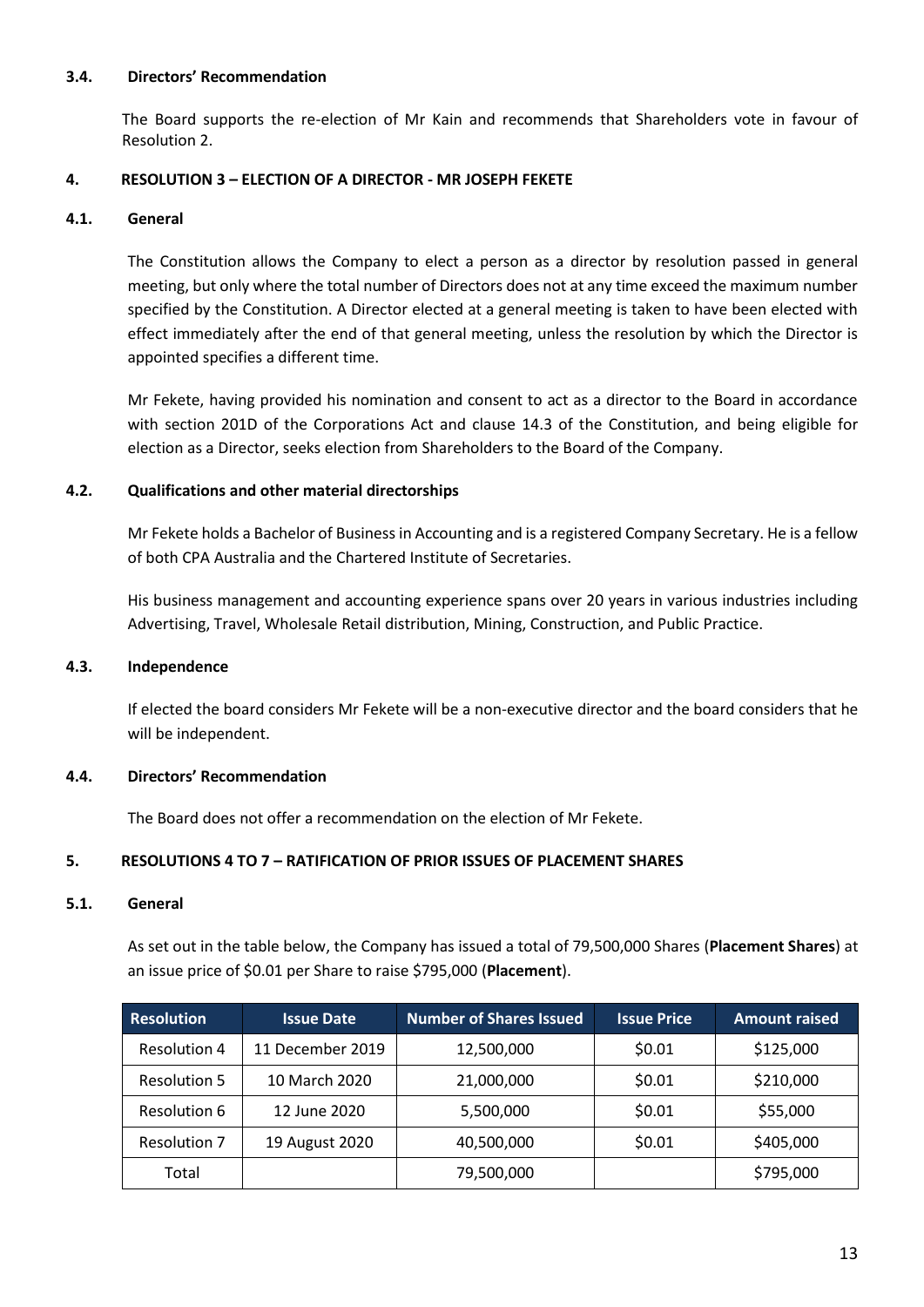### 3.4. Directors' Recommendation

The Board supports the re-election of Mr Kain and recommends that Shareholders vote in favour of Resolution 2.

## 4. RESOLUTION 3 – ELECTION OF A DIRECTOR - MR JOSEPH FEKETE

### 4.1. General

The Constitution allows the Company to elect a person as a director by resolution passed in general meeting, but only where the total number of Directors does not at any time exceed the maximum number specified by the Constitution. A Director elected at a general meeting is taken to have been elected with effect immediately after the end of that general meeting, unless the resolution by which the Director is appointed specifies a different time.

Mr Fekete, having provided his nomination and consent to act as a director to the Board in accordance with section 201D of the Corporations Act and clause 14.3 of the Constitution, and being eligible for election as a Director, seeks election from Shareholders to the Board of the Company.

### 4.2. Qualifications and other material directorships

Mr Fekete holds a Bachelor of Business in Accounting and is a registered Company Secretary. He is a fellow of both CPA Australia and the Chartered Institute of Secretaries.

His business management and accounting experience spans over 20 years in various industries including Advertising, Travel, Wholesale Retail distribution, Mining, Construction, and Public Practice.

### 4.3. Independence

If elected the board considers Mr Fekete will be a non-executive director and the board considers that he will be independent.

### 4.4. Directors' Recommendation

The Board does not offer a recommendation on the election of Mr Fekete.

## 5. RESOLUTIONS 4 TO 7 – RATIFICATION OF PRIOR ISSUES OF PLACEMENT SHARES

### 5.1. General

As set out in the table below, the Company has issued a total of 79,500,000 Shares (**Placement Shares**) at an issue price of $0.01 per Share to raise $795,000 (**Placement**).

| Resolution | Issue Date | Number of Shares Issued | Issue Price | Amount raised |
|---|---|---|---|---|
| Resolution 4 | 11 December 2019 | 12,500,000 | $0.01 | $125,000 |
| Resolution 5 | 10 March 2020 | 21,000,000 | $0.01 | $210,000 |
| Resolution 6 | 12 June 2020 | 5,500,000 | $0.01 | $55,000 |
| Resolution 7 | 19 August 2020 | 40,500,000 | $0.01 | $405,000 |
| Total | | 79,500,000 | | $795,000 |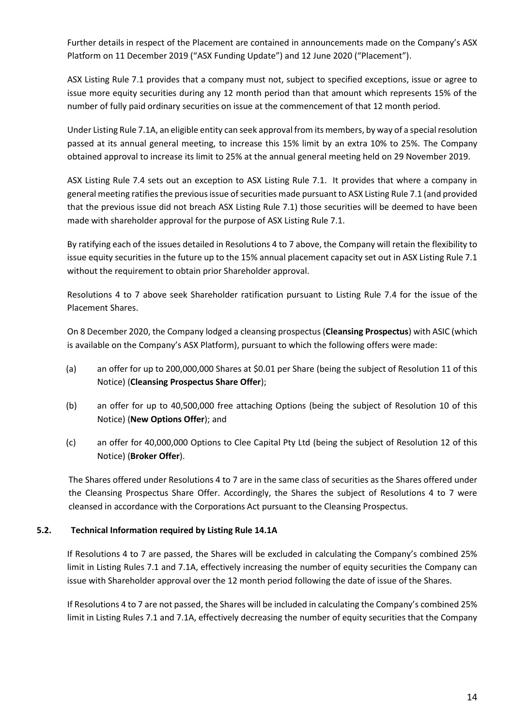Further details in respect of the Placement are contained in announcements made on the Company's ASX Platform on 11 December 2019 ("ASX Funding Update") and 12 June 2020 ("Placement").

ASX Listing Rule 7.1 provides that a company must not, subject to specified exceptions, issue or agree to issue more equity securities during any 12 month period than that amount which represents 15% of the number of fully paid ordinary securities on issue at the commencement of that 12 month period.

Under Listing Rule 7.1A, an eligible entity can seek approval from its members, by way of a special resolution passed at its annual general meeting, to increase this 15% limit by an extra 10% to 25%. The Company obtained approval to increase its limit to 25% at the annual general meeting held on 29 November 2019.

ASX Listing Rule 7.4 sets out an exception to ASX Listing Rule 7.1. It provides that where a company in general meeting ratifies the previous issue of securities made pursuant to ASX Listing Rule 7.1 (and provided that the previous issue did not breach ASX Listing Rule 7.1) those securities will be deemed to have been made with shareholder approval for the purpose of ASX Listing Rule 7.1.

By ratifying each of the issues detailed in Resolutions 4 to 7 above, the Company will retain the flexibility to issue equity securities in the future up to the 15% annual placement capacity set out in ASX Listing Rule 7.1 without the requirement to obtain prior Shareholder approval.

Resolutions 4 to 7 above seek Shareholder ratification pursuant to Listing Rule 7.4 for the issue of the Placement Shares.

On 8 December 2020, the Company lodged a cleansing prospectus (**Cleansing Prospectus**) with ASIC (which is available on the Company's ASX Platform), pursuant to which the following offers were made:

(a) an offer for up to 200,000,000 Shares at $0.01 per Share (being the subject of Resolution 11 of this Notice) (**Cleansing Prospectus Share Offer**);

(b) an offer for up to 40,500,000 free attaching Options (being the subject of Resolution 10 of this Notice) (**New Options Offer**); and

(c) an offer for 40,000,000 Options to Clee Capital Pty Ltd (being the subject of Resolution 12 of this Notice) (**Broker Offer**).

The Shares offered under Resolutions 4 to 7 are in the same class of securities as the Shares offered under the Cleansing Prospectus Share Offer. Accordingly, the Shares the subject of Resolutions 4 to 7 were cleansed in accordance with the Corporations Act pursuant to the Cleansing Prospectus.

### 5.2. Technical Information required by Listing Rule 14.1A

If Resolutions 4 to 7 are passed, the Shares will be excluded in calculating the Company's combined 25% limit in Listing Rules 7.1 and 7.1A, effectively increasing the number of equity securities the Company can issue with Shareholder approval over the 12 month period following the date of issue of the Shares.

If Resolutions 4 to 7 are not passed, the Shares will be included in calculating the Company's combined 25% limit in Listing Rules 7.1 and 7.1A, effectively decreasing the number of equity securities that the Company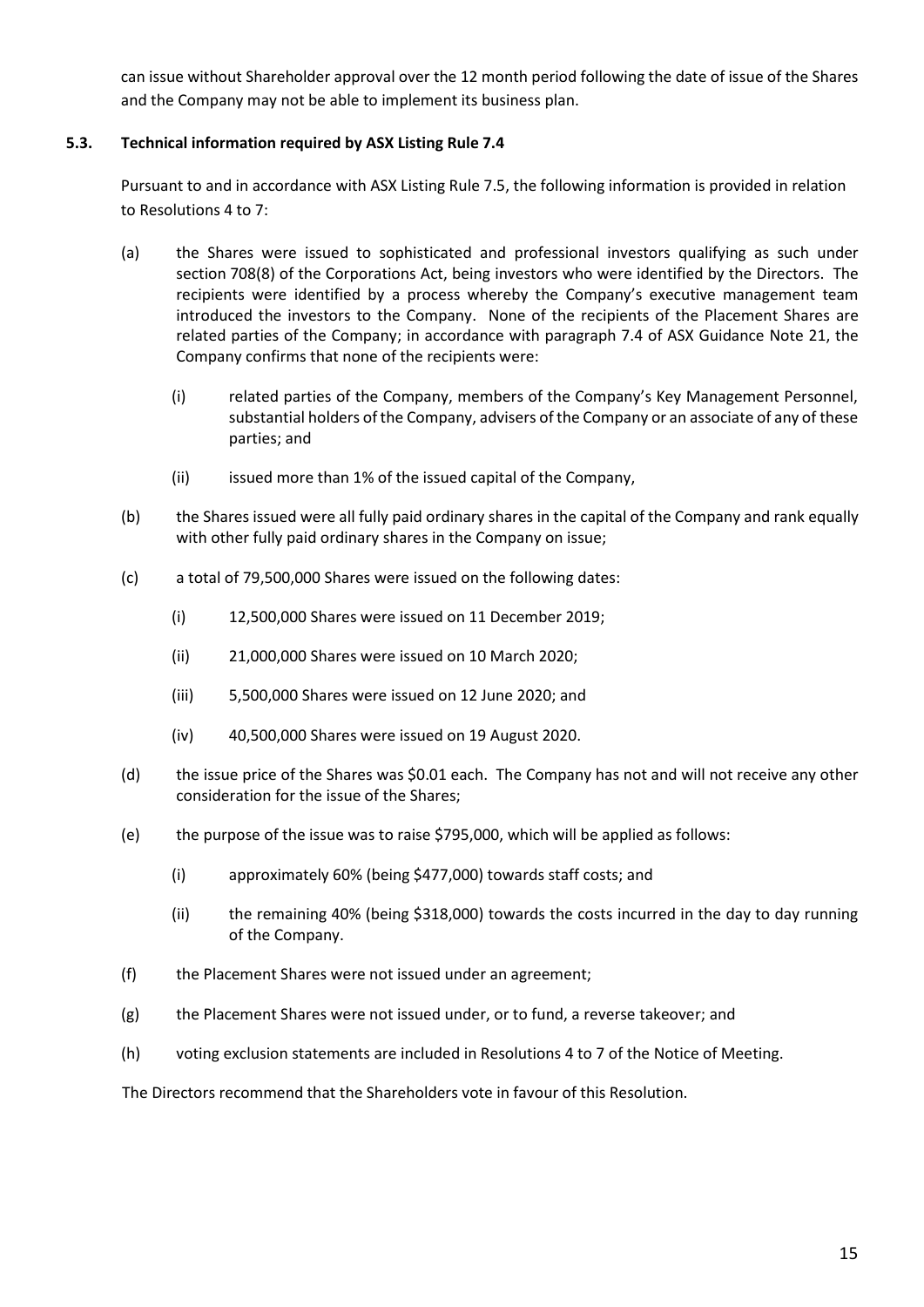can issue without Shareholder approval over the 12 month period following the date of issue of the Shares and the Company may not be able to implement its business plan.

### 5.3. Technical information required by ASX Listing Rule 7.4

Pursuant to and in accordance with ASX Listing Rule 7.5, the following information is provided in relation to Resolutions 4 to 7:

(a) the Shares were issued to sophisticated and professional investors qualifying as such under section 708(8) of the Corporations Act, being investors who were identified by the Directors. The recipients were identified by a process whereby the Company's executive management team introduced the investors to the Company. None of the recipients of the Placement Shares are related parties of the Company; in accordance with paragraph 7.4 of ASX Guidance Note 21, the Company confirms that none of the recipients were:

  (i) related parties of the Company, members of the Company's Key Management Personnel, substantial holders of the Company, advisers of the Company or an associate of any of these parties; and

  (ii) issued more than 1% of the issued capital of the Company,

(b) the Shares issued were all fully paid ordinary shares in the capital of the Company and rank equally with other fully paid ordinary shares in the Company on issue;

(c) a total of 79,500,000 Shares were issued on the following dates:

  (i) 12,500,000 Shares were issued on 11 December 2019;

  (ii) 21,000,000 Shares were issued on 10 March 2020;

  (iii) 5,500,000 Shares were issued on 12 June 2020; and

  (iv) 40,500,000 Shares were issued on 19 August 2020.

(d) the issue price of the Shares was $0.01 each. The Company has not and will not receive any other consideration for the issue of the Shares;

(e) the purpose of the issue was to raise $795,000, which will be applied as follows:

  (i) approximately 60% (being $477,000) towards staff costs; and

  (ii) the remaining 40% (being $318,000) towards the costs incurred in the day to day running of the Company.

(f) the Placement Shares were not issued under an agreement;

(g) the Placement Shares were not issued under, or to fund, a reverse takeover; and

(h) voting exclusion statements are included in Resolutions 4 to 7 of the Notice of Meeting.

The Directors recommend that the Shareholders vote in favour of this Resolution.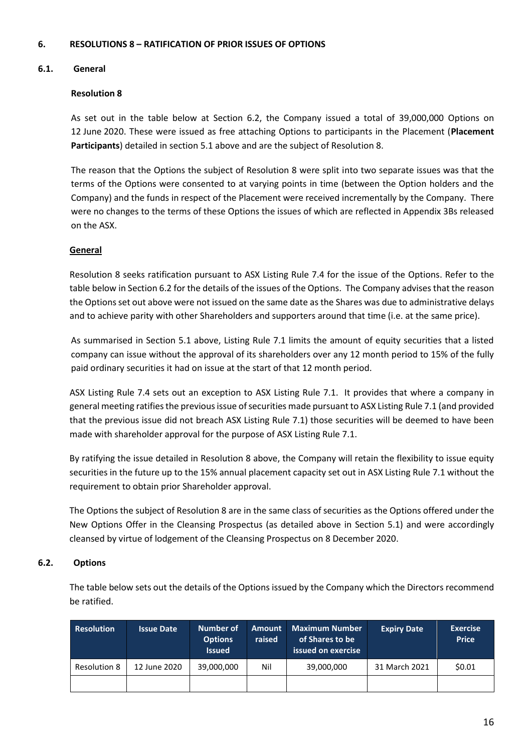## 6. RESOLUTIONS 8 – RATIFICATION OF PRIOR ISSUES OF OPTIONS

### 6.1. General

**Resolution 8**

As set out in the table below at Section 6.2, the Company issued a total of 39,000,000 Options on 12 June 2020. These were issued as free attaching Options to participants in the Placement (**Placement Participants**) detailed in section 5.1 above and are the subject of Resolution 8.

The reason that the Options the subject of Resolution 8 were split into two separate issues was that the terms of the Options were consented to at varying points in time (between the Option holders and the Company) and the funds in respect of the Placement were received incrementally by the Company. There were no changes to the terms of these Options the issues of which are reflected in Appendix 3Bs released on the ASX.

**General**

Resolution 8 seeks ratification pursuant to ASX Listing Rule 7.4 for the issue of the Options. Refer to the table below in Section 6.2 for the details of the issues of the Options. The Company advises that the reason the Options set out above were not issued on the same date as the Shares was due to administrative delays and to achieve parity with other Shareholders and supporters around that time (i.e. at the same price).

As summarised in Section 5.1 above, Listing Rule 7.1 limits the amount of equity securities that a listed company can issue without the approval of its shareholders over any 12 month period to 15% of the fully paid ordinary securities it had on issue at the start of that 12 month period.

ASX Listing Rule 7.4 sets out an exception to ASX Listing Rule 7.1. It provides that where a company in general meeting ratifies the previous issue of securities made pursuant to ASX Listing Rule 7.1 (and provided that the previous issue did not breach ASX Listing Rule 7.1) those securities will be deemed to have been made with shareholder approval for the purpose of ASX Listing Rule 7.1.

By ratifying the issue detailed in Resolution 8 above, the Company will retain the flexibility to issue equity securities in the future up to the 15% annual placement capacity set out in ASX Listing Rule 7.1 without the requirement to obtain prior Shareholder approval.

The Options the subject of Resolution 8 are in the same class of securities as the Options offered under the New Options Offer in the Cleansing Prospectus (as detailed above in Section 5.1) and were accordingly cleansed by virtue of lodgement of the Cleansing Prospectus on 8 December 2020.

### 6.2. Options

The table below sets out the details of the Options issued by the Company which the Directors recommend be ratified.

| Resolution | Issue Date | Number of Options Issued | Amount raised | Maximum Number of Shares to be issued on exercise | Expiry Date | Exercise Price |
|---|---|---|---|---|---|---|
| Resolution 8 | 12 June 2020 | 39,000,000 | Nil | 39,000,000 | 31 March 2021 | $0.01 |
| | | | | | | |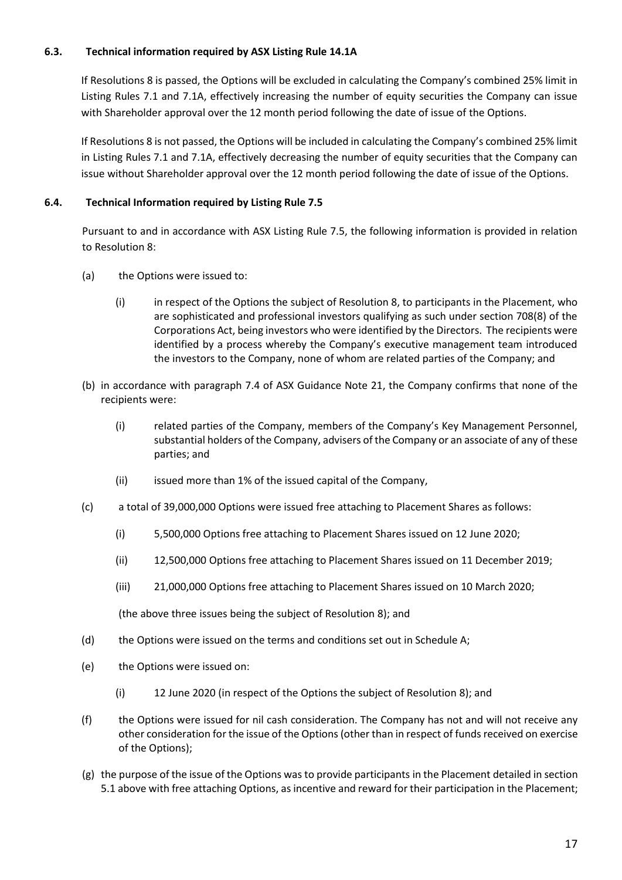### 6.3. Technical information required by ASX Listing Rule 14.1A

If Resolutions 8 is passed, the Options will be excluded in calculating the Company's combined 25% limit in Listing Rules 7.1 and 7.1A, effectively increasing the number of equity securities the Company can issue with Shareholder approval over the 12 month period following the date of issue of the Options.

If Resolutions 8 is not passed, the Options will be included in calculating the Company's combined 25% limit in Listing Rules 7.1 and 7.1A, effectively decreasing the number of equity securities that the Company can issue without Shareholder approval over the 12 month period following the date of issue of the Options.

### 6.4. Technical Information required by Listing Rule 7.5

Pursuant to and in accordance with ASX Listing Rule 7.5, the following information is provided in relation to Resolution 8:

(a) the Options were issued to:

  (i) in respect of the Options the subject of Resolution 8, to participants in the Placement, who are sophisticated and professional investors qualifying as such under section 708(8) of the Corporations Act, being investors who were identified by the Directors. The recipients were identified by a process whereby the Company's executive management team introduced the investors to the Company, none of whom are related parties of the Company; and

(b) in accordance with paragraph 7.4 of ASX Guidance Note 21, the Company confirms that none of the recipients were:

  (i) related parties of the Company, members of the Company's Key Management Personnel, substantial holders of the Company, advisers of the Company or an associate of any of these parties; and

  (ii) issued more than 1% of the issued capital of the Company,

(c) a total of 39,000,000 Options were issued free attaching to Placement Shares as follows:

  (i) 5,500,000 Options free attaching to Placement Shares issued on 12 June 2020;

  (ii) 12,500,000 Options free attaching to Placement Shares issued on 11 December 2019;

  (iii) 21,000,000 Options free attaching to Placement Shares issued on 10 March 2020;

  (the above three issues being the subject of Resolution 8); and

(d) the Options were issued on the terms and conditions set out in Schedule A;

(e) the Options were issued on:

  (i) 12 June 2020 (in respect of the Options the subject of Resolution 8); and

(f) the Options were issued for nil cash consideration. The Company has not and will not receive any other consideration for the issue of the Options (other than in respect of funds received on exercise of the Options);

(g) the purpose of the issue of the Options was to provide participants in the Placement detailed in section 5.1 above with free attaching Options, as incentive and reward for their participation in the Placement;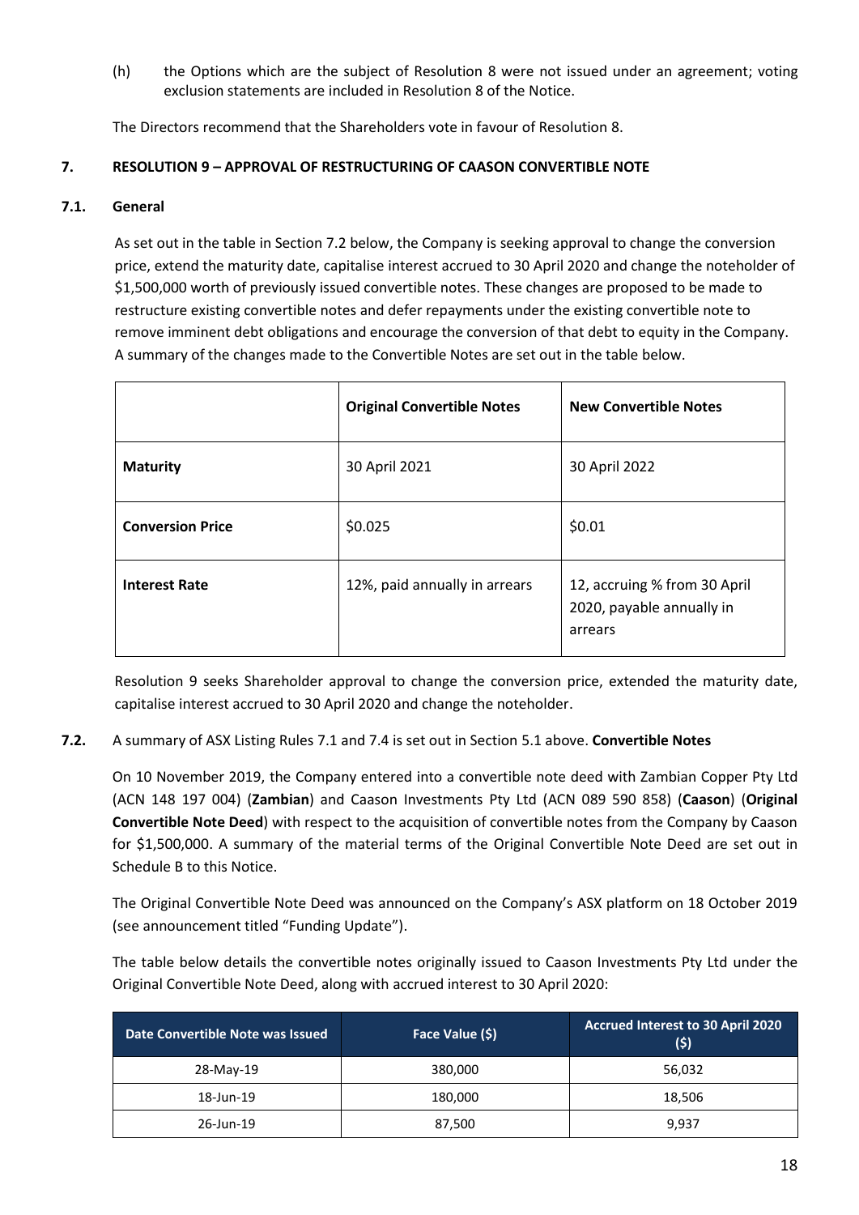(h) the Options which are the subject of Resolution 8 were not issued under an agreement; voting exclusion statements are included in Resolution 8 of the Notice.

The Directors recommend that the Shareholders vote in favour of Resolution 8.

## 7. RESOLUTION 9 – APPROVAL OF RESTRUCTURING OF CAASON CONVERTIBLE NOTE

### 7.1. General

As set out in the table in Section 7.2 below, the Company is seeking approval to change the conversion price, extend the maturity date, capitalise interest accrued to 30 April 2020 and change the noteholder of $1,500,000 worth of previously issued convertible notes. These changes are proposed to be made to restructure existing convertible notes and defer repayments under the existing convertible note to remove imminent debt obligations and encourage the conversion of that debt to equity in the Company. A summary of the changes made to the Convertible Notes are set out in the table below.

| | **Original Convertible Notes** | **New Convertible Notes** |
|---|---|---|
| **Maturity** | 30 April 2021 | 30 April 2022 |
| **Conversion Price** | $0.025 | $0.01 |
| **Interest Rate** | 12%, paid annually in arrears | 12, accruing % from 30 April 2020, payable annually in arrears |

Resolution 9 seeks Shareholder approval to change the conversion price, extended the maturity date, capitalise interest accrued to 30 April 2020 and change the noteholder.

**7.2.** A summary of ASX Listing Rules 7.1 and 7.4 is set out in Section 5.1 above. **Convertible Notes**

On 10 November 2019, the Company entered into a convertible note deed with Zambian Copper Pty Ltd (ACN 148 197 004) (**Zambian**) and Caason Investments Pty Ltd (ACN 089 590 858) (**Caason**) (**Original Convertible Note Deed**) with respect to the acquisition of convertible notes from the Company by Caason for $1,500,000. A summary of the material terms of the Original Convertible Note Deed are set out in Schedule B to this Notice.

The Original Convertible Note Deed was announced on the Company's ASX platform on 18 October 2019 (see announcement titled "Funding Update").

The table below details the convertible notes originally issued to Caason Investments Pty Ltd under the Original Convertible Note Deed, along with accrued interest to 30 April 2020:

| Date Convertible Note was Issued | Face Value ($) | Accrued Interest to 30 April 2020 ($) |
|---|---|---|
| 28-May-19 | 380,000 | 56,032 |
| 18-Jun-19 | 180,000 | 18,506 |
| 26-Jun-19 | 87,500 | 9,937 |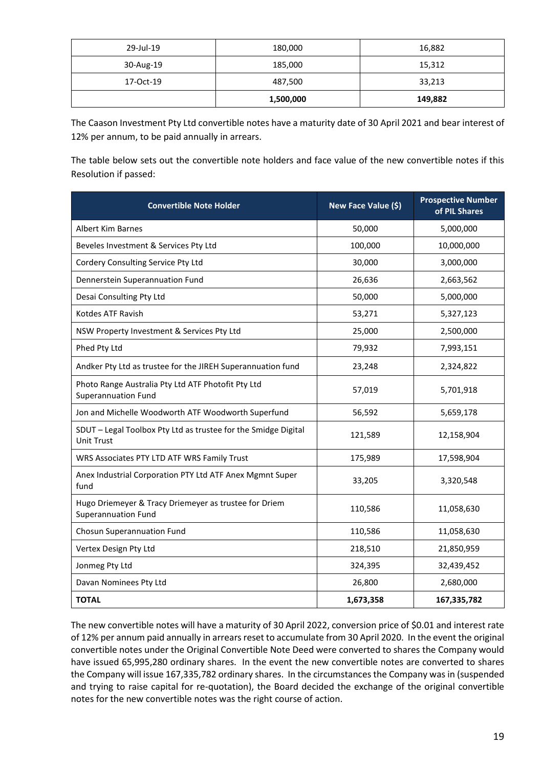| | | |
|---|---|---|
| 29-Jul-19 | 180,000 | 16,882 |
| 30-Aug-19 | 185,000 | 15,312 |
| 17-Oct-19 | 487,500 | 33,213 |
| | **1,500,000** | **149,882** |

The Caason Investment Pty Ltd convertible notes have a maturity date of 30 April 2021 and bear interest of 12% per annum, to be paid annually in arrears.

The table below sets out the convertible note holders and face value of the new convertible notes if this Resolution if passed:

| Convertible Note Holder | New Face Value ($) | Prospective Number of PIL Shares |
|---|---|---|
| Albert Kim Barnes | 50,000 | 5,000,000 |
| Beveles Investment & Services Pty Ltd | 100,000 | 10,000,000 |
| Cordery Consulting Service Pty Ltd | 30,000 | 3,000,000 |
| Dennerstein Superannuation Fund | 26,636 | 2,663,562 |
| Desai Consulting Pty Ltd | 50,000 | 5,000,000 |
| Kotdes ATF Ravish | 53,271 | 5,327,123 |
| NSW Property Investment & Services Pty Ltd | 25,000 | 2,500,000 |
| Phed Pty Ltd | 79,932 | 7,993,151 |
| Andker Pty Ltd as trustee for the JIREH Superannuation fund | 23,248 | 2,324,822 |
| Photo Range Australia Pty Ltd ATF Photofit Pty Ltd Superannuation Fund | 57,019 | 5,701,918 |
| Jon and Michelle Woodworth ATF Woodworth Superfund | 56,592 | 5,659,178 |
| SDUT – Legal Toolbox Pty Ltd as trustee for the Smidge Digital Unit Trust | 121,589 | 12,158,904 |
| WRS Associates PTY LTD ATF WRS Family Trust | 175,989 | 17,598,904 |
| Anex Industrial Corporation PTY Ltd ATF Anex Mgmnt Super fund | 33,205 | 3,320,548 |
| Hugo Driemeyer & Tracy Driemeyer as trustee for Driem Superannuation Fund | 110,586 | 11,058,630 |
| Chosun Superannuation Fund | 110,586 | 11,058,630 |
| Vertex Design Pty Ltd | 218,510 | 21,850,959 |
| Jonmeg Pty Ltd | 324,395 | 32,439,452 |
| Davan Nominees Pty Ltd | 26,800 | 2,680,000 |
| **TOTAL** | **1,673,358** | **167,335,782** |

The new convertible notes will have a maturity of 30 April 2022, conversion price of $0.01 and interest rate of 12% per annum paid annually in arrears reset to accumulate from 30 April 2020. In the event the original convertible notes under the Original Convertible Note Deed were converted to shares the Company would have issued 65,995,280 ordinary shares. In the event the new convertible notes are converted to shares the Company will issue 167,335,782 ordinary shares. In the circumstances the Company was in (suspended and trying to raise capital for re-quotation), the Board decided the exchange of the original convertible notes for the new convertible notes was the right course of action.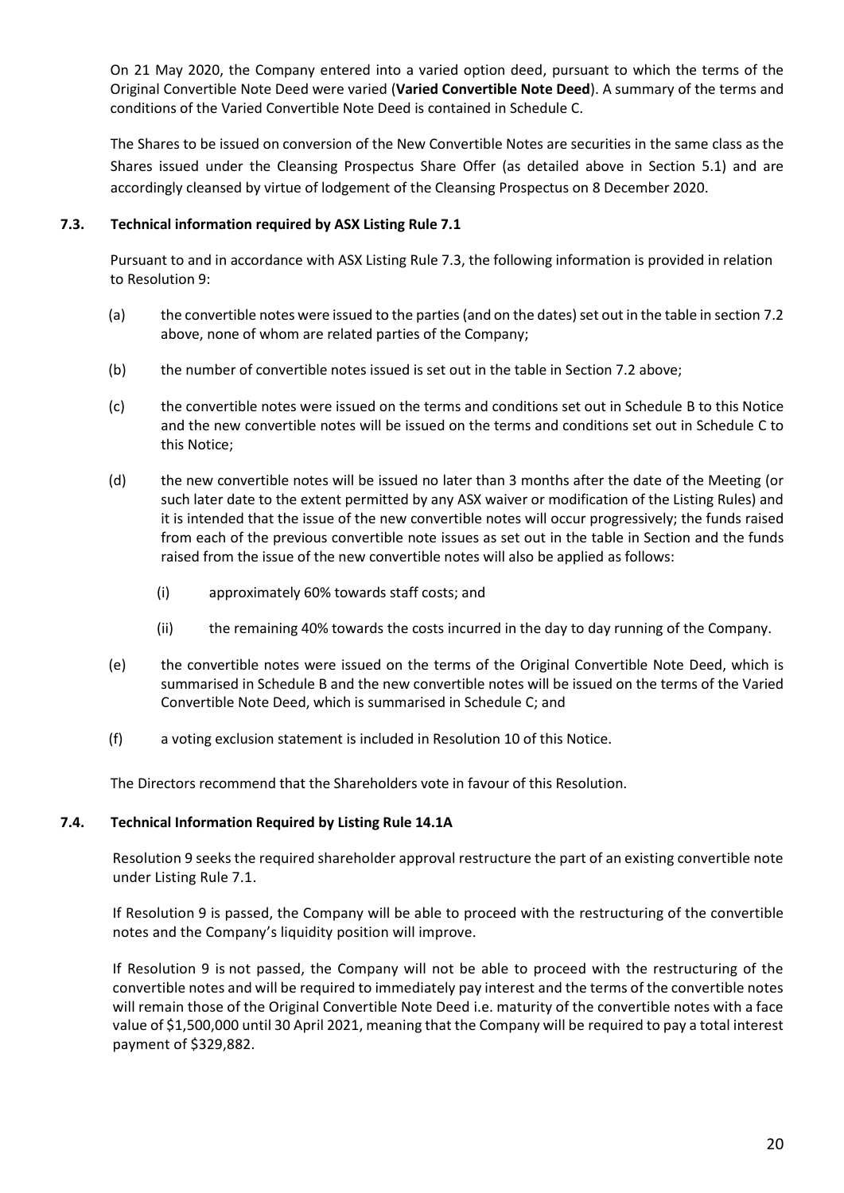On 21 May 2020, the Company entered into a varied option deed, pursuant to which the terms of the Original Convertible Note Deed were varied (**Varied Convertible Note Deed**). A summary of the terms and conditions of the Varied Convertible Note Deed is contained in Schedule C.

The Shares to be issued on conversion of the New Convertible Notes are securities in the same class as the Shares issued under the Cleansing Prospectus Share Offer (as detailed above in Section 5.1) and are accordingly cleansed by virtue of lodgement of the Cleansing Prospectus on 8 December 2020.

### 7.3. Technical information required by ASX Listing Rule 7.1

Pursuant to and in accordance with ASX Listing Rule 7.3, the following information is provided in relation to Resolution 9:

(a) the convertible notes were issued to the parties (and on the dates) set out in the table in section 7.2 above, none of whom are related parties of the Company;

(b) the number of convertible notes issued is set out in the table in Section 7.2 above;

(c) the convertible notes were issued on the terms and conditions set out in Schedule B to this Notice and the new convertible notes will be issued on the terms and conditions set out in Schedule C to this Notice;

(d) the new convertible notes will be issued no later than 3 months after the date of the Meeting (or such later date to the extent permitted by any ASX waiver or modification of the Listing Rules) and it is intended that the issue of the new convertible notes will occur progressively; the funds raised from each of the previous convertible note issues as set out in the table in Section and the funds raised from the issue of the new convertible notes will also be applied as follows:

   (i) approximately 60% towards staff costs; and

   (ii) the remaining 40% towards the costs incurred in the day to day running of the Company.

(e) the convertible notes were issued on the terms of the Original Convertible Note Deed, which is summarised in Schedule B and the new convertible notes will be issued on the terms of the Varied Convertible Note Deed, which is summarised in Schedule C; and

(f) a voting exclusion statement is included in Resolution 10 of this Notice.

The Directors recommend that the Shareholders vote in favour of this Resolution.

### 7.4. Technical Information Required by Listing Rule 14.1A

Resolution 9 seeks the required shareholder approval restructure the part of an existing convertible note under Listing Rule 7.1.

If Resolution 9 is passed, the Company will be able to proceed with the restructuring of the convertible notes and the Company's liquidity position will improve.

If Resolution 9 is not passed, the Company will not be able to proceed with the restructuring of the convertible notes and will be required to immediately pay interest and the terms of the convertible notes will remain those of the Original Convertible Note Deed i.e. maturity of the convertible notes with a face value of $1,500,000 until 30 April 2021, meaning that the Company will be required to pay a total interest payment of $329,882.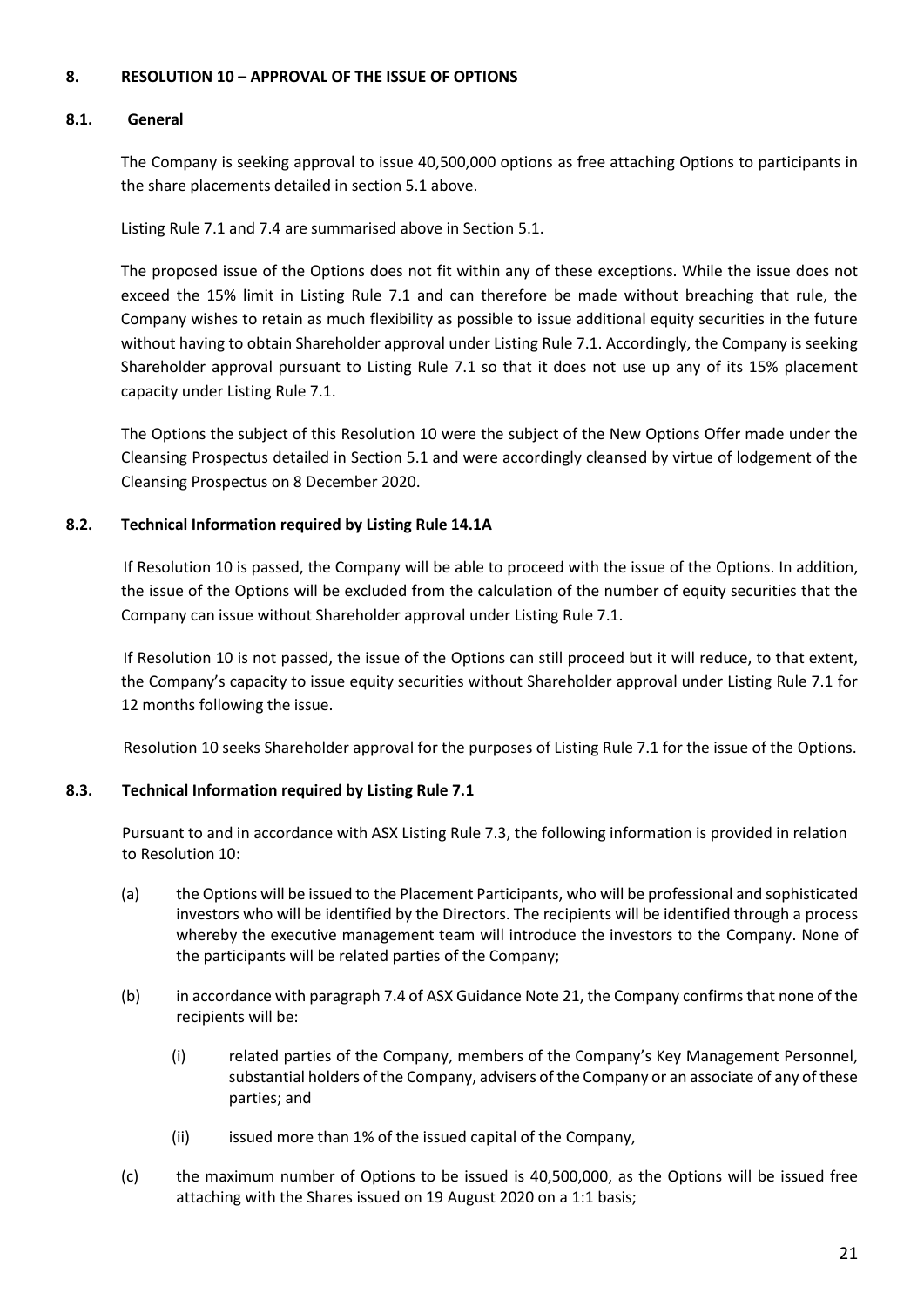## 8. RESOLUTION 10 – APPROVAL OF THE ISSUE OF OPTIONS

### 8.1. General

The Company is seeking approval to issue 40,500,000 options as free attaching Options to participants in the share placements detailed in section 5.1 above.

Listing Rule 7.1 and 7.4 are summarised above in Section 5.1.

The proposed issue of the Options does not fit within any of these exceptions. While the issue does not exceed the 15% limit in Listing Rule 7.1 and can therefore be made without breaching that rule, the Company wishes to retain as much flexibility as possible to issue additional equity securities in the future without having to obtain Shareholder approval under Listing Rule 7.1. Accordingly, the Company is seeking Shareholder approval pursuant to Listing Rule 7.1 so that it does not use up any of its 15% placement capacity under Listing Rule 7.1.

The Options the subject of this Resolution 10 were the subject of the New Options Offer made under the Cleansing Prospectus detailed in Section 5.1 and were accordingly cleansed by virtue of lodgement of the Cleansing Prospectus on 8 December 2020.

### 8.2. Technical Information required by Listing Rule 14.1A

If Resolution 10 is passed, the Company will be able to proceed with the issue of the Options. In addition, the issue of the Options will be excluded from the calculation of the number of equity securities that the Company can issue without Shareholder approval under Listing Rule 7.1.

If Resolution 10 is not passed, the issue of the Options can still proceed but it will reduce, to that extent, the Company's capacity to issue equity securities without Shareholder approval under Listing Rule 7.1 for 12 months following the issue.

Resolution 10 seeks Shareholder approval for the purposes of Listing Rule 7.1 for the issue of the Options.

### 8.3. Technical Information required by Listing Rule 7.1

Pursuant to and in accordance with ASX Listing Rule 7.3, the following information is provided in relation to Resolution 10:

(a) the Options will be issued to the Placement Participants, who will be professional and sophisticated investors who will be identified by the Directors. The recipients will be identified through a process whereby the executive management team will introduce the investors to the Company. None of the participants will be related parties of the Company;

(b) in accordance with paragraph 7.4 of ASX Guidance Note 21, the Company confirms that none of the recipients will be:

  (i) related parties of the Company, members of the Company's Key Management Personnel, substantial holders of the Company, advisers of the Company or an associate of any of these parties; and

  (ii) issued more than 1% of the issued capital of the Company,

(c) the maximum number of Options to be issued is 40,500,000, as the Options will be issued free attaching with the Shares issued on 19 August 2020 on a 1:1 basis;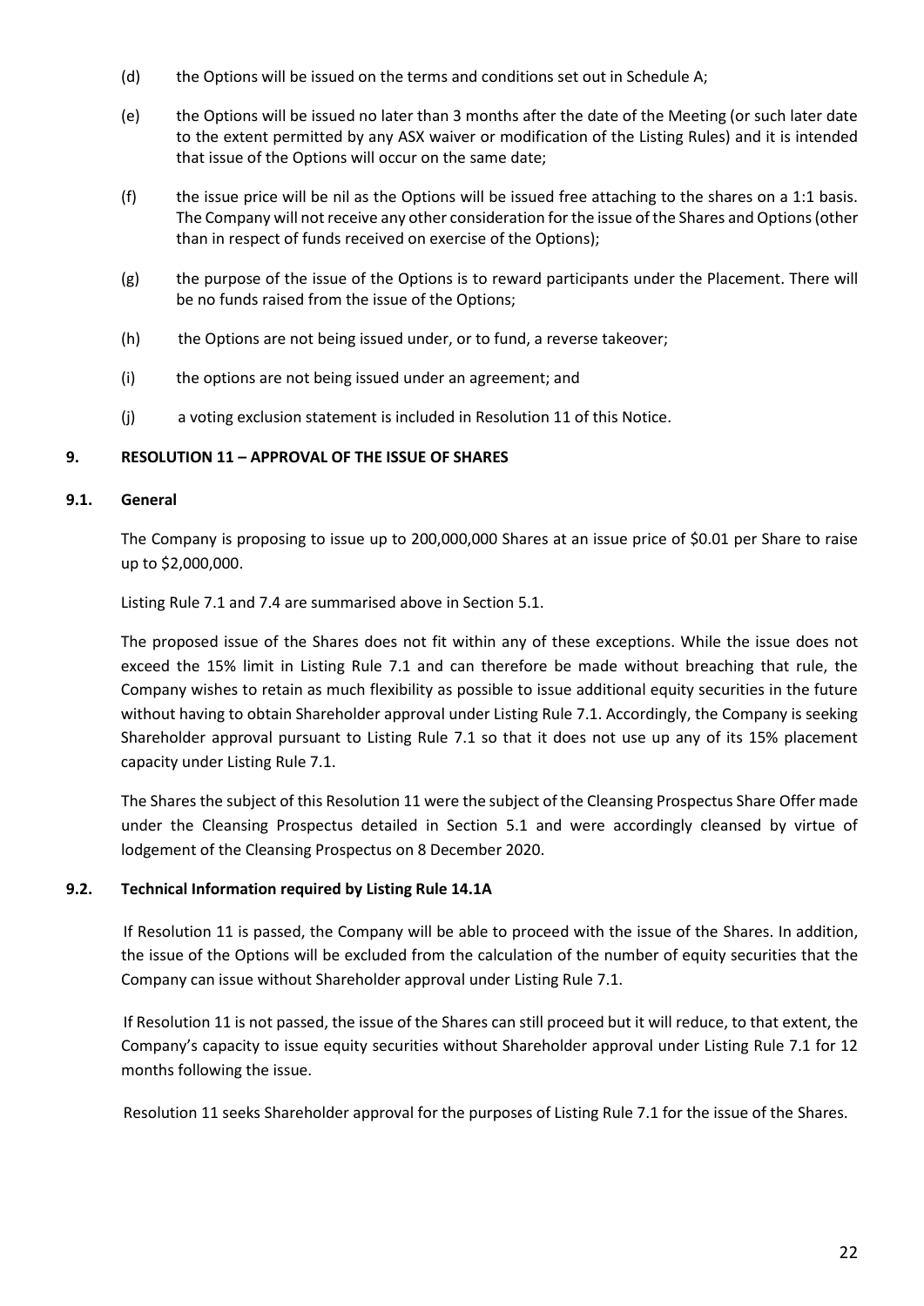(d) the Options will be issued on the terms and conditions set out in Schedule A;

(e) the Options will be issued no later than 3 months after the date of the Meeting (or such later date to the extent permitted by any ASX waiver or modification of the Listing Rules) and it is intended that issue of the Options will occur on the same date;

(f) the issue price will be nil as the Options will be issued free attaching to the shares on a 1:1 basis. The Company will not receive any other consideration for the issue of the Shares and Options (other than in respect of funds received on exercise of the Options);

(g) the purpose of the issue of the Options is to reward participants under the Placement. There will be no funds raised from the issue of the Options;

(h) the Options are not being issued under, or to fund, a reverse takeover;

(i) the options are not being issued under an agreement; and

(j) a voting exclusion statement is included in Resolution 11 of this Notice.

## 9. RESOLUTION 11 – APPROVAL OF THE ISSUE OF SHARES

### 9.1. General

The Company is proposing to issue up to 200,000,000 Shares at an issue price of $0.01 per Share to raise up to $2,000,000.

Listing Rule 7.1 and 7.4 are summarised above in Section 5.1.

The proposed issue of the Shares does not fit within any of these exceptions. While the issue does not exceed the 15% limit in Listing Rule 7.1 and can therefore be made without breaching that rule, the Company wishes to retain as much flexibility as possible to issue additional equity securities in the future without having to obtain Shareholder approval under Listing Rule 7.1. Accordingly, the Company is seeking Shareholder approval pursuant to Listing Rule 7.1 so that it does not use up any of its 15% placement capacity under Listing Rule 7.1.

The Shares the subject of this Resolution 11 were the subject of the Cleansing Prospectus Share Offer made under the Cleansing Prospectus detailed in Section 5.1 and were accordingly cleansed by virtue of lodgement of the Cleansing Prospectus on 8 December 2020.

### 9.2. Technical Information required by Listing Rule 14.1A

If Resolution 11 is passed, the Company will be able to proceed with the issue of the Shares. In addition, the issue of the Options will be excluded from the calculation of the number of equity securities that the Company can issue without Shareholder approval under Listing Rule 7.1.

If Resolution 11 is not passed, the issue of the Shares can still proceed but it will reduce, to that extent, the Company's capacity to issue equity securities without Shareholder approval under Listing Rule 7.1 for 12 months following the issue.

Resolution 11 seeks Shareholder approval for the purposes of Listing Rule 7.1 for the issue of the Shares.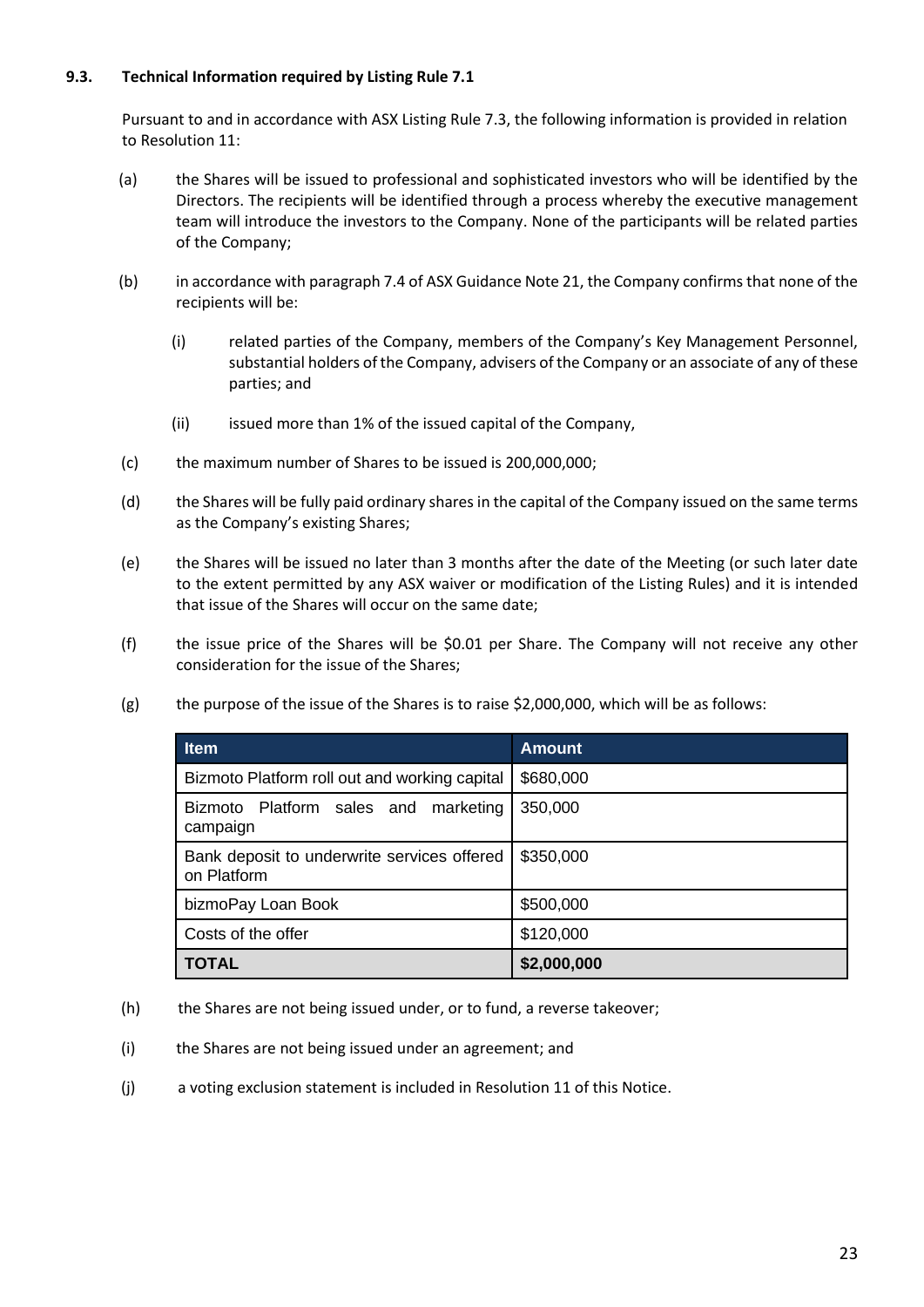### 9.3. Technical Information required by Listing Rule 7.1

Pursuant to and in accordance with ASX Listing Rule 7.3, the following information is provided in relation to Resolution 11:

(a) the Shares will be issued to professional and sophisticated investors who will be identified by the Directors. The recipients will be identified through a process whereby the executive management team will introduce the investors to the Company. None of the participants will be related parties of the Company;

(b) in accordance with paragraph 7.4 of ASX Guidance Note 21, the Company confirms that none of the recipients will be:

   (i) related parties of the Company, members of the Company's Key Management Personnel, substantial holders of the Company, advisers of the Company or an associate of any of these parties; and

   (ii) issued more than 1% of the issued capital of the Company,

(c) the maximum number of Shares to be issued is 200,000,000;

(d) the Shares will be fully paid ordinary shares in the capital of the Company issued on the same terms as the Company's existing Shares;

(e) the Shares will be issued no later than 3 months after the date of the Meeting (or such later date to the extent permitted by any ASX waiver or modification of the Listing Rules) and it is intended that issue of the Shares will occur on the same date;

(f) the issue price of the Shares will be $0.01 per Share. The Company will not receive any other consideration for the issue of the Shares;

(g) the purpose of the issue of the Shares is to raise $2,000,000, which will be as follows:

| Item | Amount |
|---|---|
| Bizmoto Platform roll out and working capital | $680,000 |
| Bizmoto Platform sales and marketing campaign | 350,000 |
| Bank deposit to underwrite services offered on Platform | $350,000 |
| bizmoPay Loan Book | $500,000 |
| Costs of the offer | $120,000 |
| **TOTAL** | **$2,000,000** |

(h) the Shares are not being issued under, or to fund, a reverse takeover;

(i) the Shares are not being issued under an agreement; and

(j) a voting exclusion statement is included in Resolution 11 of this Notice.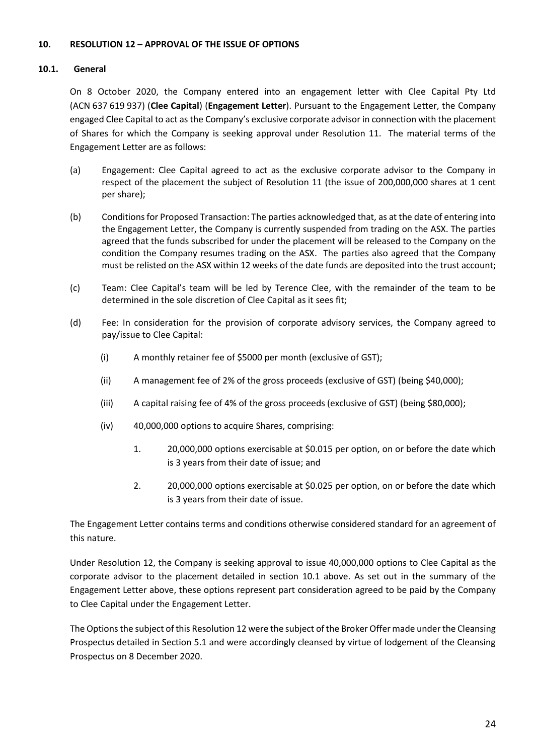## 10. RESOLUTION 12 – APPROVAL OF THE ISSUE OF OPTIONS

### 10.1. General

On 8 October 2020, the Company entered into an engagement letter with Clee Capital Pty Ltd (ACN 637 619 937) (**Clee Capital**) (**Engagement Letter**). Pursuant to the Engagement Letter, the Company engaged Clee Capital to act as the Company's exclusive corporate advisor in connection with the placement of Shares for which the Company is seeking approval under Resolution 11. The material terms of the Engagement Letter are as follows:

(a) Engagement: Clee Capital agreed to act as the exclusive corporate advisor to the Company in respect of the placement the subject of Resolution 11 (the issue of 200,000,000 shares at 1 cent per share);

(b) Conditions for Proposed Transaction: The parties acknowledged that, as at the date of entering into the Engagement Letter, the Company is currently suspended from trading on the ASX. The parties agreed that the funds subscribed for under the placement will be released to the Company on the condition the Company resumes trading on the ASX. The parties also agreed that the Company must be relisted on the ASX within 12 weeks of the date funds are deposited into the trust account;

(c) Team: Clee Capital's team will be led by Terence Clee, with the remainder of the team to be determined in the sole discretion of Clee Capital as it sees fit;

(d) Fee: In consideration for the provision of corporate advisory services, the Company agreed to pay/issue to Clee Capital:

   (i) A monthly retainer fee of $5000 per month (exclusive of GST);

   (ii) A management fee of 2% of the gross proceeds (exclusive of GST) (being $40,000);

   (iii) A capital raising fee of 4% of the gross proceeds (exclusive of GST) (being $80,000);

   (iv) 40,000,000 options to acquire Shares, comprising:

      1. 20,000,000 options exercisable at $0.015 per option, on or before the date which is 3 years from their date of issue; and

      2. 20,000,000 options exercisable at $0.025 per option, on or before the date which is 3 years from their date of issue.

The Engagement Letter contains terms and conditions otherwise considered standard for an agreement of this nature.

Under Resolution 12, the Company is seeking approval to issue 40,000,000 options to Clee Capital as the corporate advisor to the placement detailed in section 10.1 above. As set out in the summary of the Engagement Letter above, these options represent part consideration agreed to be paid by the Company to Clee Capital under the Engagement Letter.

The Options the subject of this Resolution 12 were the subject of the Broker Offer made under the Cleansing Prospectus detailed in Section 5.1 and were accordingly cleansed by virtue of lodgement of the Cleansing Prospectus on 8 December 2020.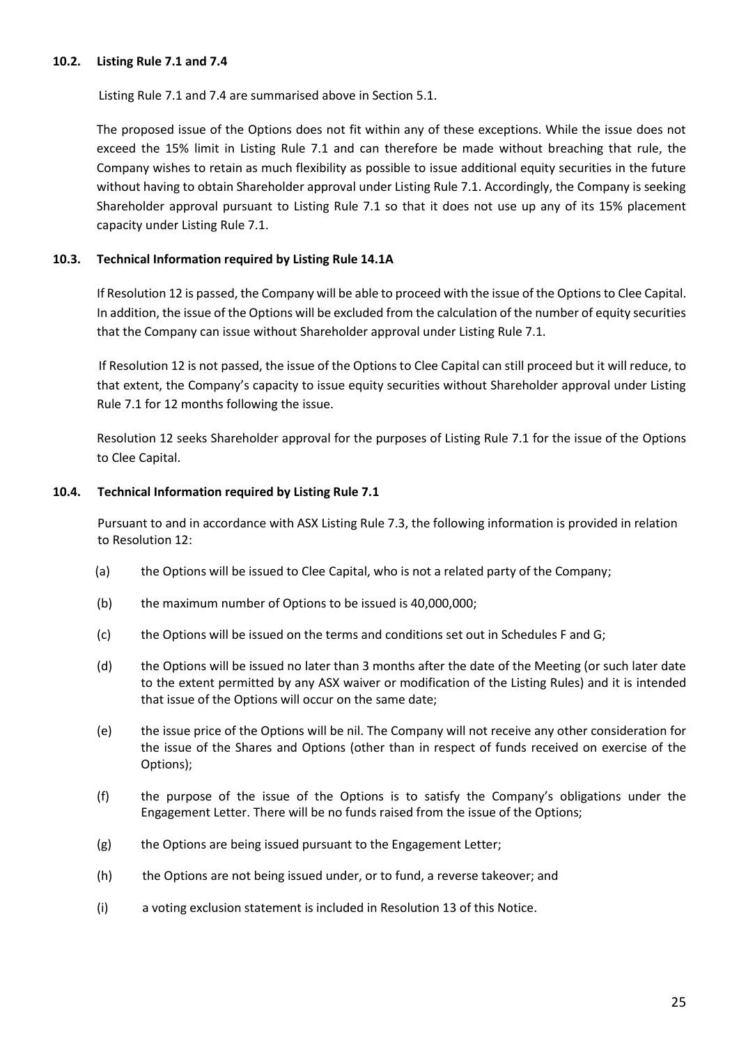### 10.2. Listing Rule 7.1 and 7.4

Listing Rule 7.1 and 7.4 are summarised above in Section 5.1.

The proposed issue of the Options does not fit within any of these exceptions. While the issue does not exceed the 15% limit in Listing Rule 7.1 and can therefore be made without breaching that rule, the Company wishes to retain as much flexibility as possible to issue additional equity securities in the future without having to obtain Shareholder approval under Listing Rule 7.1. Accordingly, the Company is seeking Shareholder approval pursuant to Listing Rule 7.1 so that it does not use up any of its 15% placement capacity under Listing Rule 7.1.

### 10.3. Technical Information required by Listing Rule 14.1A

If Resolution 12 is passed, the Company will be able to proceed with the issue of the Options to Clee Capital. In addition, the issue of the Options will be excluded from the calculation of the number of equity securities that the Company can issue without Shareholder approval under Listing Rule 7.1.

If Resolution 12 is not passed, the issue of the Options to Clee Capital can still proceed but it will reduce, to that extent, the Company's capacity to issue equity securities without Shareholder approval under Listing Rule 7.1 for 12 months following the issue.

Resolution 12 seeks Shareholder approval for the purposes of Listing Rule 7.1 for the issue of the Options to Clee Capital.

### 10.4. Technical Information required by Listing Rule 7.1

Pursuant to and in accordance with ASX Listing Rule 7.3, the following information is provided in relation to Resolution 12:

(a) the Options will be issued to Clee Capital, who is not a related party of the Company;

(b) the maximum number of Options to be issued is 40,000,000;

(c) the Options will be issued on the terms and conditions set out in Schedules F and G;

(d) the Options will be issued no later than 3 months after the date of the Meeting (or such later date to the extent permitted by any ASX waiver or modification of the Listing Rules) and it is intended that issue of the Options will occur on the same date;

(e) the issue price of the Options will be nil. The Company will not receive any other consideration for the issue of the Shares and Options (other than in respect of funds received on exercise of the Options);

(f) the purpose of the issue of the Options is to satisfy the Company's obligations under the Engagement Letter. There will be no funds raised from the issue of the Options;

(g) the Options are being issued pursuant to the Engagement Letter;

(h) the Options are not being issued under, or to fund, a reverse takeover; and

(i) a voting exclusion statement is included in Resolution 13 of this Notice.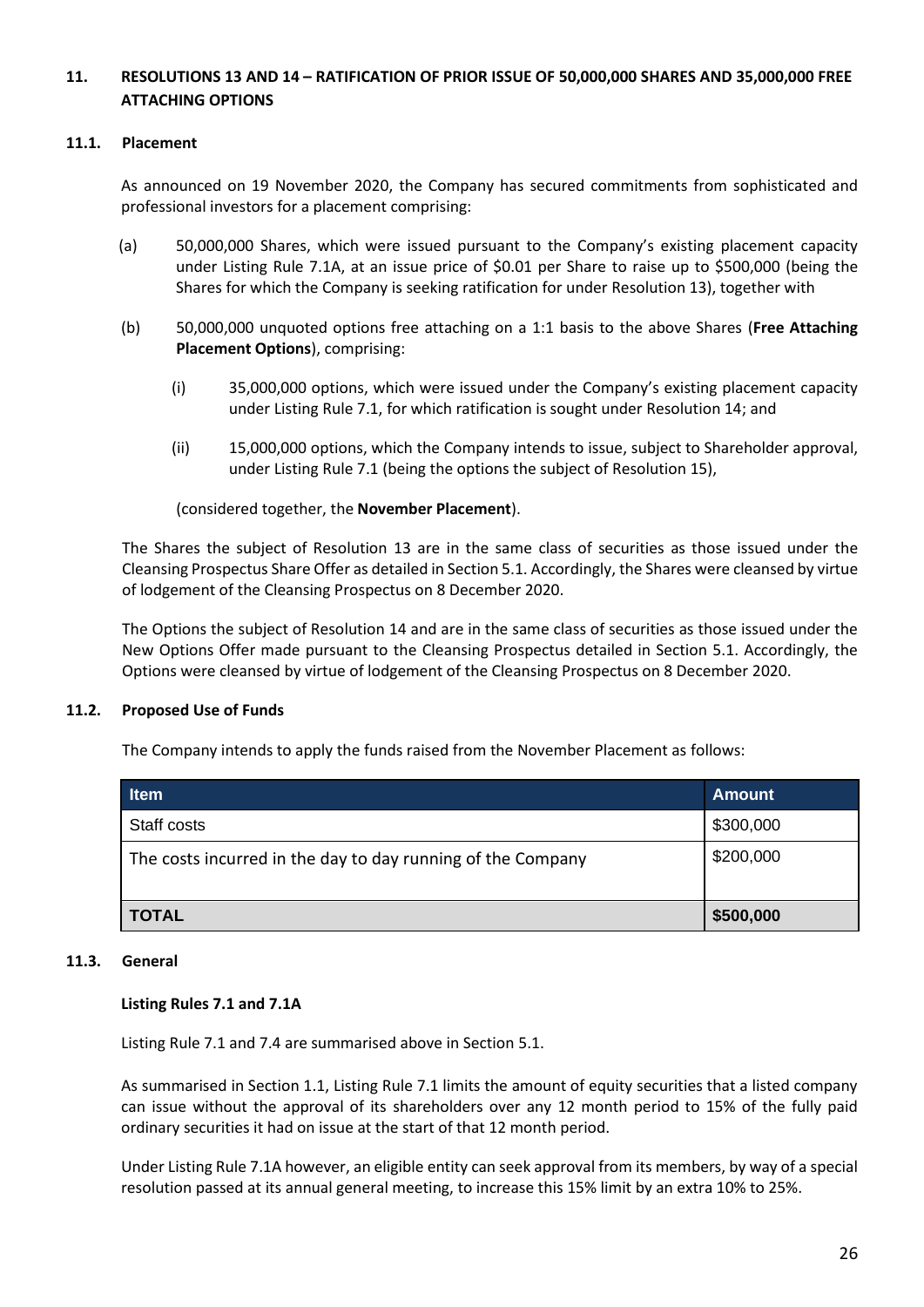## 11. RESOLUTIONS 13 AND 14 – RATIFICATION OF PRIOR ISSUE OF 50,000,000 SHARES AND 35,000,000 FREE ATTACHING OPTIONS

### 11.1. Placement

As announced on 19 November 2020, the Company has secured commitments from sophisticated and professional investors for a placement comprising:

(a) 50,000,000 Shares, which were issued pursuant to the Company's existing placement capacity under Listing Rule 7.1A, at an issue price of $0.01 per Share to raise up to $500,000 (being the Shares for which the Company is seeking ratification for under Resolution 13), together with

(b) 50,000,000 unquoted options free attaching on a 1:1 basis to the above Shares (**Free Attaching Placement Options**), comprising:

(i) 35,000,000 options, which were issued under the Company's existing placement capacity under Listing Rule 7.1, for which ratification is sought under Resolution 14; and

(ii) 15,000,000 options, which the Company intends to issue, subject to Shareholder approval, under Listing Rule 7.1 (being the options the subject of Resolution 15),

(considered together, the **November Placement**).

The Shares the subject of Resolution 13 are in the same class of securities as those issued under the Cleansing Prospectus Share Offer as detailed in Section 5.1. Accordingly, the Shares were cleansed by virtue of lodgement of the Cleansing Prospectus on 8 December 2020.

The Options the subject of Resolution 14 and are in the same class of securities as those issued under the New Options Offer made pursuant to the Cleansing Prospectus detailed in Section 5.1. Accordingly, the Options were cleansed by virtue of lodgement of the Cleansing Prospectus on 8 December 2020.

### 11.2. Proposed Use of Funds

The Company intends to apply the funds raised from the November Placement as follows:

| Item | Amount |
|---|---|
| Staff costs | $300,000 |
| The costs incurred in the day to day running of the Company | $200,000 |
| **TOTAL** | **$500,000** |

### 11.3. General

**Listing Rules 7.1 and 7.1A**

Listing Rule 7.1 and 7.4 are summarised above in Section 5.1.

As summarised in Section 1.1, Listing Rule 7.1 limits the amount of equity securities that a listed company can issue without the approval of its shareholders over any 12 month period to 15% of the fully paid ordinary securities it had on issue at the start of that 12 month period.

Under Listing Rule 7.1A however, an eligible entity can seek approval from its members, by way of a special resolution passed at its annual general meeting, to increase this 15% limit by an extra 10% to 25%.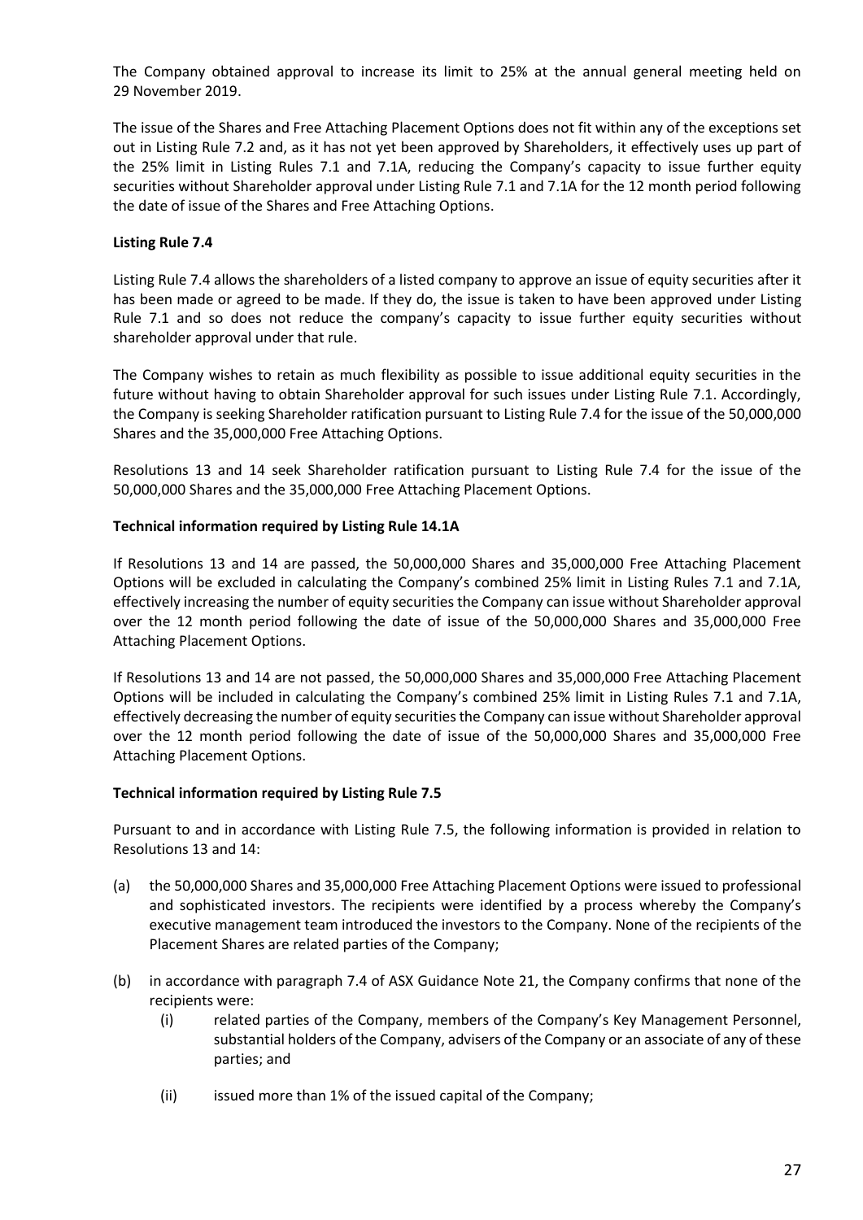The Company obtained approval to increase its limit to 25% at the annual general meeting held on 29 November 2019.

The issue of the Shares and Free Attaching Placement Options does not fit within any of the exceptions set out in Listing Rule 7.2 and, as it has not yet been approved by Shareholders, it effectively uses up part of the 25% limit in Listing Rules 7.1 and 7.1A, reducing the Company's capacity to issue further equity securities without Shareholder approval under Listing Rule 7.1 and 7.1A for the 12 month period following the date of issue of the Shares and Free Attaching Options.

**Listing Rule 7.4**

Listing Rule 7.4 allows the shareholders of a listed company to approve an issue of equity securities after it has been made or agreed to be made. If they do, the issue is taken to have been approved under Listing Rule 7.1 and so does not reduce the company's capacity to issue further equity securities without shareholder approval under that rule.

The Company wishes to retain as much flexibility as possible to issue additional equity securities in the future without having to obtain Shareholder approval for such issues under Listing Rule 7.1. Accordingly, the Company is seeking Shareholder ratification pursuant to Listing Rule 7.4 for the issue of the 50,000,000 Shares and the 35,000,000 Free Attaching Options.

Resolutions 13 and 14 seek Shareholder ratification pursuant to Listing Rule 7.4 for the issue of the 50,000,000 Shares and the 35,000,000 Free Attaching Placement Options.

**Technical information required by Listing Rule 14.1A**

If Resolutions 13 and 14 are passed, the 50,000,000 Shares and 35,000,000 Free Attaching Placement Options will be excluded in calculating the Company's combined 25% limit in Listing Rules 7.1 and 7.1A, effectively increasing the number of equity securities the Company can issue without Shareholder approval over the 12 month period following the date of issue of the 50,000,000 Shares and 35,000,000 Free Attaching Placement Options.

If Resolutions 13 and 14 are not passed, the 50,000,000 Shares and 35,000,000 Free Attaching Placement Options will be included in calculating the Company's combined 25% limit in Listing Rules 7.1 and 7.1A, effectively decreasing the number of equity securities the Company can issue without Shareholder approval over the 12 month period following the date of issue of the 50,000,000 Shares and 35,000,000 Free Attaching Placement Options.

**Technical information required by Listing Rule 7.5**

Pursuant to and in accordance with Listing Rule 7.5, the following information is provided in relation to Resolutions 13 and 14:

(a) the 50,000,000 Shares and 35,000,000 Free Attaching Placement Options were issued to professional and sophisticated investors. The recipients were identified by a process whereby the Company's executive management team introduced the investors to the Company. None of the recipients of the Placement Shares are related parties of the Company;

(b) in accordance with paragraph 7.4 of ASX Guidance Note 21, the Company confirms that none of the recipients were:

    (i) related parties of the Company, members of the Company's Key Management Personnel, substantial holders of the Company, advisers of the Company or an associate of any of these parties; and

    (ii) issued more than 1% of the issued capital of the Company;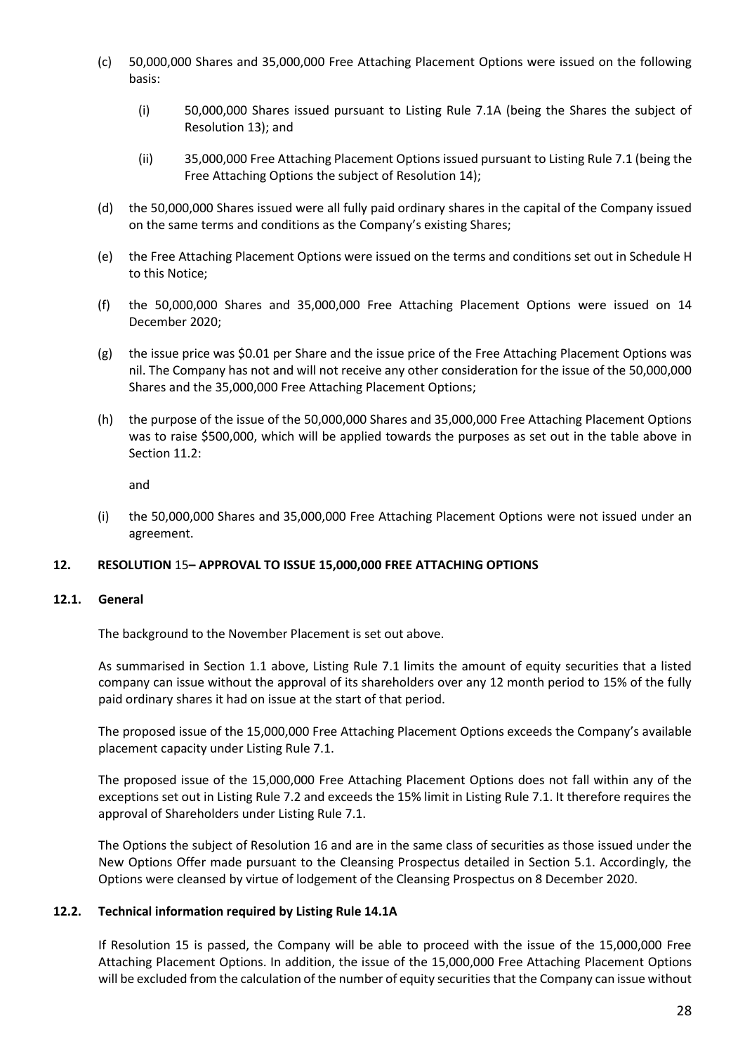(c) 50,000,000 Shares and 35,000,000 Free Attaching Placement Options were issued on the following basis:

   (i) 50,000,000 Shares issued pursuant to Listing Rule 7.1A (being the Shares the subject of Resolution 13); and

   (ii) 35,000,000 Free Attaching Placement Options issued pursuant to Listing Rule 7.1 (being the Free Attaching Options the subject of Resolution 14);

(d) the 50,000,000 Shares issued were all fully paid ordinary shares in the capital of the Company issued on the same terms and conditions as the Company's existing Shares;

(e) the Free Attaching Placement Options were issued on the terms and conditions set out in Schedule H to this Notice;

(f) the 50,000,000 Shares and 35,000,000 Free Attaching Placement Options were issued on 14 December 2020;

(g) the issue price was $0.01 per Share and the issue price of the Free Attaching Placement Options was nil. The Company has not and will not receive any other consideration for the issue of the 50,000,000 Shares and the 35,000,000 Free Attaching Placement Options;

(h) the purpose of the issue of the 50,000,000 Shares and 35,000,000 Free Attaching Placement Options was to raise $500,000, which will be applied towards the purposes as set out in the table above in Section 11.2:

   and

(i) the 50,000,000 Shares and 35,000,000 Free Attaching Placement Options were not issued under an agreement.

## 12. RESOLUTION 15– APPROVAL TO ISSUE 15,000,000 FREE ATTACHING OPTIONS

### 12.1. General

The background to the November Placement is set out above.

As summarised in Section 1.1 above, Listing Rule 7.1 limits the amount of equity securities that a listed company can issue without the approval of its shareholders over any 12 month period to 15% of the fully paid ordinary shares it had on issue at the start of that period.

The proposed issue of the 15,000,000 Free Attaching Placement Options exceeds the Company's available placement capacity under Listing Rule 7.1.

The proposed issue of the 15,000,000 Free Attaching Placement Options does not fall within any of the exceptions set out in Listing Rule 7.2 and exceeds the 15% limit in Listing Rule 7.1. It therefore requires the approval of Shareholders under Listing Rule 7.1.

The Options the subject of Resolution 16 and are in the same class of securities as those issued under the New Options Offer made pursuant to the Cleansing Prospectus detailed in Section 5.1. Accordingly, the Options were cleansed by virtue of lodgement of the Cleansing Prospectus on 8 December 2020.

### 12.2. Technical information required by Listing Rule 14.1A

If Resolution 15 is passed, the Company will be able to proceed with the issue of the 15,000,000 Free Attaching Placement Options. In addition, the issue of the 15,000,000 Free Attaching Placement Options will be excluded from the calculation of the number of equity securities that the Company can issue without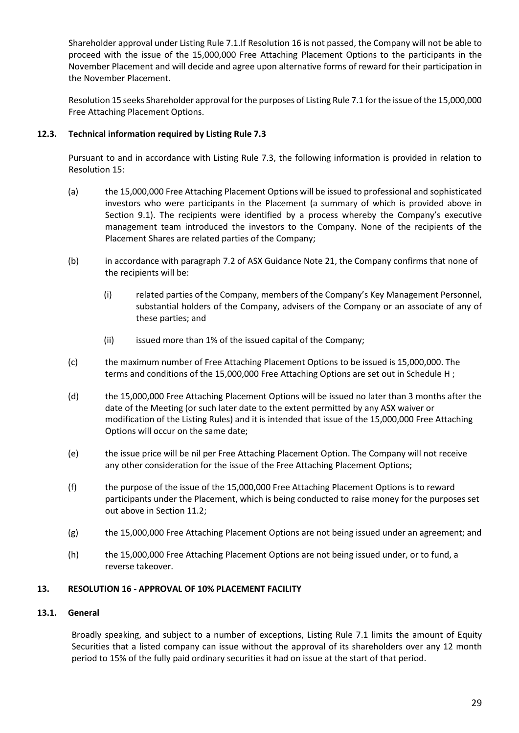Shareholder approval under Listing Rule 7.1.If Resolution 16 is not passed, the Company will not be able to proceed with the issue of the 15,000,000 Free Attaching Placement Options to the participants in the November Placement and will decide and agree upon alternative forms of reward for their participation in the November Placement.

Resolution 15 seeks Shareholder approval for the purposes of Listing Rule 7.1 for the issue of the 15,000,000 Free Attaching Placement Options.

### 12.3. Technical information required by Listing Rule 7.3

Pursuant to and in accordance with Listing Rule 7.3, the following information is provided in relation to Resolution 15:

(a) the 15,000,000 Free Attaching Placement Options will be issued to professional and sophisticated investors who were participants in the Placement (a summary of which is provided above in Section 9.1). The recipients were identified by a process whereby the Company's executive management team introduced the investors to the Company. None of the recipients of the Placement Shares are related parties of the Company;

(b) in accordance with paragraph 7.2 of ASX Guidance Note 21, the Company confirms that none of the recipients will be:

   (i) related parties of the Company, members of the Company's Key Management Personnel, substantial holders of the Company, advisers of the Company or an associate of any of these parties; and

   (ii) issued more than 1% of the issued capital of the Company;

(c) the maximum number of Free Attaching Placement Options to be issued is 15,000,000. The terms and conditions of the 15,000,000 Free Attaching Options are set out in Schedule H ;

(d) the 15,000,000 Free Attaching Placement Options will be issued no later than 3 months after the date of the Meeting (or such later date to the extent permitted by any ASX waiver or modification of the Listing Rules) and it is intended that issue of the 15,000,000 Free Attaching Options will occur on the same date;

(e) the issue price will be nil per Free Attaching Placement Option. The Company will not receive any other consideration for the issue of the Free Attaching Placement Options;

(f) the purpose of the issue of the 15,000,000 Free Attaching Placement Options is to reward participants under the Placement, which is being conducted to raise money for the purposes set out above in Section 11.2;

(g) the 15,000,000 Free Attaching Placement Options are not being issued under an agreement; and

(h) the 15,000,000 Free Attaching Placement Options are not being issued under, or to fund, a reverse takeover.

## 13. RESOLUTION 16 - APPROVAL OF 10% PLACEMENT FACILITY

### 13.1. General

Broadly speaking, and subject to a number of exceptions, Listing Rule 7.1 limits the amount of Equity Securities that a listed company can issue without the approval of its shareholders over any 12 month period to 15% of the fully paid ordinary securities it had on issue at the start of that period.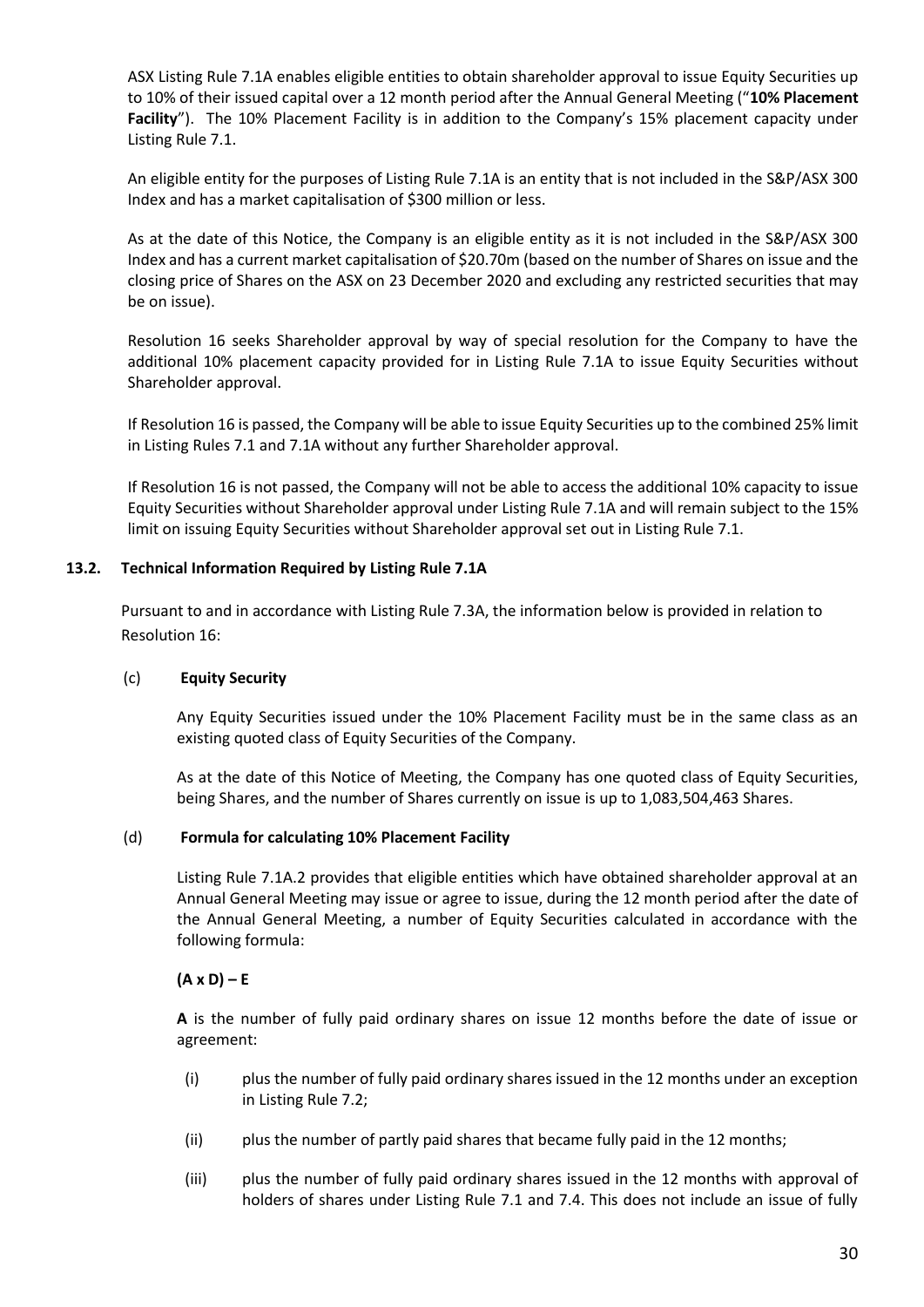ASX Listing Rule 7.1A enables eligible entities to obtain shareholder approval to issue Equity Securities up to 10% of their issued capital over a 12 month period after the Annual General Meeting ("**10% Placement Facility**"). The 10% Placement Facility is in addition to the Company's 15% placement capacity under Listing Rule 7.1.

An eligible entity for the purposes of Listing Rule 7.1A is an entity that is not included in the S&P/ASX 300 Index and has a market capitalisation of $300 million or less.

As at the date of this Notice, the Company is an eligible entity as it is not included in the S&P/ASX 300 Index and has a current market capitalisation of $20.70m (based on the number of Shares on issue and the closing price of Shares on the ASX on 23 December 2020 and excluding any restricted securities that may be on issue).

Resolution 16 seeks Shareholder approval by way of special resolution for the Company to have the additional 10% placement capacity provided for in Listing Rule 7.1A to issue Equity Securities without Shareholder approval.

If Resolution 16 is passed, the Company will be able to issue Equity Securities up to the combined 25% limit in Listing Rules 7.1 and 7.1A without any further Shareholder approval.

If Resolution 16 is not passed, the Company will not be able to access the additional 10% capacity to issue Equity Securities without Shareholder approval under Listing Rule 7.1A and will remain subject to the 15% limit on issuing Equity Securities without Shareholder approval set out in Listing Rule 7.1.

### 13.2. Technical Information Required by Listing Rule 7.1A

Pursuant to and in accordance with Listing Rule 7.3A, the information below is provided in relation to Resolution 16:

(c) **Equity Security**

Any Equity Securities issued under the 10% Placement Facility must be in the same class as an existing quoted class of Equity Securities of the Company.

As at the date of this Notice of Meeting, the Company has one quoted class of Equity Securities, being Shares, and the number of Shares currently on issue is up to 1,083,504,463 Shares.

(d) **Formula for calculating 10% Placement Facility**

Listing Rule 7.1A.2 provides that eligible entities which have obtained shareholder approval at an Annual General Meeting may issue or agree to issue, during the 12 month period after the date of the Annual General Meeting, a number of Equity Securities calculated in accordance with the following formula:

**(A x D) – E**

**A** is the number of fully paid ordinary shares on issue 12 months before the date of issue or agreement:

(i) plus the number of fully paid ordinary shares issued in the 12 months under an exception in Listing Rule 7.2;

(ii) plus the number of partly paid shares that became fully paid in the 12 months;

(iii) plus the number of fully paid ordinary shares issued in the 12 months with approval of holders of shares under Listing Rule 7.1 and 7.4. This does not include an issue of fully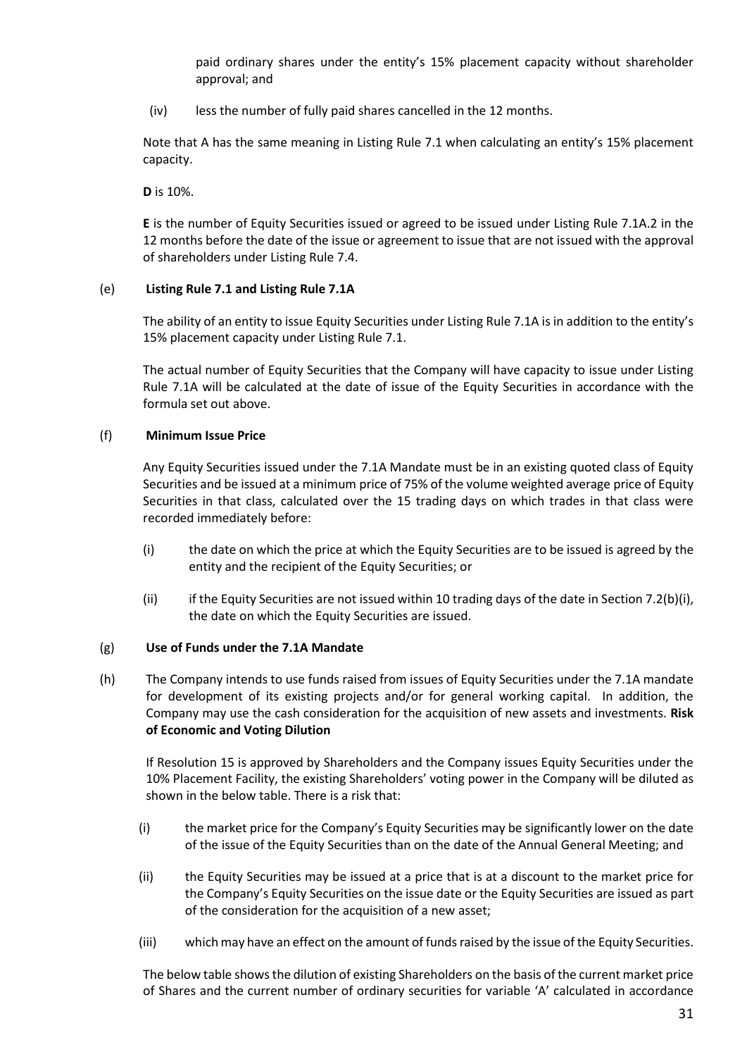paid ordinary shares under the entity's 15% placement capacity without shareholder approval; and

(iv) less the number of fully paid shares cancelled in the 12 months.

Note that A has the same meaning in Listing Rule 7.1 when calculating an entity's 15% placement capacity.

**D** is 10%.

**E** is the number of Equity Securities issued or agreed to be issued under Listing Rule 7.1A.2 in the 12 months before the date of the issue or agreement to issue that are not issued with the approval of shareholders under Listing Rule 7.4.

(e) **Listing Rule 7.1 and Listing Rule 7.1A**

The ability of an entity to issue Equity Securities under Listing Rule 7.1A is in addition to the entity's 15% placement capacity under Listing Rule 7.1.

The actual number of Equity Securities that the Company will have capacity to issue under Listing Rule 7.1A will be calculated at the date of issue of the Equity Securities in accordance with the formula set out above.

(f) **Minimum Issue Price**

Any Equity Securities issued under the 7.1A Mandate must be in an existing quoted class of Equity Securities and be issued at a minimum price of 75% of the volume weighted average price of Equity Securities in that class, calculated over the 15 trading days on which trades in that class were recorded immediately before:

(i) the date on which the price at which the Equity Securities are to be issued is agreed by the entity and the recipient of the Equity Securities; or

(ii) if the Equity Securities are not issued within 10 trading days of the date in Section 7.2(b)(i), the date on which the Equity Securities are issued.

(g) **Use of Funds under the 7.1A Mandate**

(h) The Company intends to use funds raised from issues of Equity Securities under the 7.1A mandate for development of its existing projects and/or for general working capital. In addition, the Company may use the cash consideration for the acquisition of new assets and investments. **Risk of Economic and Voting Dilution**

If Resolution 15 is approved by Shareholders and the Company issues Equity Securities under the 10% Placement Facility, the existing Shareholders' voting power in the Company will be diluted as shown in the below table. There is a risk that:

(i) the market price for the Company's Equity Securities may be significantly lower on the date of the issue of the Equity Securities than on the date of the Annual General Meeting; and

(ii) the Equity Securities may be issued at a price that is at a discount to the market price for the Company's Equity Securities on the issue date or the Equity Securities are issued as part of the consideration for the acquisition of a new asset;

(iii) which may have an effect on the amount of funds raised by the issue of the Equity Securities.

The below table shows the dilution of existing Shareholders on the basis of the current market price of Shares and the current number of ordinary securities for variable 'A' calculated in accordance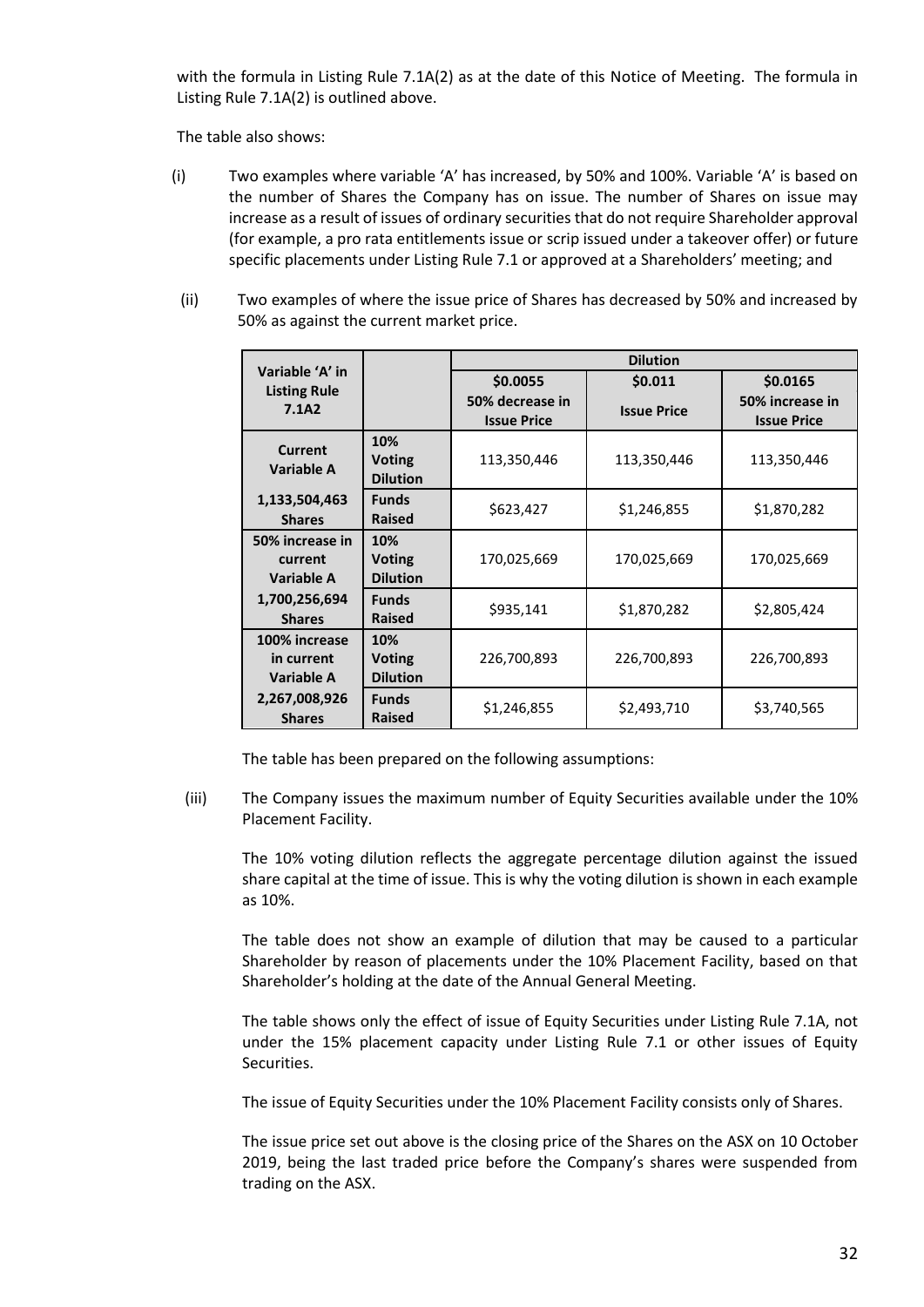with the formula in Listing Rule 7.1A(2) as at the date of this Notice of Meeting. The formula in Listing Rule 7.1A(2) is outlined above.

The table also shows:

(i) Two examples where variable 'A' has increased, by 50% and 100%. Variable 'A' is based on the number of Shares the Company has on issue. The number of Shares on issue may increase as a result of issues of ordinary securities that do not require Shareholder approval (for example, a pro rata entitlements issue or scrip issued under a takeover offer) or future specific placements under Listing Rule 7.1 or approved at a Shareholders' meeting; and

(ii) Two examples of where the issue price of Shares has decreased by 50% and increased by 50% as against the current market price.

| Variable 'A' in Listing Rule 7.1A2 | | Dilution | | |
|---|---|---|---|---|
| | | **\$0.0055** 50% decrease in Issue Price | **\$0.011** Issue Price | **\$0.0165** 50% increase in Issue Price |
| **Current Variable A** | **10% Voting Dilution** | 113,350,446 | 113,350,446 | 113,350,446 |
| **1,133,504,463 Shares** | **Funds Raised** | \$623,427 | \$1,246,855 | \$1,870,282 |
| **50% increase in current Variable A** | **10% Voting Dilution** | 170,025,669 | 170,025,669 | 170,025,669 |
| **1,700,256,694 Shares** | **Funds Raised** | \$935,141 | \$1,870,282 | \$2,805,424 |
| **100% increase in current Variable A** | **10% Voting Dilution** | 226,700,893 | 226,700,893 | 226,700,893 |
| **2,267,008,926 Shares** | **Funds Raised** | \$1,246,855 | \$2,493,710 | \$3,740,565 |

The table has been prepared on the following assumptions:

(iii) The Company issues the maximum number of Equity Securities available under the 10% Placement Facility.

The 10% voting dilution reflects the aggregate percentage dilution against the issued share capital at the time of issue. This is why the voting dilution is shown in each example as 10%.

The table does not show an example of dilution that may be caused to a particular Shareholder by reason of placements under the 10% Placement Facility, based on that Shareholder's holding at the date of the Annual General Meeting.

The table shows only the effect of issue of Equity Securities under Listing Rule 7.1A, not under the 15% placement capacity under Listing Rule 7.1 or other issues of Equity Securities.

The issue of Equity Securities under the 10% Placement Facility consists only of Shares.

The issue price set out above is the closing price of the Shares on the ASX on 10 October 2019, being the last traded price before the Company's shares were suspended from trading on the ASX.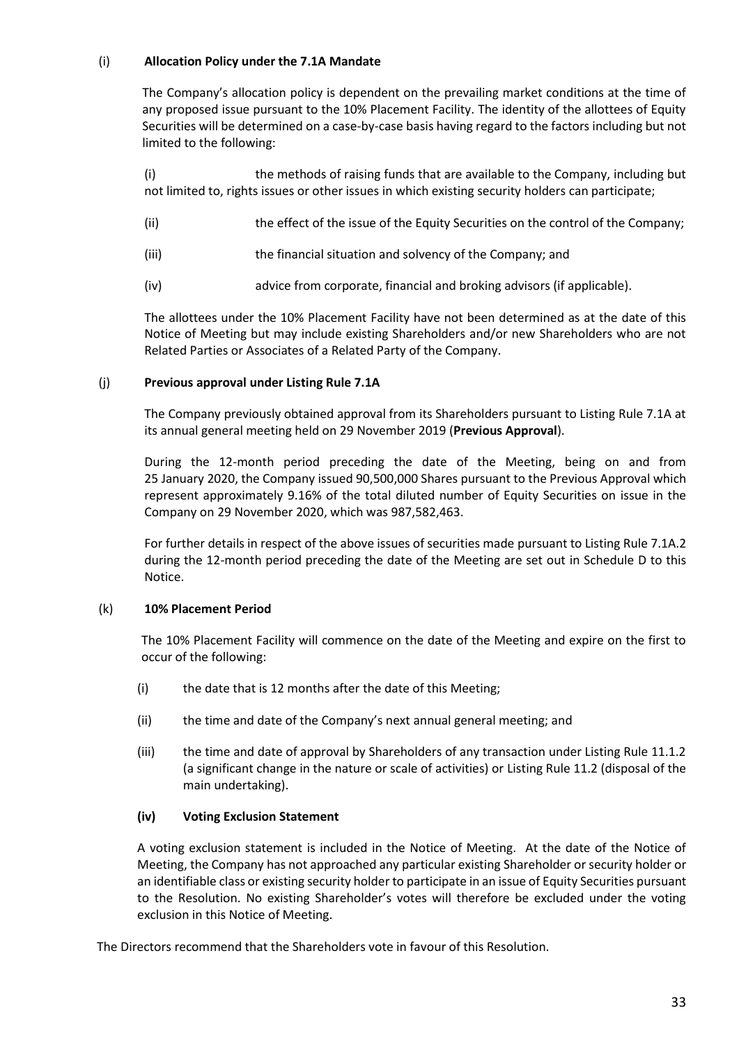### (i) Allocation Policy under the 7.1A Mandate

The Company's allocation policy is dependent on the prevailing market conditions at the time of any proposed issue pursuant to the 10% Placement Facility. The identity of the allottees of Equity Securities will be determined on a case-by-case basis having regard to the factors including but not limited to the following:

(i) the methods of raising funds that are available to the Company, including but not limited to, rights issues or other issues in which existing security holders can participate;

(ii) the effect of the issue of the Equity Securities on the control of the Company;

(iii) the financial situation and solvency of the Company; and

(iv) advice from corporate, financial and broking advisors (if applicable).

The allottees under the 10% Placement Facility have not been determined as at the date of this Notice of Meeting but may include existing Shareholders and/or new Shareholders who are not Related Parties or Associates of a Related Party of the Company.

### (j) Previous approval under Listing Rule 7.1A

The Company previously obtained approval from its Shareholders pursuant to Listing Rule 7.1A at its annual general meeting held on 29 November 2019 (**Previous Approval**).

During the 12-month period preceding the date of the Meeting, being on and from 25 January 2020, the Company issued 90,500,000 Shares pursuant to the Previous Approval which represent approximately 9.16% of the total diluted number of Equity Securities on issue in the Company on 29 November 2020, which was 987,582,463.

For further details in respect of the above issues of securities made pursuant to Listing Rule 7.1A.2 during the 12-month period preceding the date of the Meeting are set out in Schedule D to this Notice.

### (k) 10% Placement Period

The 10% Placement Facility will commence on the date of the Meeting and expire on the first to occur of the following:

(i) the date that is 12 months after the date of this Meeting;

(ii) the time and date of the Company's next annual general meeting; and

(iii) the time and date of approval by Shareholders of any transaction under Listing Rule 11.1.2 (a significant change in the nature or scale of activities) or Listing Rule 11.2 (disposal of the main undertaking).

#### (iv) Voting Exclusion Statement

A voting exclusion statement is included in the Notice of Meeting. At the date of the Notice of Meeting, the Company has not approached any particular existing Shareholder or security holder or an identifiable class or existing security holder to participate in an issue of Equity Securities pursuant to the Resolution. No existing Shareholder's votes will therefore be excluded under the voting exclusion in this Notice of Meeting.

The Directors recommend that the Shareholders vote in favour of this Resolution.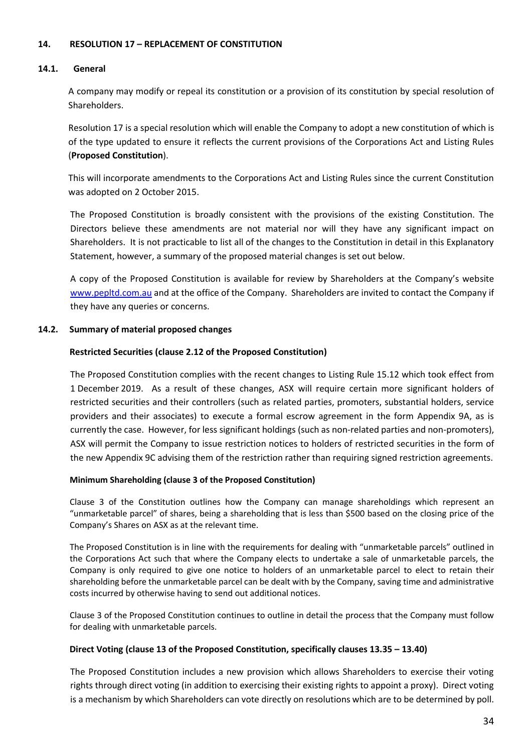## 14. RESOLUTION 17 – REPLACEMENT OF CONSTITUTION

### 14.1. General

A company may modify or repeal its constitution or a provision of its constitution by special resolution of Shareholders.

Resolution 17 is a special resolution which will enable the Company to adopt a new constitution of which is of the type updated to ensure it reflects the current provisions of the Corporations Act and Listing Rules (**Proposed Constitution**).

This will incorporate amendments to the Corporations Act and Listing Rules since the current Constitution was adopted on 2 October 2015.

The Proposed Constitution is broadly consistent with the provisions of the existing Constitution. The Directors believe these amendments are not material nor will they have any significant impact on Shareholders. It is not practicable to list all of the changes to the Constitution in detail in this Explanatory Statement, however, a summary of the proposed material changes is set out below.

A copy of the Proposed Constitution is available for review by Shareholders at the Company's website www.pepltd.com.au and at the office of the Company. Shareholders are invited to contact the Company if they have any queries or concerns.

### 14.2. Summary of material proposed changes

**Restricted Securities (clause 2.12 of the Proposed Constitution)**

The Proposed Constitution complies with the recent changes to Listing Rule 15.12 which took effect from 1 December 2019. As a result of these changes, ASX will require certain more significant holders of restricted securities and their controllers (such as related parties, promoters, substantial holders, service providers and their associates) to execute a formal escrow agreement in the form Appendix 9A, as is currently the case. However, for less significant holdings (such as non-related parties and non-promoters), ASX will permit the Company to issue restriction notices to holders of restricted securities in the form of the new Appendix 9C advising them of the restriction rather than requiring signed restriction agreements.

**Minimum Shareholding (clause 3 of the Proposed Constitution)**

Clause 3 of the Constitution outlines how the Company can manage shareholdings which represent an "unmarketable parcel" of shares, being a shareholding that is less than $500 based on the closing price of the Company's Shares on ASX as at the relevant time.

The Proposed Constitution is in line with the requirements for dealing with "unmarketable parcels" outlined in the Corporations Act such that where the Company elects to undertake a sale of unmarketable parcels, the Company is only required to give one notice to holders of an unmarketable parcel to elect to retain their shareholding before the unmarketable parcel can be dealt with by the Company, saving time and administrative costs incurred by otherwise having to send out additional notices.

Clause 3 of the Proposed Constitution continues to outline in detail the process that the Company must follow for dealing with unmarketable parcels.

**Direct Voting (clause 13 of the Proposed Constitution, specifically clauses 13.35 – 13.40)**

The Proposed Constitution includes a new provision which allows Shareholders to exercise their voting rights through direct voting (in addition to exercising their existing rights to appoint a proxy). Direct voting is a mechanism by which Shareholders can vote directly on resolutions which are to be determined by poll.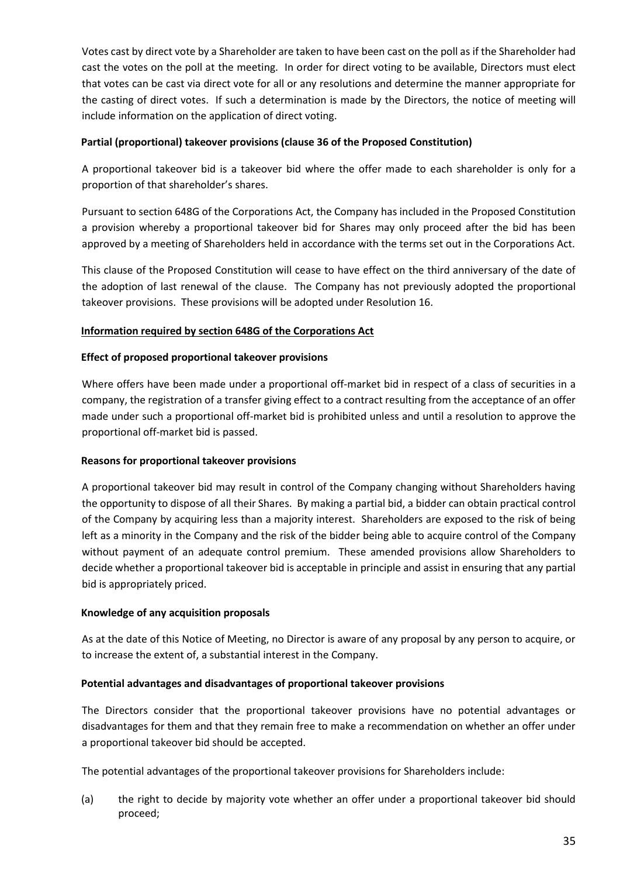Votes cast by direct vote by a Shareholder are taken to have been cast on the poll as if the Shareholder had cast the votes on the poll at the meeting. In order for direct voting to be available, Directors must elect that votes can be cast via direct vote for all or any resolutions and determine the manner appropriate for the casting of direct votes. If such a determination is made by the Directors, the notice of meeting will include information on the application of direct voting.

**Partial (proportional) takeover provisions (clause 36 of the Proposed Constitution)**

A proportional takeover bid is a takeover bid where the offer made to each shareholder is only for a proportion of that shareholder's shares.

Pursuant to section 648G of the Corporations Act, the Company has included in the Proposed Constitution a provision whereby a proportional takeover bid for Shares may only proceed after the bid has been approved by a meeting of Shareholders held in accordance with the terms set out in the Corporations Act.

This clause of the Proposed Constitution will cease to have effect on the third anniversary of the date of the adoption of last renewal of the clause. The Company has not previously adopted the proportional takeover provisions. These provisions will be adopted under Resolution 16.

**Information required by section 648G of the Corporations Act**

**Effect of proposed proportional takeover provisions**

Where offers have been made under a proportional off-market bid in respect of a class of securities in a company, the registration of a transfer giving effect to a contract resulting from the acceptance of an offer made under such a proportional off-market bid is prohibited unless and until a resolution to approve the proportional off-market bid is passed.

**Reasons for proportional takeover provisions**

A proportional takeover bid may result in control of the Company changing without Shareholders having the opportunity to dispose of all their Shares. By making a partial bid, a bidder can obtain practical control of the Company by acquiring less than a majority interest. Shareholders are exposed to the risk of being left as a minority in the Company and the risk of the bidder being able to acquire control of the Company without payment of an adequate control premium. These amended provisions allow Shareholders to decide whether a proportional takeover bid is acceptable in principle and assist in ensuring that any partial bid is appropriately priced.

**Knowledge of any acquisition proposals**

As at the date of this Notice of Meeting, no Director is aware of any proposal by any person to acquire, or to increase the extent of, a substantial interest in the Company.

**Potential advantages and disadvantages of proportional takeover provisions**

The Directors consider that the proportional takeover provisions have no potential advantages or disadvantages for them and that they remain free to make a recommendation on whether an offer under a proportional takeover bid should be accepted.

The potential advantages of the proportional takeover provisions for Shareholders include:

(a) the right to decide by majority vote whether an offer under a proportional takeover bid should proceed;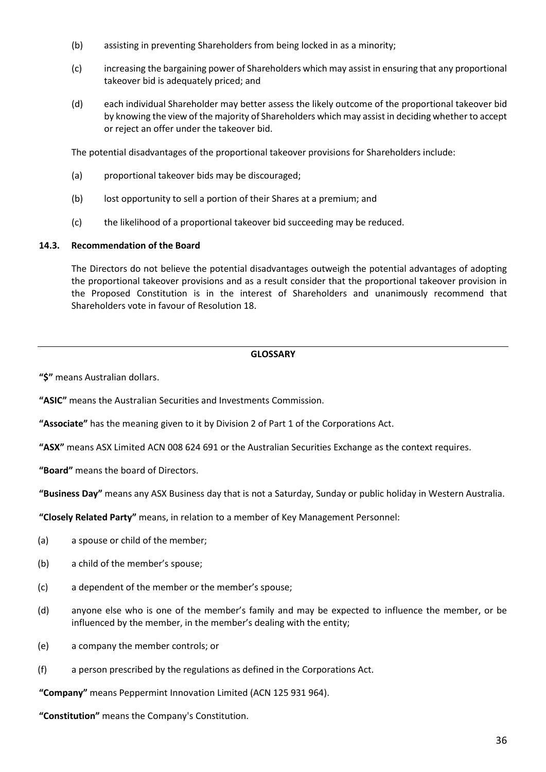(b) assisting in preventing Shareholders from being locked in as a minority;

(c) increasing the bargaining power of Shareholders which may assist in ensuring that any proportional takeover bid is adequately priced; and

(d) each individual Shareholder may better assess the likely outcome of the proportional takeover bid by knowing the view of the majority of Shareholders which may assist in deciding whether to accept or reject an offer under the takeover bid.

The potential disadvantages of the proportional takeover provisions for Shareholders include:

(a) proportional takeover bids may be discouraged;

(b) lost opportunity to sell a portion of their Shares at a premium; and

(c) the likelihood of a proportional takeover bid succeeding may be reduced.

### 14.3. Recommendation of the Board

The Directors do not believe the potential disadvantages outweigh the potential advantages of adopting the proportional takeover provisions and as a result consider that the proportional takeover provision in the Proposed Constitution is in the interest of Shareholders and unanimously recommend that Shareholders vote in favour of Resolution 18.

---

## GLOSSARY

**"$"** means Australian dollars.

**"ASIC"** means the Australian Securities and Investments Commission.

**"Associate"** has the meaning given to it by Division 2 of Part 1 of the Corporations Act.

**"ASX"** means ASX Limited ACN 008 624 691 or the Australian Securities Exchange as the context requires.

**"Board"** means the board of Directors.

**"Business Day"** means any ASX Business day that is not a Saturday, Sunday or public holiday in Western Australia.

**"Closely Related Party"** means, in relation to a member of Key Management Personnel:

(a) a spouse or child of the member;

(b) a child of the member's spouse;

(c) a dependent of the member or the member's spouse;

(d) anyone else who is one of the member's family and may be expected to influence the member, or be influenced by the member, in the member's dealing with the entity;

(e) a company the member controls; or

(f) a person prescribed by the regulations as defined in the Corporations Act.

**"Company"** means Peppermint Innovation Limited (ACN 125 931 964).

**"Constitution"** means the Company's Constitution.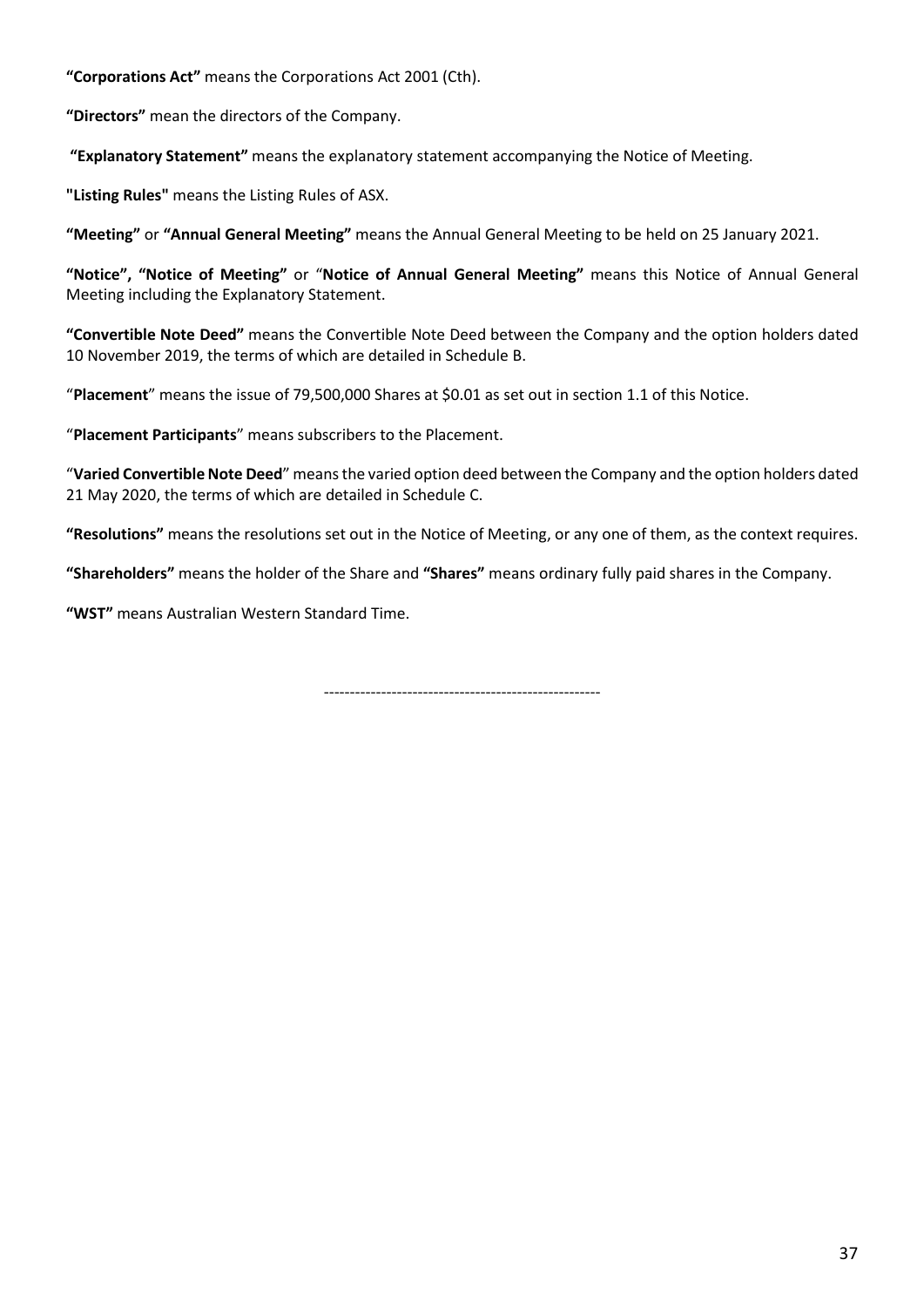**"Corporations Act"** means the Corporations Act 2001 (Cth).

**"Directors"** mean the directors of the Company.

**"Explanatory Statement"** means the explanatory statement accompanying the Notice of Meeting.

**"Listing Rules"** means the Listing Rules of ASX.

**"Meeting"** or **"Annual General Meeting"** means the Annual General Meeting to be held on 25 January 2021.

**"Notice", "Notice of Meeting"** or "**Notice of Annual General Meeting"** means this Notice of Annual General Meeting including the Explanatory Statement.

**"Convertible Note Deed"** means the Convertible Note Deed between the Company and the option holders dated 10 November 2019, the terms of which are detailed in Schedule B.

"**Placement**" means the issue of 79,500,000 Shares at $0.01 as set out in section 1.1 of this Notice.

"**Placement Participants**" means subscribers to the Placement.

"**Varied Convertible Note Deed**" means the varied option deed between the Company and the option holders dated 21 May 2020, the terms of which are detailed in Schedule C.

**"Resolutions"** means the resolutions set out in the Notice of Meeting, or any one of them, as the context requires.

**"Shareholders"** means the holder of the Share and **"Shares"** means ordinary fully paid shares in the Company.

**"WST"** means Australian Western Standard Time.

-----------------------------------------------------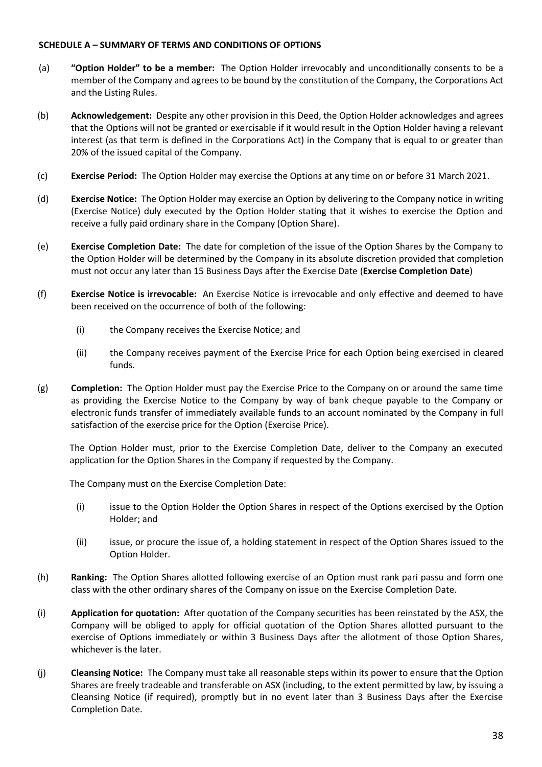**SCHEDULE A – SUMMARY OF TERMS AND CONDITIONS OF OPTIONS**

(a) **"Option Holder" to be a member:** The Option Holder irrevocably and unconditionally consents to be a member of the Company and agrees to be bound by the constitution of the Company, the Corporations Act and the Listing Rules.

(b) **Acknowledgement:** Despite any other provision in this Deed, the Option Holder acknowledges and agrees that the Options will not be granted or exercisable if it would result in the Option Holder having a relevant interest (as that term is defined in the Corporations Act) in the Company that is equal to or greater than 20% of the issued capital of the Company.

(c) **Exercise Period:** The Option Holder may exercise the Options at any time on or before 31 March 2021.

(d) **Exercise Notice:** The Option Holder may exercise an Option by delivering to the Company notice in writing (Exercise Notice) duly executed by the Option Holder stating that it wishes to exercise the Option and receive a fully paid ordinary share in the Company (Option Share).

(e) **Exercise Completion Date:** The date for completion of the issue of the Option Shares by the Company to the Option Holder will be determined by the Company in its absolute discretion provided that completion must not occur any later than 15 Business Days after the Exercise Date (**Exercise Completion Date**)

(f) **Exercise Notice is irrevocable:** An Exercise Notice is irrevocable and only effective and deemed to have been received on the occurrence of both of the following:

   (i) the Company receives the Exercise Notice; and

   (ii) the Company receives payment of the Exercise Price for each Option being exercised in cleared funds.

(g) **Completion:** The Option Holder must pay the Exercise Price to the Company on or around the same time as providing the Exercise Notice to the Company by way of bank cheque payable to the Company or electronic funds transfer of immediately available funds to an account nominated by the Company in full satisfaction of the exercise price for the Option (Exercise Price).

   The Option Holder must, prior to the Exercise Completion Date, deliver to the Company an executed application for the Option Shares in the Company if requested by the Company.

   The Company must on the Exercise Completion Date:

   (i) issue to the Option Holder the Option Shares in respect of the Options exercised by the Option Holder; and

   (ii) issue, or procure the issue of, a holding statement in respect of the Option Shares issued to the Option Holder.

(h) **Ranking:** The Option Shares allotted following exercise of an Option must rank pari passu and form one class with the other ordinary shares of the Company on issue on the Exercise Completion Date.

(i) **Application for quotation:** After quotation of the Company securities has been reinstated by the ASX, the Company will be obliged to apply for official quotation of the Option Shares allotted pursuant to the exercise of Options immediately or within 3 Business Days after the allotment of those Option Shares, whichever is the later.

(j) **Cleansing Notice:** The Company must take all reasonable steps within its power to ensure that the Option Shares are freely tradeable and transferable on ASX (including, to the extent permitted by law, by issuing a Cleansing Notice (if required), promptly but in no event later than 3 Business Days after the Exercise Completion Date.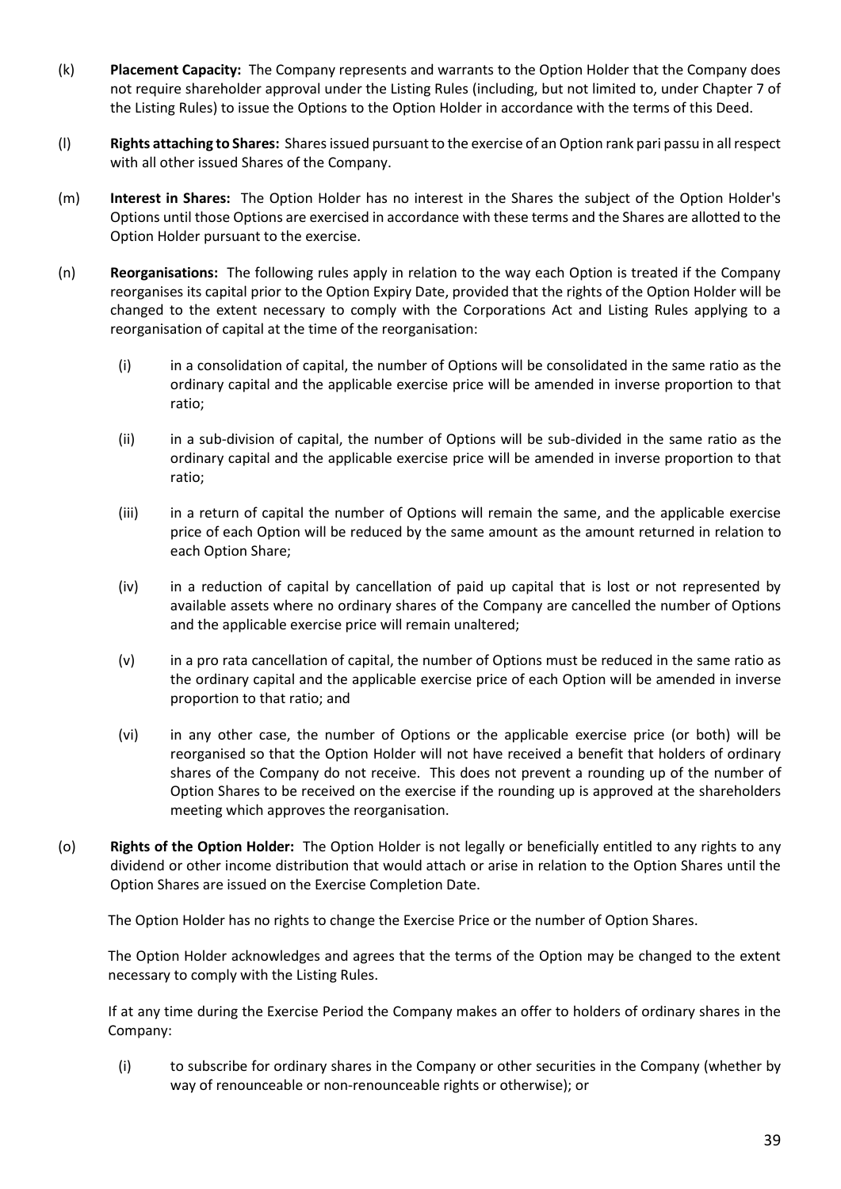(k) **Placement Capacity:** The Company represents and warrants to the Option Holder that the Company does not require shareholder approval under the Listing Rules (including, but not limited to, under Chapter 7 of the Listing Rules) to issue the Options to the Option Holder in accordance with the terms of this Deed.

(l) **Rights attaching to Shares:** Shares issued pursuant to the exercise of an Option rank pari passu in all respect with all other issued Shares of the Company.

(m) **Interest in Shares:** The Option Holder has no interest in the Shares the subject of the Option Holder's Options until those Options are exercised in accordance with these terms and the Shares are allotted to the Option Holder pursuant to the exercise.

(n) **Reorganisations:** The following rules apply in relation to the way each Option is treated if the Company reorganises its capital prior to the Option Expiry Date, provided that the rights of the Option Holder will be changed to the extent necessary to comply with the Corporations Act and Listing Rules applying to a reorganisation of capital at the time of the reorganisation:

   (i) in a consolidation of capital, the number of Options will be consolidated in the same ratio as the ordinary capital and the applicable exercise price will be amended in inverse proportion to that ratio;

   (ii) in a sub-division of capital, the number of Options will be sub-divided in the same ratio as the ordinary capital and the applicable exercise price will be amended in inverse proportion to that ratio;

   (iii) in a return of capital the number of Options will remain the same, and the applicable exercise price of each Option will be reduced by the same amount as the amount returned in relation to each Option Share;

   (iv) in a reduction of capital by cancellation of paid up capital that is lost or not represented by available assets where no ordinary shares of the Company are cancelled the number of Options and the applicable exercise price will remain unaltered;

   (v) in a pro rata cancellation of capital, the number of Options must be reduced in the same ratio as the ordinary capital and the applicable exercise price of each Option will be amended in inverse proportion to that ratio; and

   (vi) in any other case, the number of Options or the applicable exercise price (or both) will be reorganised so that the Option Holder will not have received a benefit that holders of ordinary shares of the Company do not receive. This does not prevent a rounding up of the number of Option Shares to be received on the exercise if the rounding up is approved at the shareholders meeting which approves the reorganisation.

(o) **Rights of the Option Holder:** The Option Holder is not legally or beneficially entitled to any rights to any dividend or other income distribution that would attach or arise in relation to the Option Shares until the Option Shares are issued on the Exercise Completion Date.

   The Option Holder has no rights to change the Exercise Price or the number of Option Shares.

   The Option Holder acknowledges and agrees that the terms of the Option may be changed to the extent necessary to comply with the Listing Rules.

   If at any time during the Exercise Period the Company makes an offer to holders of ordinary shares in the Company:

   (i) to subscribe for ordinary shares in the Company or other securities in the Company (whether by way of renounceable or non-renounceable rights or otherwise); or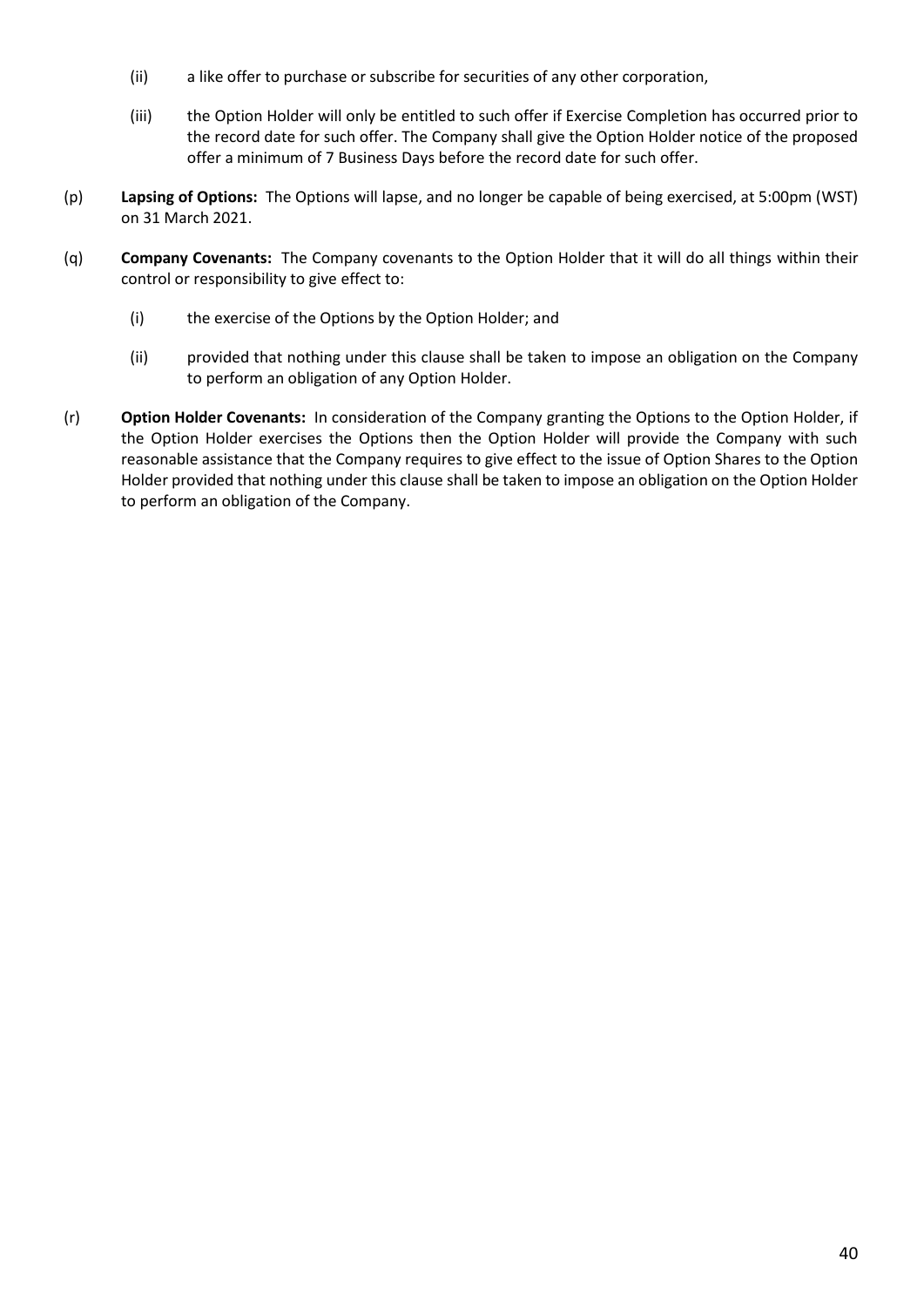(ii) a like offer to purchase or subscribe for securities of any other corporation,

(iii) the Option Holder will only be entitled to such offer if Exercise Completion has occurred prior to the record date for such offer. The Company shall give the Option Holder notice of the proposed offer a minimum of 7 Business Days before the record date for such offer.

(p) **Lapsing of Options:** The Options will lapse, and no longer be capable of being exercised, at 5:00pm (WST) on 31 March 2021.

(q) **Company Covenants:** The Company covenants to the Option Holder that it will do all things within their control or responsibility to give effect to:

(i) the exercise of the Options by the Option Holder; and

(ii) provided that nothing under this clause shall be taken to impose an obligation on the Company to perform an obligation of any Option Holder.

(r) **Option Holder Covenants:** In consideration of the Company granting the Options to the Option Holder, if the Option Holder exercises the Options then the Option Holder will provide the Company with such reasonable assistance that the Company requires to give effect to the issue of Option Shares to the Option Holder provided that nothing under this clause shall be taken to impose an obligation on the Option Holder to perform an obligation of the Company.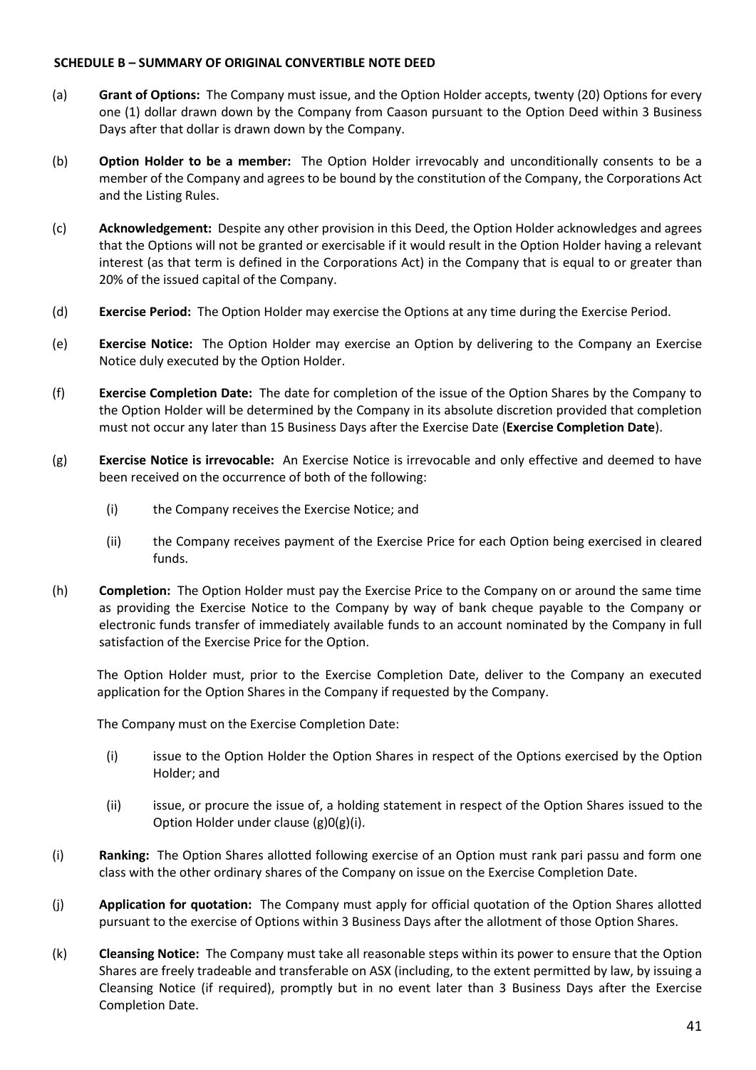**SCHEDULE B – SUMMARY OF ORIGINAL CONVERTIBLE NOTE DEED**

(a) **Grant of Options:** The Company must issue, and the Option Holder accepts, twenty (20) Options for every one (1) dollar drawn down by the Company from Caason pursuant to the Option Deed within 3 Business Days after that dollar is drawn down by the Company.

(b) **Option Holder to be a member:** The Option Holder irrevocably and unconditionally consents to be a member of the Company and agrees to be bound by the constitution of the Company, the Corporations Act and the Listing Rules.

(c) **Acknowledgement:** Despite any other provision in this Deed, the Option Holder acknowledges and agrees that the Options will not be granted or exercisable if it would result in the Option Holder having a relevant interest (as that term is defined in the Corporations Act) in the Company that is equal to or greater than 20% of the issued capital of the Company.

(d) **Exercise Period:** The Option Holder may exercise the Options at any time during the Exercise Period.

(e) **Exercise Notice:** The Option Holder may exercise an Option by delivering to the Company an Exercise Notice duly executed by the Option Holder.

(f) **Exercise Completion Date:** The date for completion of the issue of the Option Shares by the Company to the Option Holder will be determined by the Company in its absolute discretion provided that completion must not occur any later than 15 Business Days after the Exercise Date (**Exercise Completion Date**).

(g) **Exercise Notice is irrevocable:** An Exercise Notice is irrevocable and only effective and deemed to have been received on the occurrence of both of the following:

   (i) the Company receives the Exercise Notice; and

   (ii) the Company receives payment of the Exercise Price for each Option being exercised in cleared funds.

(h) **Completion:** The Option Holder must pay the Exercise Price to the Company on or around the same time as providing the Exercise Notice to the Company by way of bank cheque payable to the Company or electronic funds transfer of immediately available funds to an account nominated by the Company in full satisfaction of the Exercise Price for the Option.

   The Option Holder must, prior to the Exercise Completion Date, deliver to the Company an executed application for the Option Shares in the Company if requested by the Company.

   The Company must on the Exercise Completion Date:

   (i) issue to the Option Holder the Option Shares in respect of the Options exercised by the Option Holder; and

   (ii) issue, or procure the issue of, a holding statement in respect of the Option Shares issued to the Option Holder under clause (g)0(g)(i).

(i) **Ranking:** The Option Shares allotted following exercise of an Option must rank pari passu and form one class with the other ordinary shares of the Company on issue on the Exercise Completion Date.

(j) **Application for quotation:** The Company must apply for official quotation of the Option Shares allotted pursuant to the exercise of Options within 3 Business Days after the allotment of those Option Shares.

(k) **Cleansing Notice:** The Company must take all reasonable steps within its power to ensure that the Option Shares are freely tradeable and transferable on ASX (including, to the extent permitted by law, by issuing a Cleansing Notice (if required), promptly but in no event later than 3 Business Days after the Exercise Completion Date.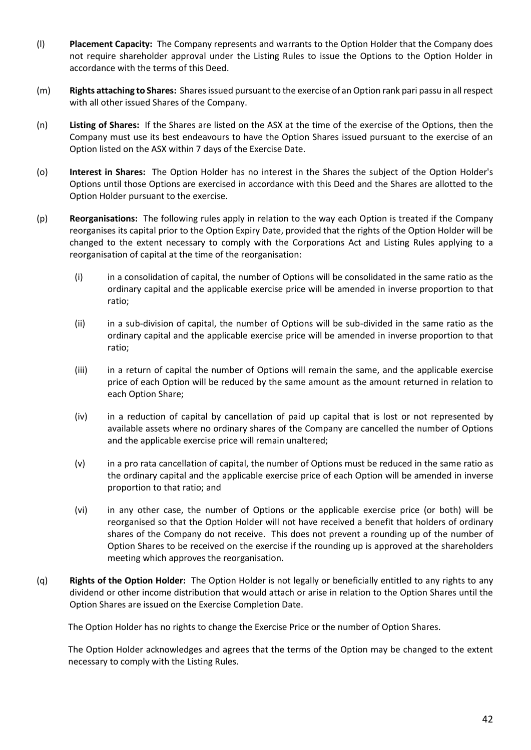(l) **Placement Capacity:** The Company represents and warrants to the Option Holder that the Company does not require shareholder approval under the Listing Rules to issue the Options to the Option Holder in accordance with the terms of this Deed.

(m) **Rights attaching to Shares:** Shares issued pursuant to the exercise of an Option rank pari passu in all respect with all other issued Shares of the Company.

(n) **Listing of Shares:** If the Shares are listed on the ASX at the time of the exercise of the Options, then the Company must use its best endeavours to have the Option Shares issued pursuant to the exercise of an Option listed on the ASX within 7 days of the Exercise Date.

(o) **Interest in Shares:** The Option Holder has no interest in the Shares the subject of the Option Holder's Options until those Options are exercised in accordance with this Deed and the Shares are allotted to the Option Holder pursuant to the exercise.

(p) **Reorganisations:** The following rules apply in relation to the way each Option is treated if the Company reorganises its capital prior to the Option Expiry Date, provided that the rights of the Option Holder will be changed to the extent necessary to comply with the Corporations Act and Listing Rules applying to a reorganisation of capital at the time of the reorganisation:

(i) in a consolidation of capital, the number of Options will be consolidated in the same ratio as the ordinary capital and the applicable exercise price will be amended in inverse proportion to that ratio;

(ii) in a sub-division of capital, the number of Options will be sub-divided in the same ratio as the ordinary capital and the applicable exercise price will be amended in inverse proportion to that ratio;

(iii) in a return of capital the number of Options will remain the same, and the applicable exercise price of each Option will be reduced by the same amount as the amount returned in relation to each Option Share;

(iv) in a reduction of capital by cancellation of paid up capital that is lost or not represented by available assets where no ordinary shares of the Company are cancelled the number of Options and the applicable exercise price will remain unaltered;

(v) in a pro rata cancellation of capital, the number of Options must be reduced in the same ratio as the ordinary capital and the applicable exercise price of each Option will be amended in inverse proportion to that ratio; and

(vi) in any other case, the number of Options or the applicable exercise price (or both) will be reorganised so that the Option Holder will not have received a benefit that holders of ordinary shares of the Company do not receive. This does not prevent a rounding up of the number of Option Shares to be received on the exercise if the rounding up is approved at the shareholders meeting which approves the reorganisation.

(q) **Rights of the Option Holder:** The Option Holder is not legally or beneficially entitled to any rights to any dividend or other income distribution that would attach or arise in relation to the Option Shares until the Option Shares are issued on the Exercise Completion Date.

The Option Holder has no rights to change the Exercise Price or the number of Option Shares.

The Option Holder acknowledges and agrees that the terms of the Option may be changed to the extent necessary to comply with the Listing Rules.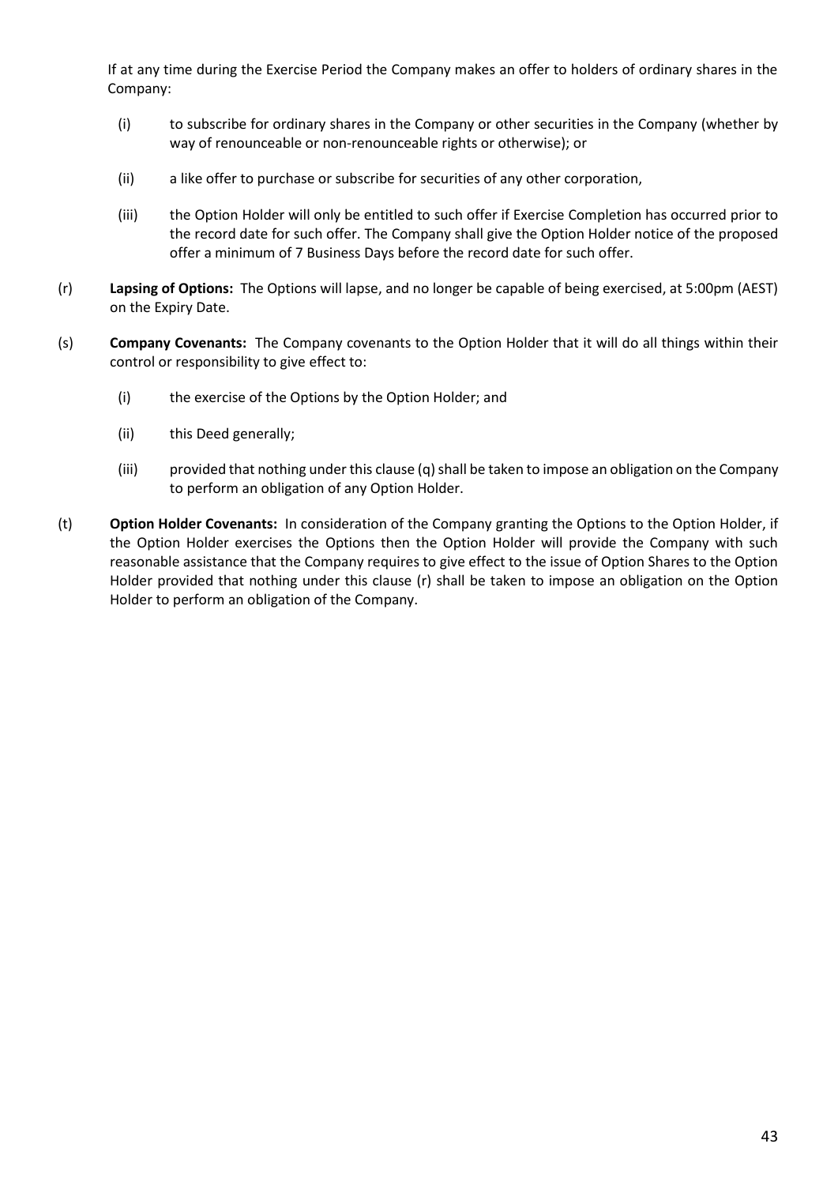If at any time during the Exercise Period the Company makes an offer to holders of ordinary shares in the Company:

(i) to subscribe for ordinary shares in the Company or other securities in the Company (whether by way of renounceable or non-renounceable rights or otherwise); or

(ii) a like offer to purchase or subscribe for securities of any other corporation,

(iii) the Option Holder will only be entitled to such offer if Exercise Completion has occurred prior to the record date for such offer. The Company shall give the Option Holder notice of the proposed offer a minimum of 7 Business Days before the record date for such offer.

(r) **Lapsing of Options:** The Options will lapse, and no longer be capable of being exercised, at 5:00pm (AEST) on the Expiry Date.

(s) **Company Covenants:** The Company covenants to the Option Holder that it will do all things within their control or responsibility to give effect to:

(i) the exercise of the Options by the Option Holder; and

(ii) this Deed generally;

(iii) provided that nothing under this clause (q) shall be taken to impose an obligation on the Company to perform an obligation of any Option Holder.

(t) **Option Holder Covenants:** In consideration of the Company granting the Options to the Option Holder, if the Option Holder exercises the Options then the Option Holder will provide the Company with such reasonable assistance that the Company requires to give effect to the issue of Option Shares to the Option Holder provided that nothing under this clause (r) shall be taken to impose an obligation on the Option Holder to perform an obligation of the Company.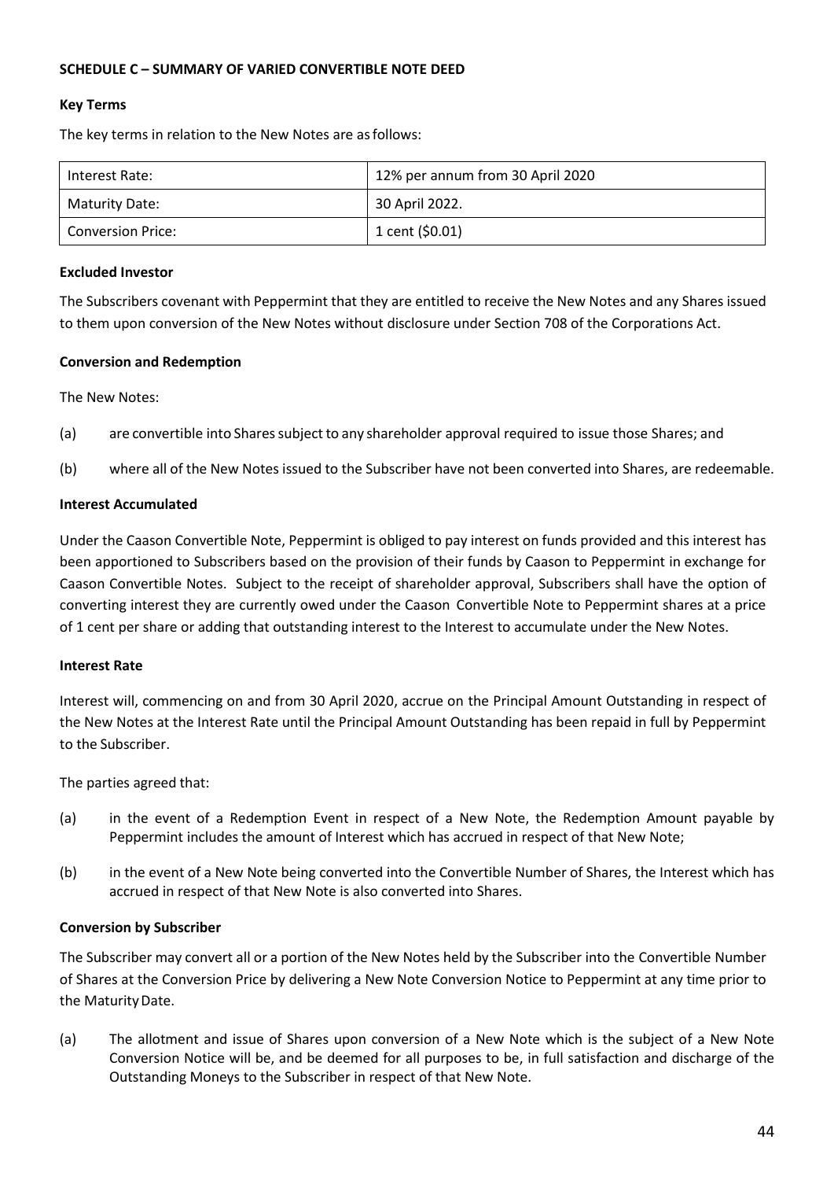**SCHEDULE C – SUMMARY OF VARIED CONVERTIBLE NOTE DEED**

**Key Terms**

The key terms in relation to the New Notes are as follows:

| | |
|---|---|
| Interest Rate: | 12% per annum from 30 April 2020 |
| Maturity Date: | 30 April 2022. |
| Conversion Price: | 1 cent ($0.01) |

**Excluded Investor**

The Subscribers covenant with Peppermint that they are entitled to receive the New Notes and any Shares issued to them upon conversion of the New Notes without disclosure under Section 708 of the Corporations Act.

**Conversion and Redemption**

The New Notes:

(a) are convertible into Shares subject to any shareholder approval required to issue those Shares; and

(b) where all of the New Notes issued to the Subscriber have not been converted into Shares, are redeemable.

**Interest Accumulated**

Under the Caason Convertible Note, Peppermint is obliged to pay interest on funds provided and this interest has been apportioned to Subscribers based on the provision of their funds by Caason to Peppermint in exchange for Caason Convertible Notes. Subject to the receipt of shareholder approval, Subscribers shall have the option of converting interest they are currently owed under the Caason Convertible Note to Peppermint shares at a price of 1 cent per share or adding that outstanding interest to the Interest to accumulate under the New Notes.

**Interest Rate**

Interest will, commencing on and from 30 April 2020, accrue on the Principal Amount Outstanding in respect of the New Notes at the Interest Rate until the Principal Amount Outstanding has been repaid in full by Peppermint to the Subscriber.

The parties agreed that:

(a) in the event of a Redemption Event in respect of a New Note, the Redemption Amount payable by Peppermint includes the amount of Interest which has accrued in respect of that New Note;

(b) in the event of a New Note being converted into the Convertible Number of Shares, the Interest which has accrued in respect of that New Note is also converted into Shares.

**Conversion by Subscriber**

The Subscriber may convert all or a portion of the New Notes held by the Subscriber into the Convertible Number of Shares at the Conversion Price by delivering a New Note Conversion Notice to Peppermint at any time prior to the Maturity Date.

(a) The allotment and issue of Shares upon conversion of a New Note which is the subject of a New Note Conversion Notice will be, and be deemed for all purposes to be, in full satisfaction and discharge of the Outstanding Moneys to the Subscriber in respect of that New Note.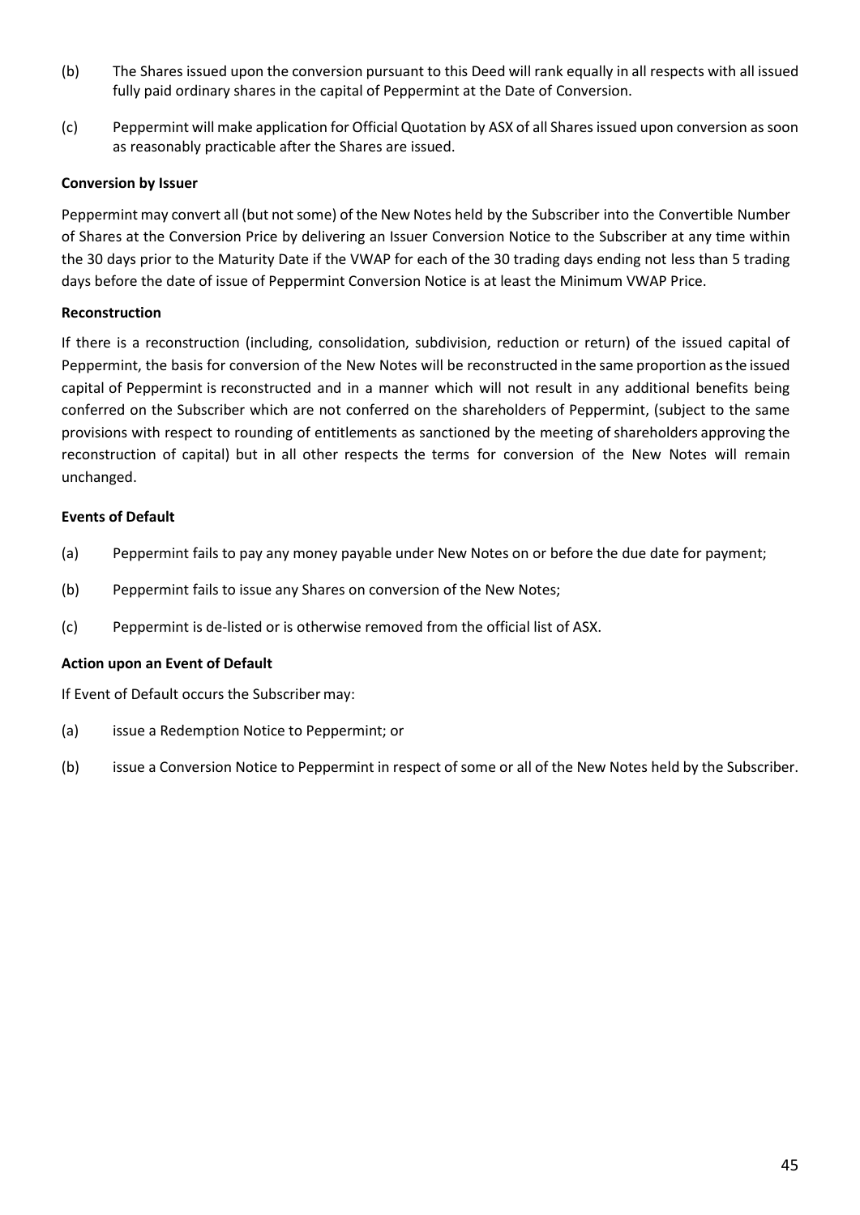(b) The Shares issued upon the conversion pursuant to this Deed will rank equally in all respects with all issued fully paid ordinary shares in the capital of Peppermint at the Date of Conversion.

(c) Peppermint will make application for Official Quotation by ASX of all Shares issued upon conversion as soon as reasonably practicable after the Shares are issued.

**Conversion by Issuer**

Peppermint may convert all (but not some) of the New Notes held by the Subscriber into the Convertible Number of Shares at the Conversion Price by delivering an Issuer Conversion Notice to the Subscriber at any time within the 30 days prior to the Maturity Date if the VWAP for each of the 30 trading days ending not less than 5 trading days before the date of issue of Peppermint Conversion Notice is at least the Minimum VWAP Price.

**Reconstruction**

If there is a reconstruction (including, consolidation, subdivision, reduction or return) of the issued capital of Peppermint, the basis for conversion of the New Notes will be reconstructed in the same proportion as the issued capital of Peppermint is reconstructed and in a manner which will not result in any additional benefits being conferred on the Subscriber which are not conferred on the shareholders of Peppermint, (subject to the same provisions with respect to rounding of entitlements as sanctioned by the meeting of shareholders approving the reconstruction of capital) but in all other respects the terms for conversion of the New Notes will remain unchanged.

**Events of Default**

(a) Peppermint fails to pay any money payable under New Notes on or before the due date for payment;

(b) Peppermint fails to issue any Shares on conversion of the New Notes;

(c) Peppermint is de-listed or is otherwise removed from the official list of ASX.

**Action upon an Event of Default**

If Event of Default occurs the Subscriber may:

(a) issue a Redemption Notice to Peppermint; or

(b) issue a Conversion Notice to Peppermint in respect of some or all of the New Notes held by the Subscriber.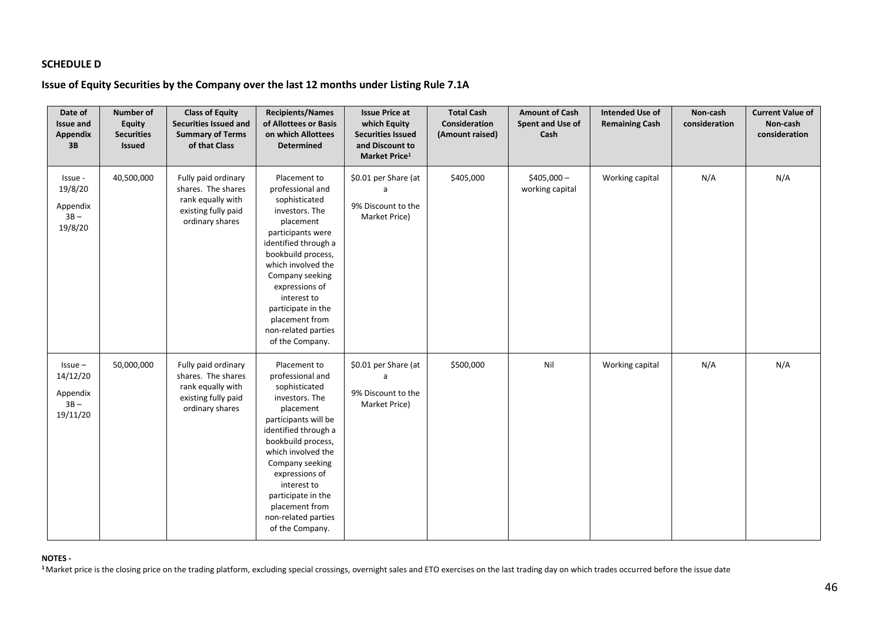**SCHEDULE D**

**Issue of Equity Securities by the Company over the last 12 months under Listing Rule 7.1A**

| Date of Issue and Appendix 3B | Number of Equity Securities Issued | Class of Equity Securities Issued and Summary of Terms of that Class | Recipients/Names of Allottees or Basis on which Allottees Determined | Issue Price at which Equity Securities Issued and Discount to Market Price[1] | Total Cash Consideration (Amount raised) | Amount of Cash Spent and Use of Cash | Intended Use of Remaining Cash | Non-cash consideration | Current Value of Non-cash consideration |
|---|---|---|---|---|---|---|---|---|---|
| Issue - 19/8/20 Appendix 3B – 19/8/20 | 40,500,000 | Fully paid ordinary shares. The shares rank equally with existing fully paid ordinary shares | Placement to professional and sophisticated investors. The placement participants were identified through a bookbuild process, which involved the Company seeking expressions of interest to participate in the placement from non-related parties of the Company. | $0.01 per Share (at a 9% Discount to the Market Price) | $405,000 | $405,000 – working capital | Working capital | N/A | N/A |
| Issue – 14/12/20 Appendix 3B – 19/11/20 | 50,000,000 | Fully paid ordinary shares. The shares rank equally with existing fully paid ordinary shares | Placement to professional and sophisticated investors. The placement participants will be identified through a bookbuild process, which involved the Company seeking expressions of interest to participate in the placement from non-related parties of the Company. | $0.01 per Share (at a 9% Discount to the Market Price) | $500,000 | Nil | Working capital | N/A | N/A |

**NOTES -**

[1] Market price is the closing price on the trading platform, excluding special crossings, overnight sales and ETO exercises on the last trading day on which trades occurred before the issue date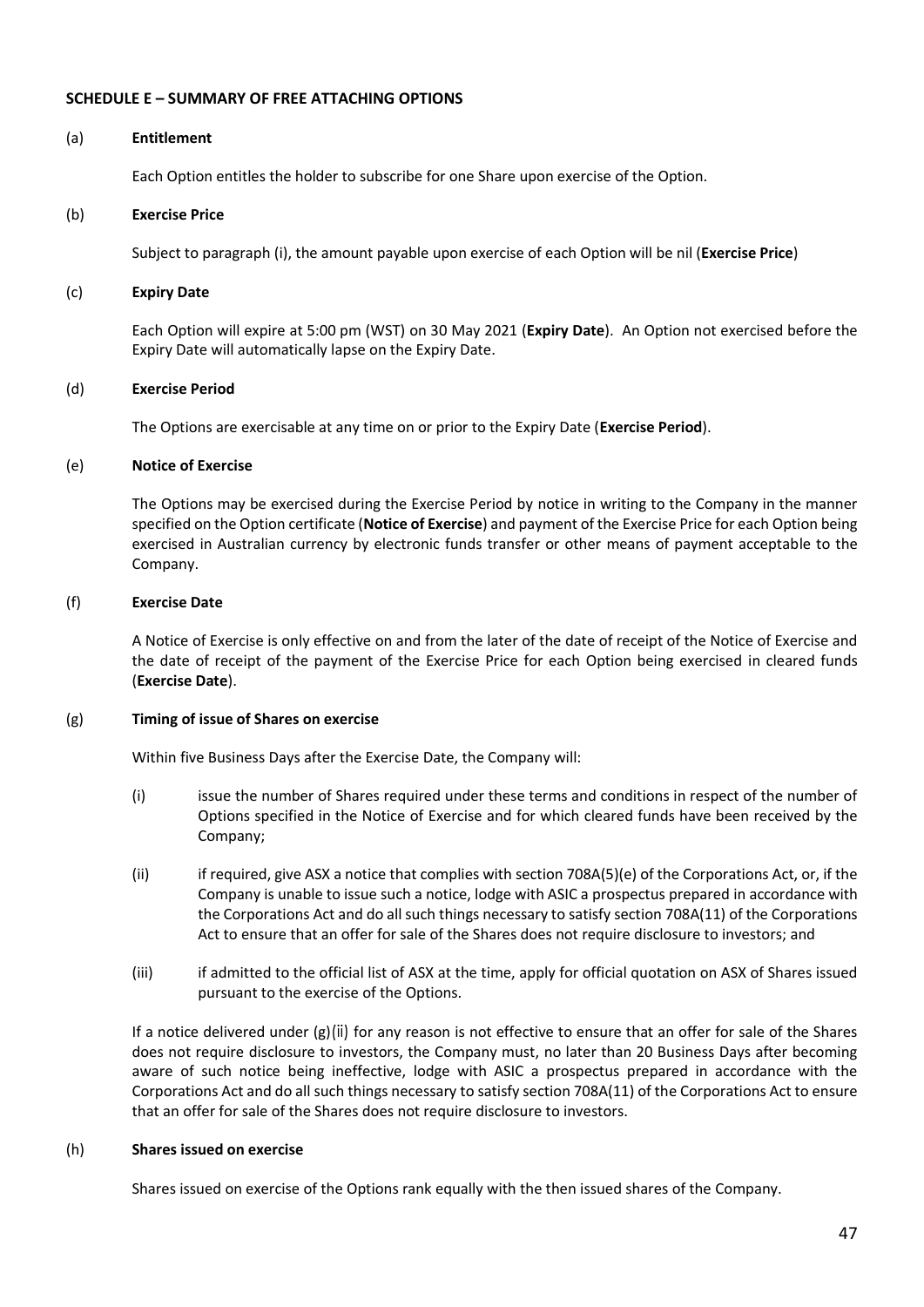**SCHEDULE E – SUMMARY OF FREE ATTACHING OPTIONS**

(a) **Entitlement**

Each Option entitles the holder to subscribe for one Share upon exercise of the Option.

(b) **Exercise Price**

Subject to paragraph (i), the amount payable upon exercise of each Option will be nil (**Exercise Price**)

(c) **Expiry Date**

Each Option will expire at 5:00 pm (WST) on 30 May 2021 (**Expiry Date**). An Option not exercised before the Expiry Date will automatically lapse on the Expiry Date.

(d) **Exercise Period**

The Options are exercisable at any time on or prior to the Expiry Date (**Exercise Period**).

(e) **Notice of Exercise**

The Options may be exercised during the Exercise Period by notice in writing to the Company in the manner specified on the Option certificate (**Notice of Exercise**) and payment of the Exercise Price for each Option being exercised in Australian currency by electronic funds transfer or other means of payment acceptable to the Company.

(f) **Exercise Date**

A Notice of Exercise is only effective on and from the later of the date of receipt of the Notice of Exercise and the date of receipt of the payment of the Exercise Price for each Option being exercised in cleared funds (**Exercise Date**).

(g) **Timing of issue of Shares on exercise**

Within five Business Days after the Exercise Date, the Company will:

(i) issue the number of Shares required under these terms and conditions in respect of the number of Options specified in the Notice of Exercise and for which cleared funds have been received by the Company;

(ii) if required, give ASX a notice that complies with section 708A(5)(e) of the Corporations Act, or, if the Company is unable to issue such a notice, lodge with ASIC a prospectus prepared in accordance with the Corporations Act and do all such things necessary to satisfy section 708A(11) of the Corporations Act to ensure that an offer for sale of the Shares does not require disclosure to investors; and

(iii) if admitted to the official list of ASX at the time, apply for official quotation on ASX of Shares issued pursuant to the exercise of the Options.

If a notice delivered under (g)(ii) for any reason is not effective to ensure that an offer for sale of the Shares does not require disclosure to investors, the Company must, no later than 20 Business Days after becoming aware of such notice being ineffective, lodge with ASIC a prospectus prepared in accordance with the Corporations Act and do all such things necessary to satisfy section 708A(11) of the Corporations Act to ensure that an offer for sale of the Shares does not require disclosure to investors.

(h) **Shares issued on exercise**

Shares issued on exercise of the Options rank equally with the then issued shares of the Company.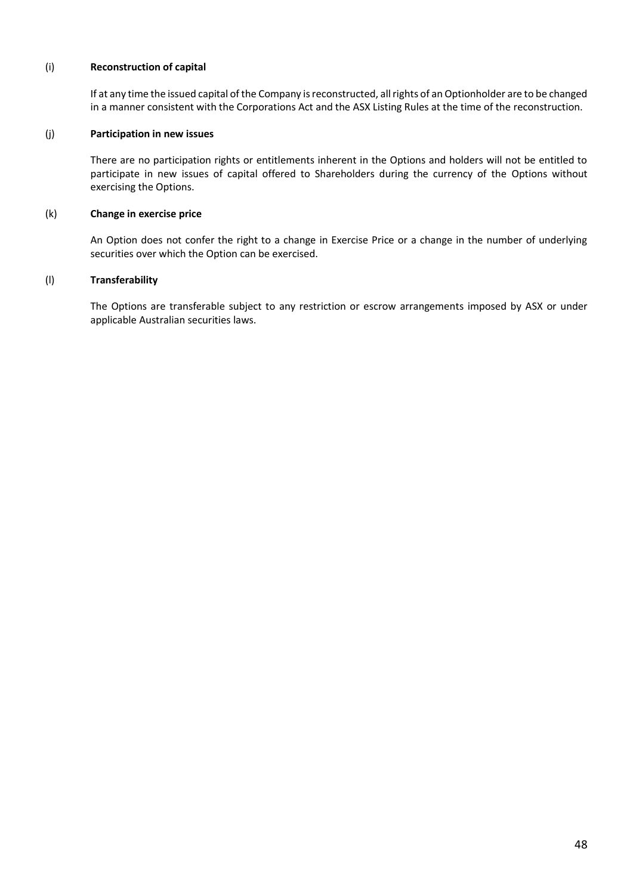(i) **Reconstruction of capital**

If at any time the issued capital of the Company is reconstructed, all rights of an Optionholder are to be changed in a manner consistent with the Corporations Act and the ASX Listing Rules at the time of the reconstruction.

(j) **Participation in new issues**

There are no participation rights or entitlements inherent in the Options and holders will not be entitled to participate in new issues of capital offered to Shareholders during the currency of the Options without exercising the Options.

(k) **Change in exercise price**

An Option does not confer the right to a change in Exercise Price or a change in the number of underlying securities over which the Option can be exercised.

(l) **Transferability**

The Options are transferable subject to any restriction or escrow arrangements imposed by ASX or under applicable Australian securities laws.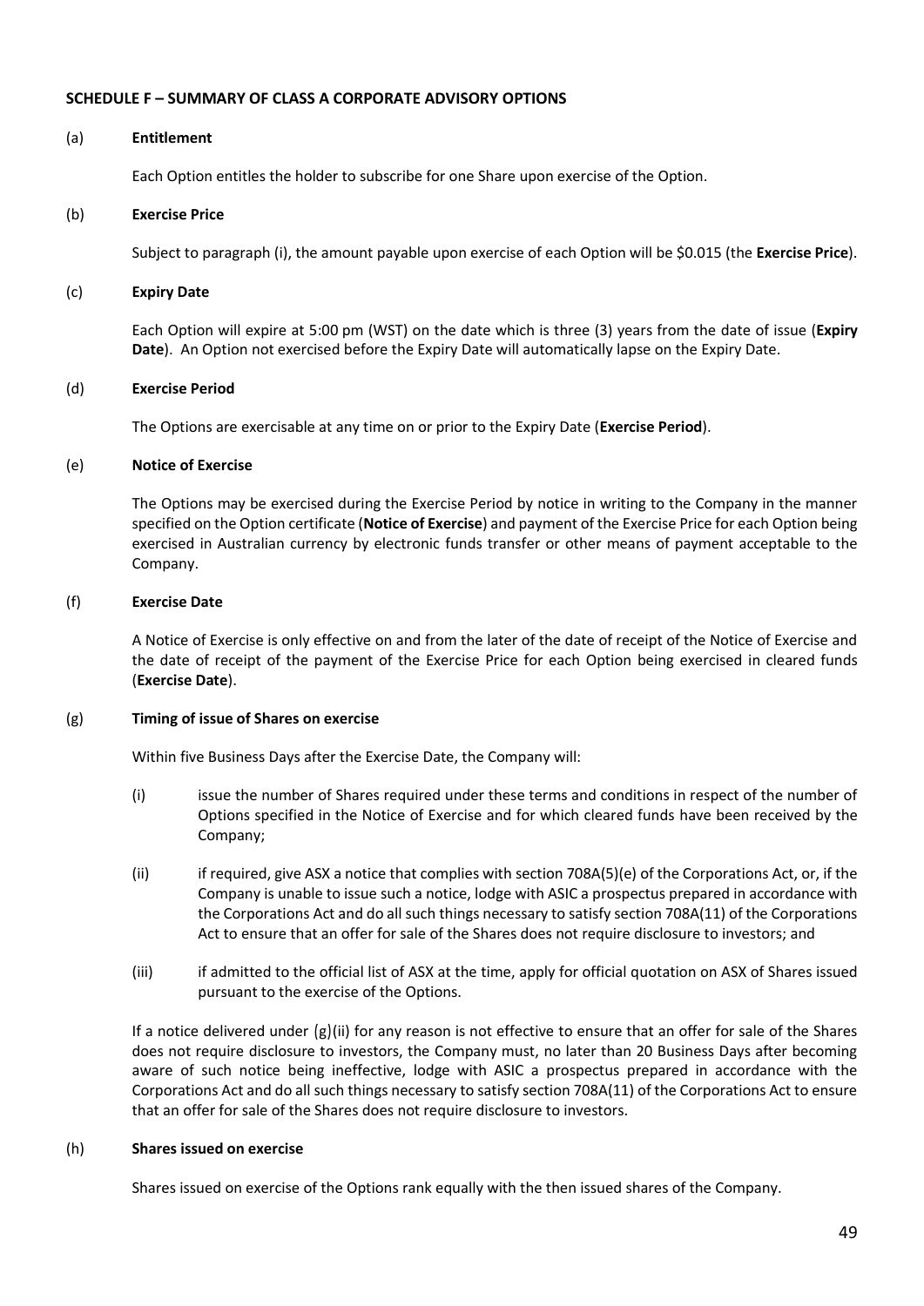**SCHEDULE F – SUMMARY OF CLASS A CORPORATE ADVISORY OPTIONS**

(a) **Entitlement**

Each Option entitles the holder to subscribe for one Share upon exercise of the Option.

(b) **Exercise Price**

Subject to paragraph (i), the amount payable upon exercise of each Option will be $0.015 (the **Exercise Price**).

(c) **Expiry Date**

Each Option will expire at 5:00 pm (WST) on the date which is three (3) years from the date of issue (**Expiry Date**). An Option not exercised before the Expiry Date will automatically lapse on the Expiry Date.

(d) **Exercise Period**

The Options are exercisable at any time on or prior to the Expiry Date (**Exercise Period**).

(e) **Notice of Exercise**

The Options may be exercised during the Exercise Period by notice in writing to the Company in the manner specified on the Option certificate (**Notice of Exercise**) and payment of the Exercise Price for each Option being exercised in Australian currency by electronic funds transfer or other means of payment acceptable to the Company.

(f) **Exercise Date**

A Notice of Exercise is only effective on and from the later of the date of receipt of the Notice of Exercise and the date of receipt of the payment of the Exercise Price for each Option being exercised in cleared funds (**Exercise Date**).

(g) **Timing of issue of Shares on exercise**

Within five Business Days after the Exercise Date, the Company will:

(i) issue the number of Shares required under these terms and conditions in respect of the number of Options specified in the Notice of Exercise and for which cleared funds have been received by the Company;

(ii) if required, give ASX a notice that complies with section 708A(5)(e) of the Corporations Act, or, if the Company is unable to issue such a notice, lodge with ASIC a prospectus prepared in accordance with the Corporations Act and do all such things necessary to satisfy section 708A(11) of the Corporations Act to ensure that an offer for sale of the Shares does not require disclosure to investors; and

(iii) if admitted to the official list of ASX at the time, apply for official quotation on ASX of Shares issued pursuant to the exercise of the Options.

If a notice delivered under (g)(ii) for any reason is not effective to ensure that an offer for sale of the Shares does not require disclosure to investors, the Company must, no later than 20 Business Days after becoming aware of such notice being ineffective, lodge with ASIC a prospectus prepared in accordance with the Corporations Act and do all such things necessary to satisfy section 708A(11) of the Corporations Act to ensure that an offer for sale of the Shares does not require disclosure to investors.

(h) **Shares issued on exercise**

Shares issued on exercise of the Options rank equally with the then issued shares of the Company.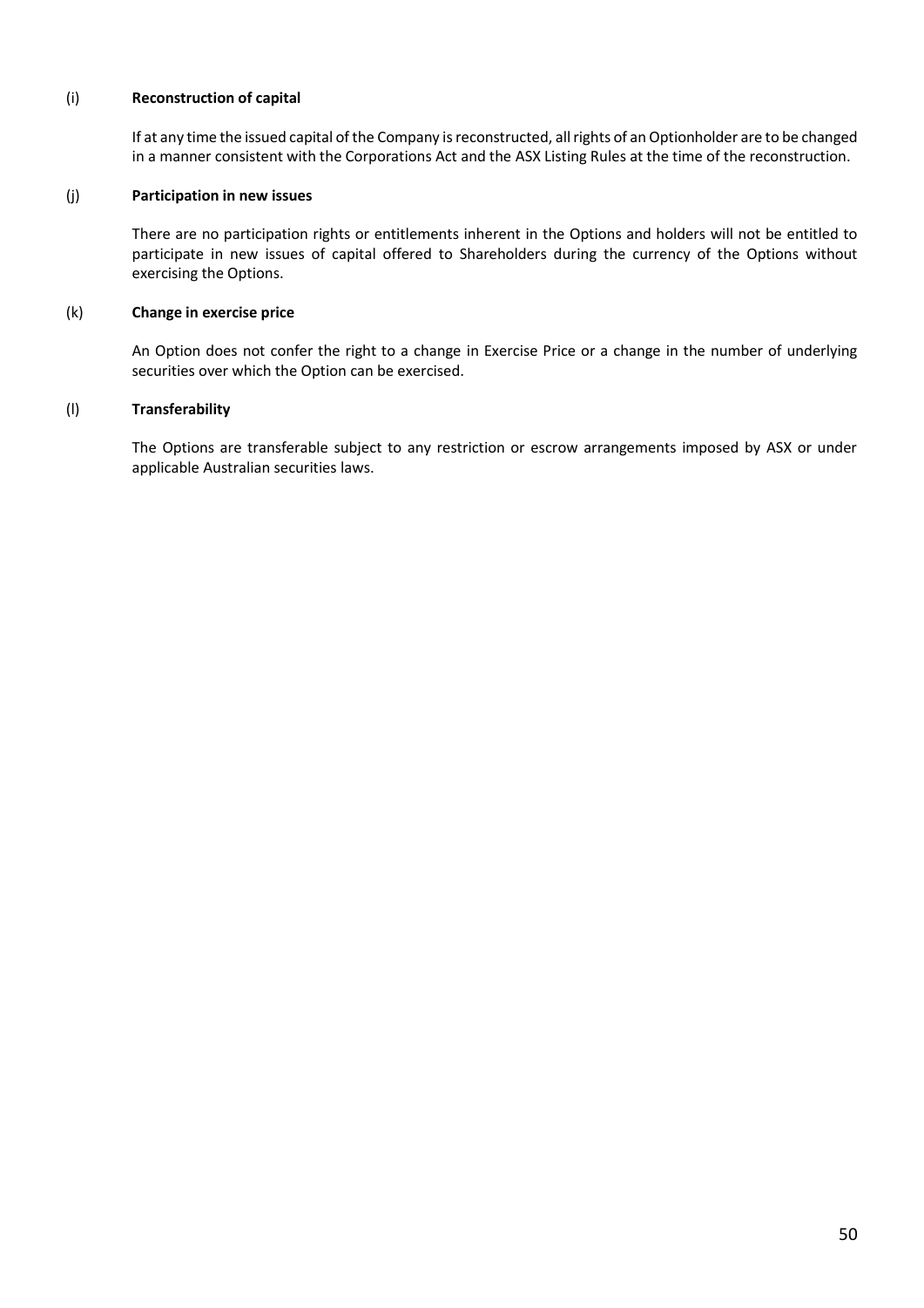(i) **Reconstruction of capital**

If at any time the issued capital of the Company is reconstructed, all rights of an Optionholder are to be changed in a manner consistent with the Corporations Act and the ASX Listing Rules at the time of the reconstruction.

(j) **Participation in new issues**

There are no participation rights or entitlements inherent in the Options and holders will not be entitled to participate in new issues of capital offered to Shareholders during the currency of the Options without exercising the Options.

(k) **Change in exercise price**

An Option does not confer the right to a change in Exercise Price or a change in the number of underlying securities over which the Option can be exercised.

(l) **Transferability**

The Options are transferable subject to any restriction or escrow arrangements imposed by ASX or under applicable Australian securities laws.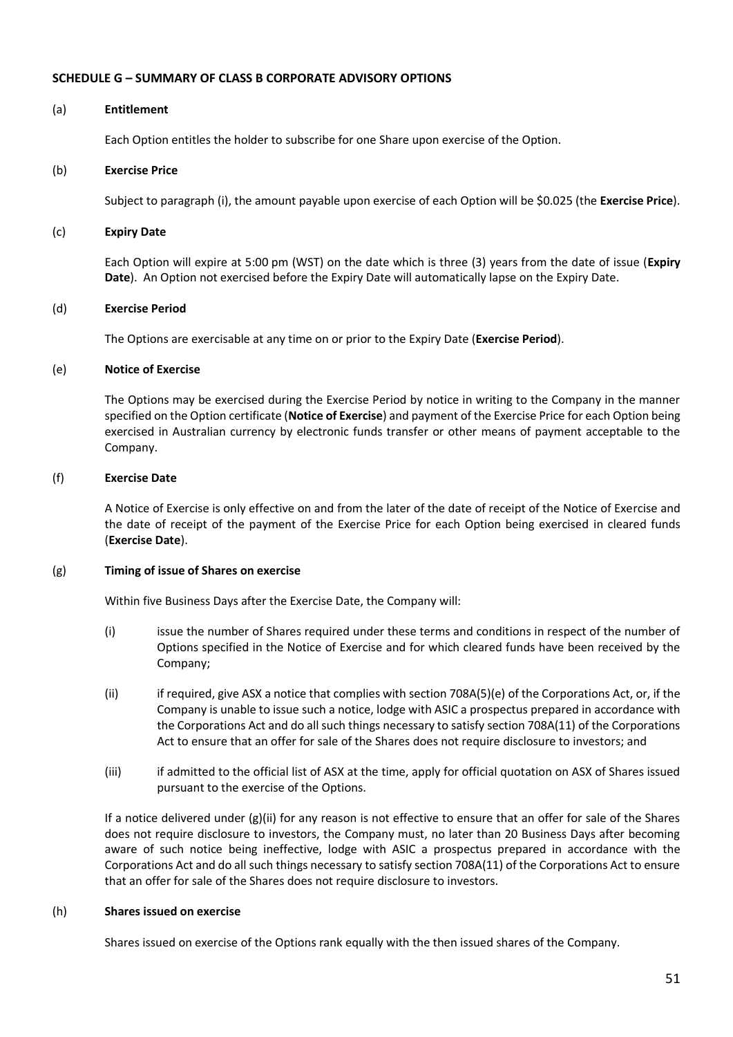**SCHEDULE G – SUMMARY OF CLASS B CORPORATE ADVISORY OPTIONS**

(a) **Entitlement**

Each Option entitles the holder to subscribe for one Share upon exercise of the Option.

(b) **Exercise Price**

Subject to paragraph (i), the amount payable upon exercise of each Option will be $0.025 (the **Exercise Price**).

(c) **Expiry Date**

Each Option will expire at 5:00 pm (WST) on the date which is three (3) years from the date of issue (**Expiry Date**). An Option not exercised before the Expiry Date will automatically lapse on the Expiry Date.

(d) **Exercise Period**

The Options are exercisable at any time on or prior to the Expiry Date (**Exercise Period**).

(e) **Notice of Exercise**

The Options may be exercised during the Exercise Period by notice in writing to the Company in the manner specified on the Option certificate (**Notice of Exercise**) and payment of the Exercise Price for each Option being exercised in Australian currency by electronic funds transfer or other means of payment acceptable to the Company.

(f) **Exercise Date**

A Notice of Exercise is only effective on and from the later of the date of receipt of the Notice of Exercise and the date of receipt of the payment of the Exercise Price for each Option being exercised in cleared funds (**Exercise Date**).

(g) **Timing of issue of Shares on exercise**

Within five Business Days after the Exercise Date, the Company will:

(i) issue the number of Shares required under these terms and conditions in respect of the number of Options specified in the Notice of Exercise and for which cleared funds have been received by the Company;

(ii) if required, give ASX a notice that complies with section 708A(5)(e) of the Corporations Act, or, if the Company is unable to issue such a notice, lodge with ASIC a prospectus prepared in accordance with the Corporations Act and do all such things necessary to satisfy section 708A(11) of the Corporations Act to ensure that an offer for sale of the Shares does not require disclosure to investors; and

(iii) if admitted to the official list of ASX at the time, apply for official quotation on ASX of Shares issued pursuant to the exercise of the Options.

If a notice delivered under (g)(ii) for any reason is not effective to ensure that an offer for sale of the Shares does not require disclosure to investors, the Company must, no later than 20 Business Days after becoming aware of such notice being ineffective, lodge with ASIC a prospectus prepared in accordance with the Corporations Act and do all such things necessary to satisfy section 708A(11) of the Corporations Act to ensure that an offer for sale of the Shares does not require disclosure to investors.

(h) **Shares issued on exercise**

Shares issued on exercise of the Options rank equally with the then issued shares of the Company.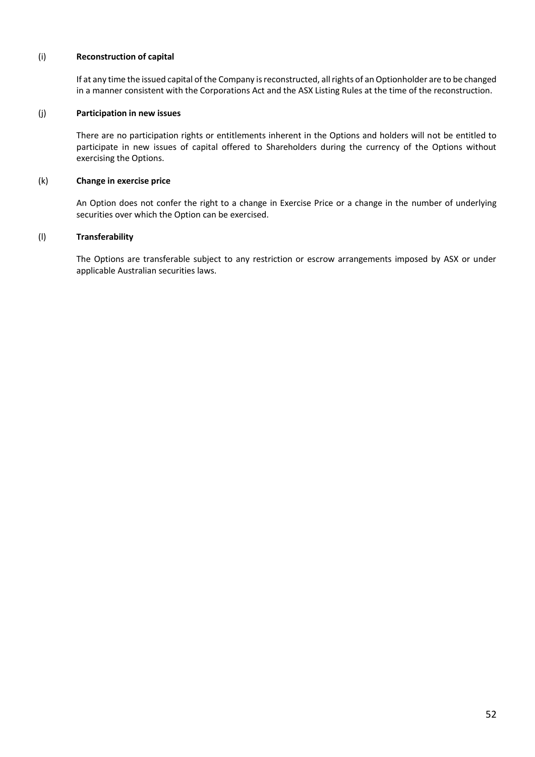(i) **Reconstruction of capital**

If at any time the issued capital of the Company is reconstructed, all rights of an Optionholder are to be changed in a manner consistent with the Corporations Act and the ASX Listing Rules at the time of the reconstruction.

(j) **Participation in new issues**

There are no participation rights or entitlements inherent in the Options and holders will not be entitled to participate in new issues of capital offered to Shareholders during the currency of the Options without exercising the Options.

(k) **Change in exercise price**

An Option does not confer the right to a change in Exercise Price or a change in the number of underlying securities over which the Option can be exercised.

(l) **Transferability**

The Options are transferable subject to any restriction or escrow arrangements imposed by ASX or under applicable Australian securities laws.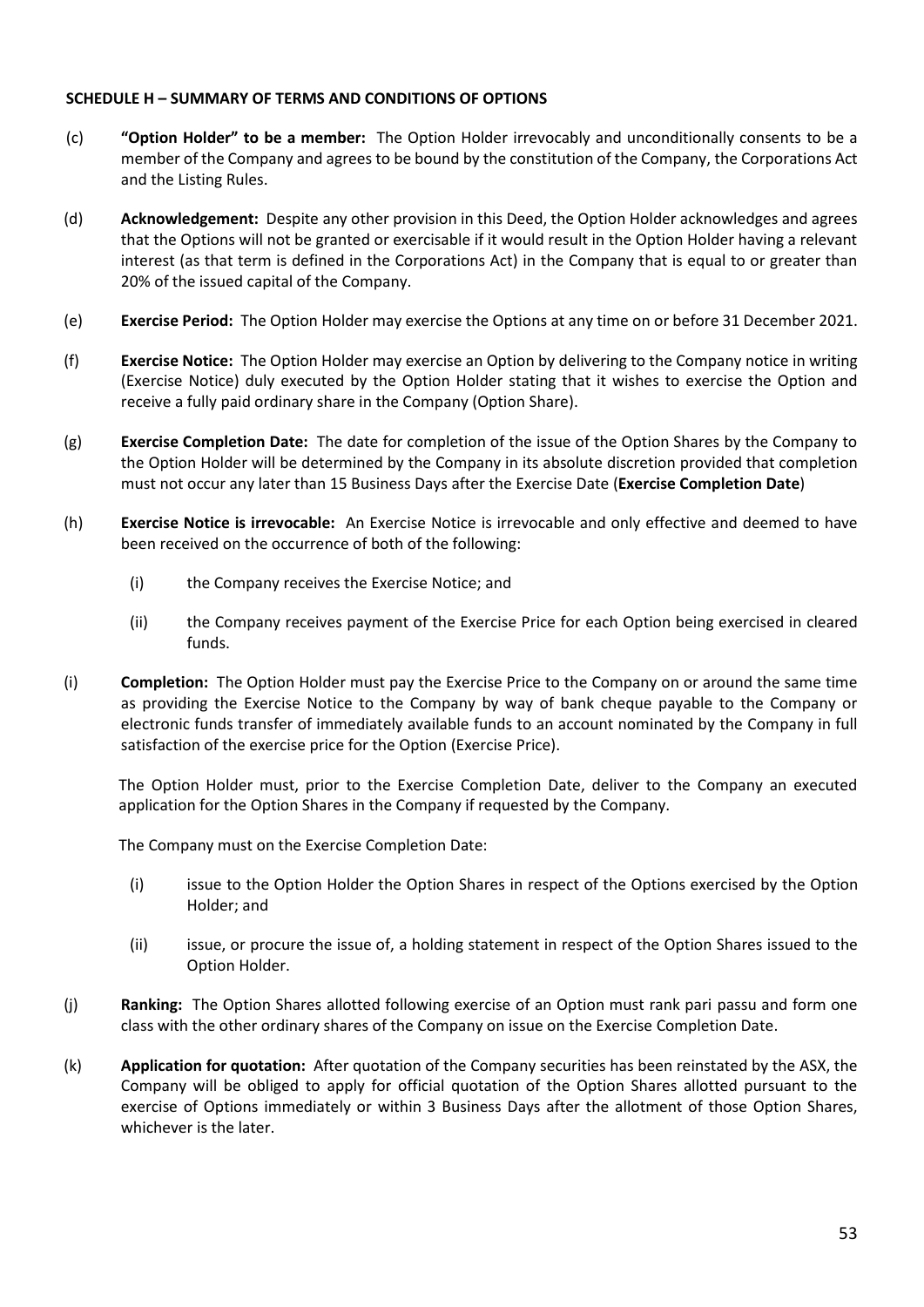## SCHEDULE H – SUMMARY OF TERMS AND CONDITIONS OF OPTIONS

(c) **"Option Holder" to be a member:** The Option Holder irrevocably and unconditionally consents to be a member of the Company and agrees to be bound by the constitution of the Company, the Corporations Act and the Listing Rules.

(d) **Acknowledgement:** Despite any other provision in this Deed, the Option Holder acknowledges and agrees that the Options will not be granted or exercisable if it would result in the Option Holder having a relevant interest (as that term is defined in the Corporations Act) in the Company that is equal to or greater than 20% of the issued capital of the Company.

(e) **Exercise Period:** The Option Holder may exercise the Options at any time on or before 31 December 2021.

(f) **Exercise Notice:** The Option Holder may exercise an Option by delivering to the Company notice in writing (Exercise Notice) duly executed by the Option Holder stating that it wishes to exercise the Option and receive a fully paid ordinary share in the Company (Option Share).

(g) **Exercise Completion Date:** The date for completion of the issue of the Option Shares by the Company to the Option Holder will be determined by the Company in its absolute discretion provided that completion must not occur any later than 15 Business Days after the Exercise Date (**Exercise Completion Date**)

(h) **Exercise Notice is irrevocable:** An Exercise Notice is irrevocable and only effective and deemed to have been received on the occurrence of both of the following:

(i) the Company receives the Exercise Notice; and

(ii) the Company receives payment of the Exercise Price for each Option being exercised in cleared funds.

(i) **Completion:** The Option Holder must pay the Exercise Price to the Company on or around the same time as providing the Exercise Notice to the Company by way of bank cheque payable to the Company or electronic funds transfer of immediately available funds to an account nominated by the Company in full satisfaction of the exercise price for the Option (Exercise Price).

The Option Holder must, prior to the Exercise Completion Date, deliver to the Company an executed application for the Option Shares in the Company if requested by the Company.

The Company must on the Exercise Completion Date:

(i) issue to the Option Holder the Option Shares in respect of the Options exercised by the Option Holder; and

(ii) issue, or procure the issue of, a holding statement in respect of the Option Shares issued to the Option Holder.

(j) **Ranking:** The Option Shares allotted following exercise of an Option must rank pari passu and form one class with the other ordinary shares of the Company on issue on the Exercise Completion Date.

(k) **Application for quotation:** After quotation of the Company securities has been reinstated by the ASX, the Company will be obliged to apply for official quotation of the Option Shares allotted pursuant to the exercise of Options immediately or within 3 Business Days after the allotment of those Option Shares, whichever is the later.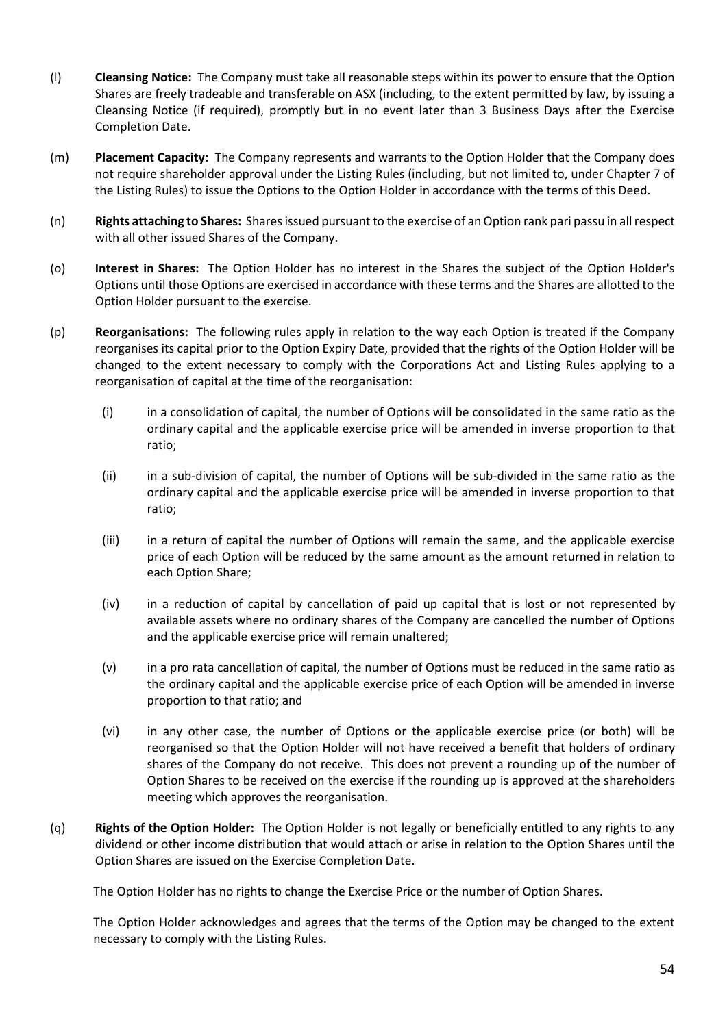(l) **Cleansing Notice:** The Company must take all reasonable steps within its power to ensure that the Option Shares are freely tradeable and transferable on ASX (including, to the extent permitted by law, by issuing a Cleansing Notice (if required), promptly but in no event later than 3 Business Days after the Exercise Completion Date.

(m) **Placement Capacity:** The Company represents and warrants to the Option Holder that the Company does not require shareholder approval under the Listing Rules (including, but not limited to, under Chapter 7 of the Listing Rules) to issue the Options to the Option Holder in accordance with the terms of this Deed.

(n) **Rights attaching to Shares:** Shares issued pursuant to the exercise of an Option rank pari passu in all respect with all other issued Shares of the Company.

(o) **Interest in Shares:** The Option Holder has no interest in the Shares the subject of the Option Holder's Options until those Options are exercised in accordance with these terms and the Shares are allotted to the Option Holder pursuant to the exercise.

(p) **Reorganisations:** The following rules apply in relation to the way each Option is treated if the Company reorganises its capital prior to the Option Expiry Date, provided that the rights of the Option Holder will be changed to the extent necessary to comply with the Corporations Act and Listing Rules applying to a reorganisation of capital at the time of the reorganisation:

   (i) in a consolidation of capital, the number of Options will be consolidated in the same ratio as the ordinary capital and the applicable exercise price will be amended in inverse proportion to that ratio;

   (ii) in a sub-division of capital, the number of Options will be sub-divided in the same ratio as the ordinary capital and the applicable exercise price will be amended in inverse proportion to that ratio;

   (iii) in a return of capital the number of Options will remain the same, and the applicable exercise price of each Option will be reduced by the same amount as the amount returned in relation to each Option Share;

   (iv) in a reduction of capital by cancellation of paid up capital that is lost or not represented by available assets where no ordinary shares of the Company are cancelled the number of Options and the applicable exercise price will remain unaltered;

   (v) in a pro rata cancellation of capital, the number of Options must be reduced in the same ratio as the ordinary capital and the applicable exercise price of each Option will be amended in inverse proportion to that ratio; and

   (vi) in any other case, the number of Options or the applicable exercise price (or both) will be reorganised so that the Option Holder will not have received a benefit that holders of ordinary shares of the Company do not receive. This does not prevent a rounding up of the number of Option Shares to be received on the exercise if the rounding up is approved at the shareholders meeting which approves the reorganisation.

(q) **Rights of the Option Holder:** The Option Holder is not legally or beneficially entitled to any rights to any dividend or other income distribution that would attach or arise in relation to the Option Shares until the Option Shares are issued on the Exercise Completion Date.

   The Option Holder has no rights to change the Exercise Price or the number of Option Shares.

   The Option Holder acknowledges and agrees that the terms of the Option may be changed to the extent necessary to comply with the Listing Rules.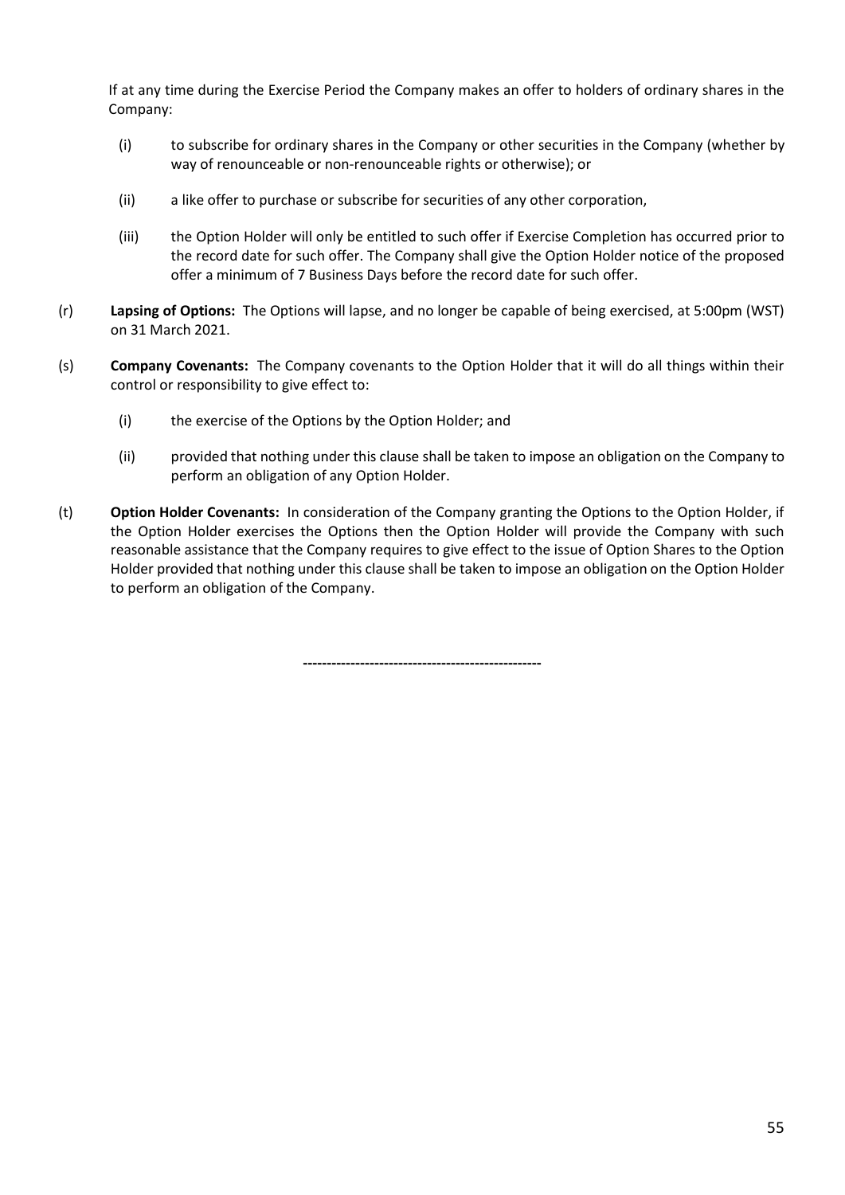If at any time during the Exercise Period the Company makes an offer to holders of ordinary shares in the Company:

(i) to subscribe for ordinary shares in the Company or other securities in the Company (whether by way of renounceable or non-renounceable rights or otherwise); or

(ii) a like offer to purchase or subscribe for securities of any other corporation,

(iii) the Option Holder will only be entitled to such offer if Exercise Completion has occurred prior to the record date for such offer. The Company shall give the Option Holder notice of the proposed offer a minimum of 7 Business Days before the record date for such offer.

(r) **Lapsing of Options:** The Options will lapse, and no longer be capable of being exercised, at 5:00pm (WST) on 31 March 2021.

(s) **Company Covenants:** The Company covenants to the Option Holder that it will do all things within their control or responsibility to give effect to:

(i) the exercise of the Options by the Option Holder; and

(ii) provided that nothing under this clause shall be taken to impose an obligation on the Company to perform an obligation of any Option Holder.

(t) **Option Holder Covenants:** In consideration of the Company granting the Options to the Option Holder, if the Option Holder exercises the Options then the Option Holder will provide the Company with such reasonable assistance that the Company requires to give effect to the issue of Option Shares to the Option Holder provided that nothing under this clause shall be taken to impose an obligation on the Option Holder to perform an obligation of the Company.

**--------------------------------------------------**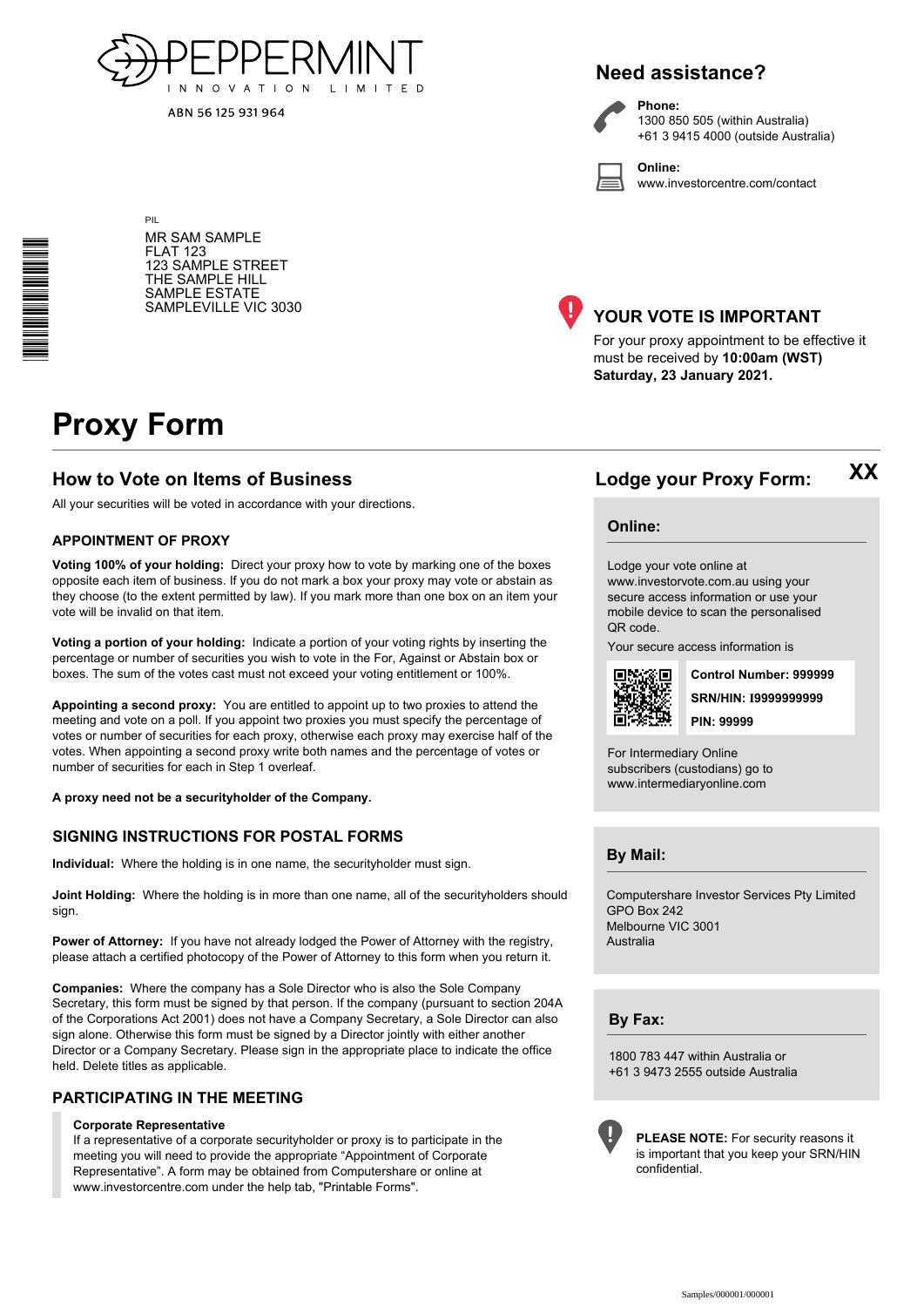PEPPERMINT INNOVATION LIMITED

ABN 56 125 931 964

PIL

MR SAM SAMPLE
FLAT 123
123 SAMPLE STREET
THE SAMPLE HILL
SAMPLE ESTATE
SAMPLEVILLE VIC 3030

## Need assistance?

**Phone:**
1300 850 505 (within Australia)
+61 3 9415 4000 (outside Australia)

**Online:**
www.investorcentre.com/contact

## YOUR VOTE IS IMPORTANT

For your proxy appointment to be effective it must be received by **10:00am (WST) Saturday, 23 January 2021.**

# Proxy Form

## How to Vote on Items of Business

All your securities will be voted in accordance with your directions.

### APPOINTMENT OF PROXY

**Voting 100% of your holding:** Direct your proxy how to vote by marking one of the boxes opposite each item of business. If you do not mark a box your proxy may vote or abstain as they choose (to the extent permitted by law). If you mark more than one box on an item your vote will be invalid on that item.

**Voting a portion of your holding:** Indicate a portion of your voting rights by inserting the percentage or number of securities you wish to vote in the For, Against or Abstain box or boxes. The sum of the votes cast must not exceed your voting entitlement or 100%.

**Appointing a second proxy:** You are entitled to appoint up to two proxies to attend the meeting and vote on a poll. If you appoint two proxies you must specify the percentage of votes or number of securities for each proxy, otherwise each proxy may exercise half of the votes. When appointing a second proxy write both names and the percentage of votes or number of securities for each in Step 1 overleaf.

**A proxy need not be a securityholder of the Company.**

### SIGNING INSTRUCTIONS FOR POSTAL FORMS

**Individual:** Where the holding is in one name, the securityholder must sign.

**Joint Holding:** Where the holding is in more than one name, all of the securityholders should sign.

**Power of Attorney:** If you have not already lodged the Power of Attorney with the registry, please attach a certified photocopy of the Power of Attorney to this form when you return it.

**Companies:** Where the company has a Sole Director who is also the Sole Company Secretary, this form must be signed by that person. If the company (pursuant to section 204A of the Corporations Act 2001) does not have a Company Secretary, a Sole Director can also sign alone. Otherwise this form must be signed by a Director jointly with either another Director or a Company Secretary. Please sign in the appropriate place to indicate the office held. Delete titles as applicable.

### PARTICIPATING IN THE MEETING

**Corporate Representative**
If a representative of a corporate securityholder or proxy is to participate in the meeting you will need to provide the appropriate "Appointment of Corporate Representative". A form may be obtained from Computershare or online at www.investorcentre.com under the help tab, "Printable Forms".

## Lodge your Proxy Form:

XX

### Online:

Lodge your vote online at www.investorvote.com.au using your secure access information or use your mobile device to scan the personalised QR code.

Your secure access information is

**Control Number: 999999**

**SRN/HIN: I9999999999**

**PIN: 99999**

For Intermediary Online subscribers (custodians) go to www.intermediaryonline.com

### By Mail:

Computershare Investor Services Pty Limited
GPO Box 242
Melbourne VIC 3001
Australia

### By Fax:

1800 783 447 within Australia or
+61 3 9473 2555 outside Australia

**PLEASE NOTE:** For security reasons it is important that you keep your SRN/HIN confidential.

Samples/000001/000001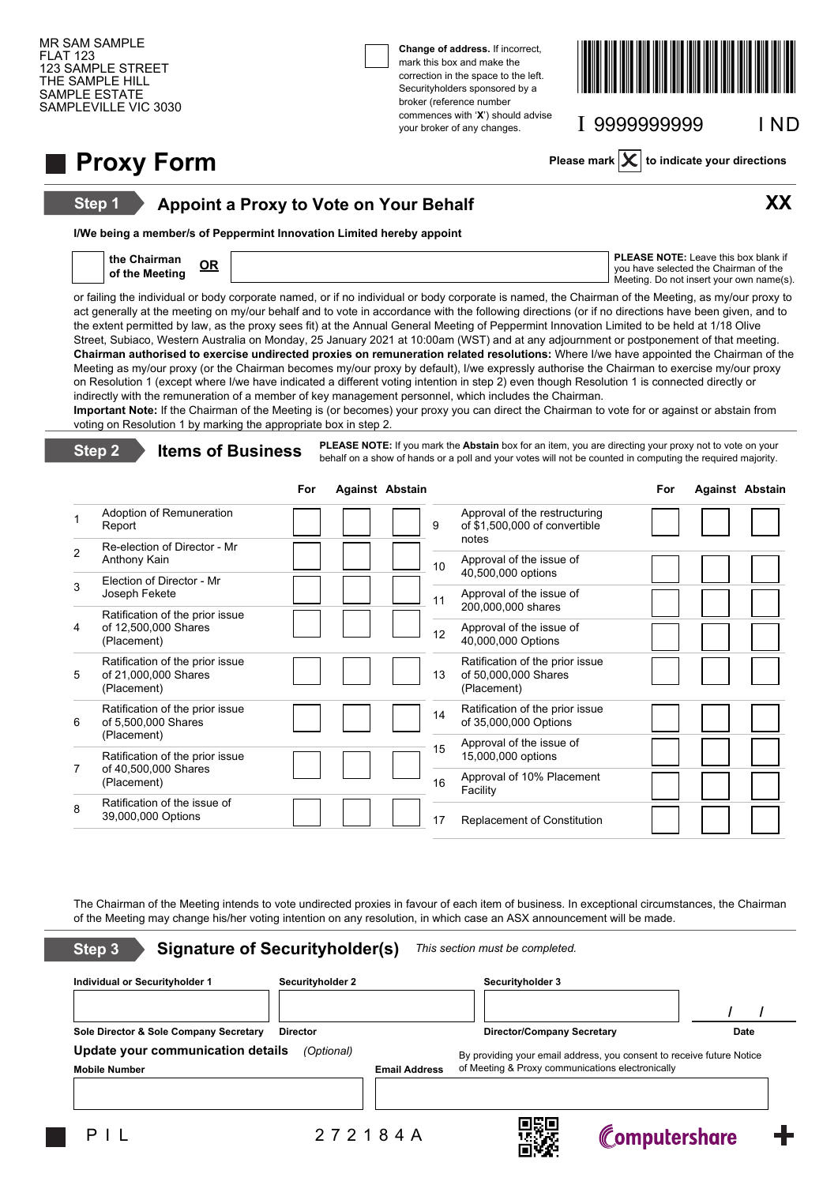MR SAM SAMPLE
FLAT 123
123 SAMPLE STREET
THE SAMPLE HILL
SAMPLE ESTATE
SAMPLEVILLE VIC 3030

☐ **Change of address.** If incorrect, mark this box and make the correction in the space to the left. Securityholders sponsored by a broker (reference number commences with 'X') should advise your broker of any changes.

I 9999999999 IND

# Proxy Form

Please mark ☒ to indicate your directions

## Step 1 Appoint a Proxy to Vote on Your Behalf

XX

**I/We being a member/s of Peppermint Innovation Limited hereby appoint**

☐ the Chairman of the Meeting **OR** ______________________

**PLEASE NOTE:** Leave this box blank if you have selected the Chairman of the Meeting. Do not insert your own name(s).

or failing the individual or body corporate named, or if no individual or body corporate is named, the Chairman of the Meeting, as my/our proxy to act generally at the meeting on my/our behalf and to vote in accordance with the following directions (or if no directions have been given, and to the extent permitted by law, as the proxy sees fit) at the Annual General Meeting of Peppermint Innovation Limited to be held at 1/18 Olive Street, Subiaco, Western Australia on Monday, 25 January 2021 at 10:00am (WST) and at any adjournment or postponement of that meeting.
**Chairman authorised to exercise undirected proxies on remuneration related resolutions:** Where I/we have appointed the Chairman of the Meeting as my/our proxy (or the Chairman becomes my/our proxy by default), I/we expressly authorise the Chairman to exercise my/our proxy on Resolution 1 (except where I/we have indicated a different voting intention in step 2) even though Resolution 1 is connected directly or indirectly with the remuneration of a member of key management personnel, which includes the Chairman.
**Important Note:** If the Chairman of the Meeting is (or becomes) your proxy you can direct the Chairman to vote for or against or abstain from voting on Resolution 1 by marking the appropriate box in step 2.

## Step 2 Items of Business

**PLEASE NOTE:** If you mark the **Abstain** box for an item, you are directing your proxy not to vote on your behalf on a show of hands or a poll and your votes will not be counted in computing the required majority.

| | | For | Against | Abstain |
|---|---|---|---|---|
| 1 | Adoption of Remuneration Report | ☐ | ☐ | ☐ |
| 2 | Re-election of Director - Mr Anthony Kain | ☐ | ☐ | ☐ |
| 3 | Election of Director - Mr Joseph Fekete | ☐ | ☐ | ☐ |
| 4 | Ratification of the prior issue of 12,500,000 Shares (Placement) | ☐ | ☐ | ☐ |
| 5 | Ratification of the prior issue of 21,000,000 Shares (Placement) | ☐ | ☐ | ☐ |
| 6 | Ratification of the prior issue of 5,500,000 Shares (Placement) | ☐ | ☐ | ☐ |
| 7 | Ratification of the prior issue of 40,500,000 Shares (Placement) | ☐ | ☐ | ☐ |
| 8 | Ratification of the issue of 39,000,000 Options | ☐ | ☐ | ☐ |
| 9 | Approval of the restructuring of $1,500,000 of convertible notes | ☐ | ☐ | ☐ |
| 10 | Approval of the issue of 40,500,000 options | ☐ | ☐ | ☐ |
| 11 | Approval of the issue of 200,000,000 shares | ☐ | ☐ | ☐ |
| 12 | Approval of the issue of 40,000,000 Options | ☐ | ☐ | ☐ |
| 13 | Ratification of the prior issue of 50,000,000 Shares (Placement) | ☐ | ☐ | ☐ |
| 14 | Ratification of the prior issue of 35,000,000 Options | ☐ | ☐ | ☐ |
| 15 | Approval of the issue of 15,000,000 options | ☐ | ☐ | ☐ |
| 16 | Approval of 10% Placement Facility | ☐ | ☐ | ☐ |
| 17 | Replacement of Constitution | ☐ | ☐ | ☐ |

The Chairman of the Meeting intends to vote undirected proxies in favour of each item of business. In exceptional circumstances, the Chairman of the Meeting may change his/her voting intention on any resolution, in which case an ASX announcement will be made.

## Step 3 Signature of Securityholder(s)

*This section must be completed.*

| Individual or Securityholder 1 | Securityholder 2 | Securityholder 3 | |
|---|---|---|---|
| | | | / / |
| Sole Director & Sole Company Secretary | Director | Director/Company Secretary | Date |

**Update your communication details** *(Optional)*

**Mobile Number** ______________________

**Email Address** ______________________

By providing your email address, you consent to receive future Notice of Meeting & Proxy communications electronically

P I L 2 7 2 1 8 4 A

Computershare